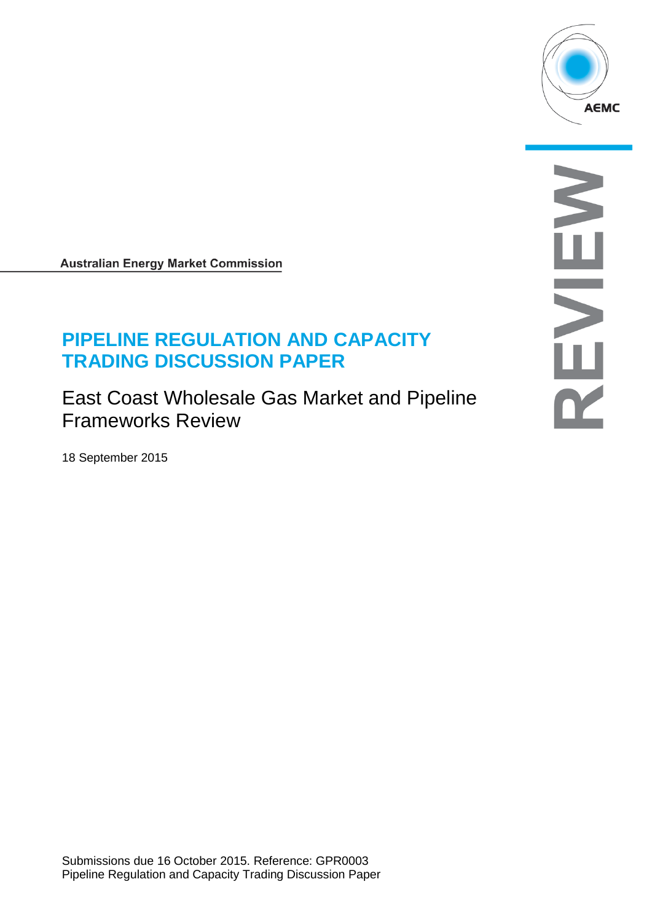AEMC

REVIEW

**Australian Energy Market Commission**

# PIPELINE REGULATION AND CAPACITY TRADING DISCUSSION PAPER

## East Coast Wholesale Gas Market and Pipeline Frameworks Review

18 September 2015

Submissions due 16 October 2015. Reference: GPR0003
Pipeline Regulation and Capacity Trading Discussion Paper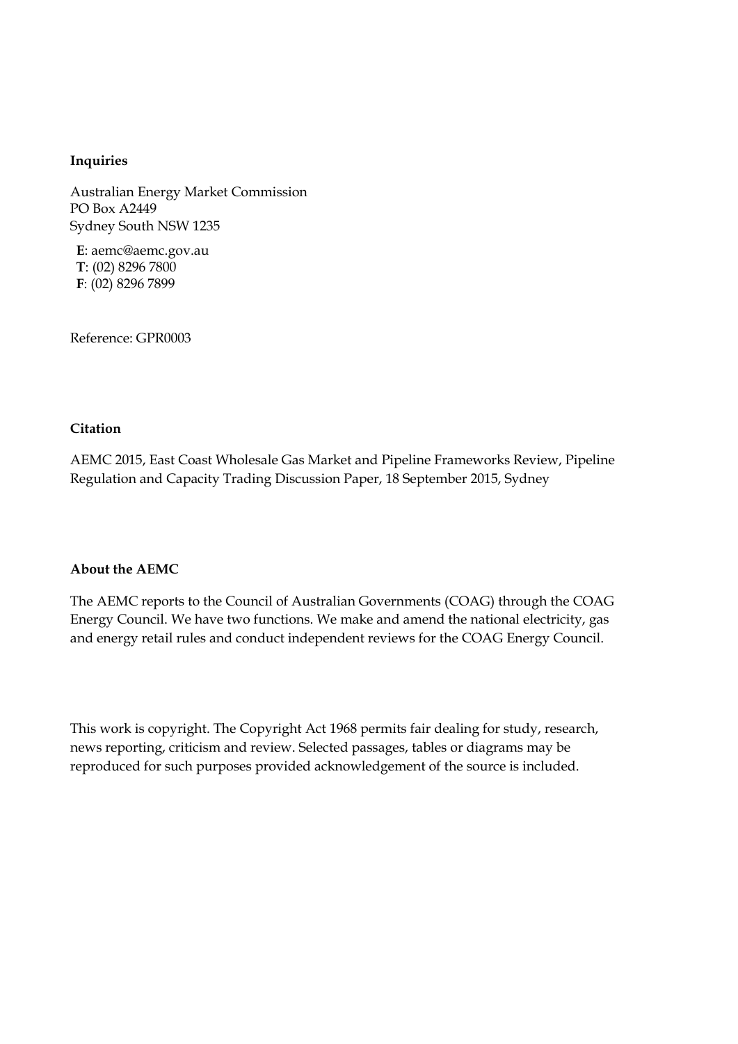**Inquiries**

Australian Energy Market Commission
PO Box A2449
Sydney South NSW 1235

**E**: aemc@aemc.gov.au
**T**: (02) 8296 7800
**F**: (02) 8296 7899

Reference: GPR0003

**Citation**

AEMC 2015, East Coast Wholesale Gas Market and Pipeline Frameworks Review, Pipeline Regulation and Capacity Trading Discussion Paper, 18 September 2015, Sydney

**About the AEMC**

The AEMC reports to the Council of Australian Governments (COAG) through the COAG Energy Council. We have two functions. We make and amend the national electricity, gas and energy retail rules and conduct independent reviews for the COAG Energy Council.

This work is copyright. The Copyright Act 1968 permits fair dealing for study, research, news reporting, criticism and review. Selected passages, tables or diagrams may be reproduced for such purposes provided acknowledgement of the source is included.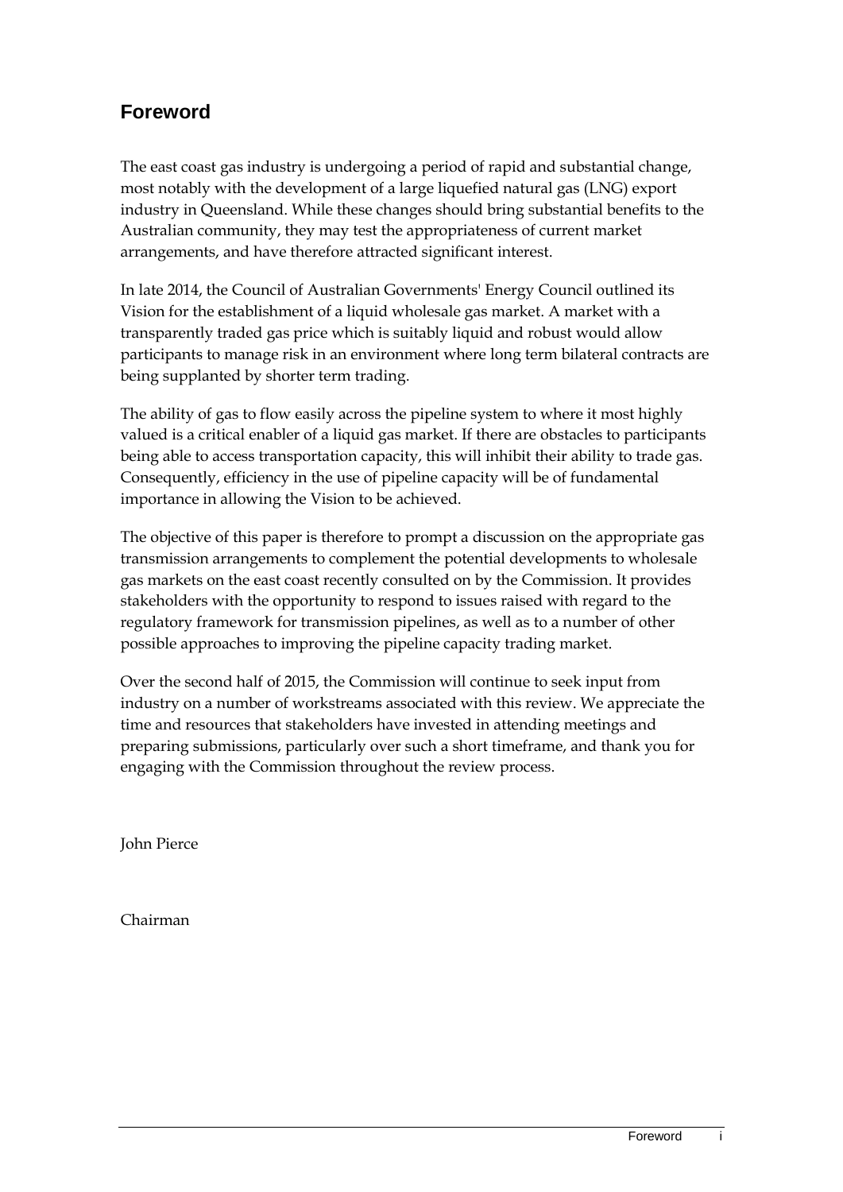## Foreword

The east coast gas industry is undergoing a period of rapid and substantial change, most notably with the development of a large liquefied natural gas (LNG) export industry in Queensland. While these changes should bring substantial benefits to the Australian community, they may test the appropriateness of current market arrangements, and have therefore attracted significant interest.

In late 2014, the Council of Australian Governments' Energy Council outlined its Vision for the establishment of a liquid wholesale gas market. A market with a transparently traded gas price which is suitably liquid and robust would allow participants to manage risk in an environment where long term bilateral contracts are being supplanted by shorter term trading.

The ability of gas to flow easily across the pipeline system to where it most highly valued is a critical enabler of a liquid gas market. If there are obstacles to participants being able to access transportation capacity, this will inhibit their ability to trade gas. Consequently, efficiency in the use of pipeline capacity will be of fundamental importance in allowing the Vision to be achieved.

The objective of this paper is therefore to prompt a discussion on the appropriate gas transmission arrangements to complement the potential developments to wholesale gas markets on the east coast recently consulted on by the Commission. It provides stakeholders with the opportunity to respond to issues raised with regard to the regulatory framework for transmission pipelines, as well as to a number of other possible approaches to improving the pipeline capacity trading market.

Over the second half of 2015, the Commission will continue to seek input from industry on a number of workstreams associated with this review. We appreciate the time and resources that stakeholders have invested in attending meetings and preparing submissions, particularly over such a short timeframe, and thank you for engaging with the Commission throughout the review process.

John Pierce

Chairman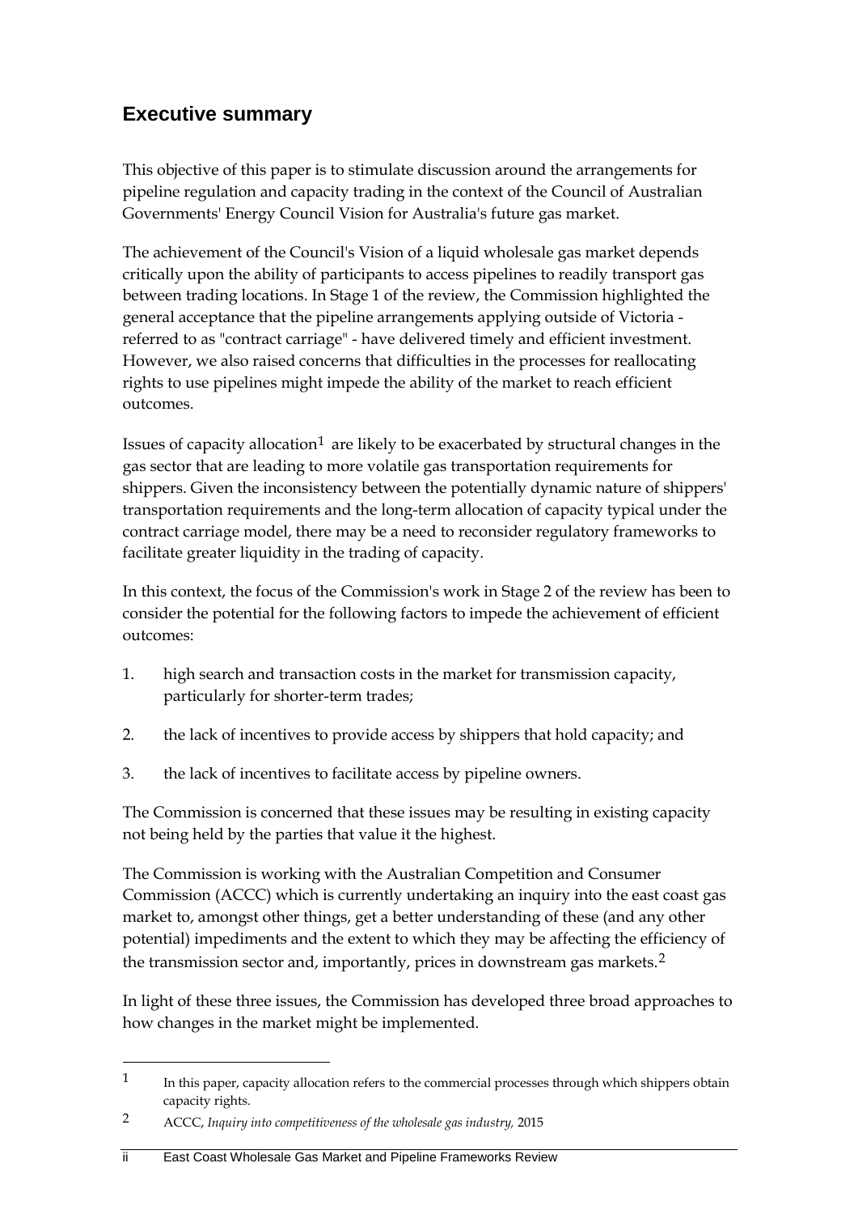## Executive summary

This objective of this paper is to stimulate discussion around the arrangements for pipeline regulation and capacity trading in the context of the Council of Australian Governments' Energy Council Vision for Australia's future gas market.

The achievement of the Council's Vision of a liquid wholesale gas market depends critically upon the ability of participants to access pipelines to readily transport gas between trading locations. In Stage 1 of the review, the Commission highlighted the general acceptance that the pipeline arrangements applying outside of Victoria - referred to as "contract carriage" - have delivered timely and efficient investment. However, we also raised concerns that difficulties in the processes for reallocating rights to use pipelines might impede the ability of the market to reach efficient outcomes.

Issues of capacity allocation[1] are likely to be exacerbated by structural changes in the gas sector that are leading to more volatile gas transportation requirements for shippers. Given the inconsistency between the potentially dynamic nature of shippers' transportation requirements and the long-term allocation of capacity typical under the contract carriage model, there may be a need to reconsider regulatory frameworks to facilitate greater liquidity in the trading of capacity.

In this context, the focus of the Commission's work in Stage 2 of the review has been to consider the potential for the following factors to impede the achievement of efficient outcomes:

1. high search and transaction costs in the market for transmission capacity, particularly for shorter-term trades;
2. the lack of incentives to provide access by shippers that hold capacity; and
3. the lack of incentives to facilitate access by pipeline owners.

The Commission is concerned that these issues may be resulting in existing capacity not being held by the parties that value it the highest.

The Commission is working with the Australian Competition and Consumer Commission (ACCC) which is currently undertaking an inquiry into the east coast gas market to, amongst other things, get a better understanding of these (and any other potential) impediments and the extent to which they may be affecting the efficiency of the transmission sector and, importantly, prices in downstream gas markets.[2]

In light of these three issues, the Commission has developed three broad approaches to how changes in the market might be implemented.

---

[1] In this paper, capacity allocation refers to the commercial processes through which shippers obtain capacity rights.

[2] ACCC, *Inquiry into competitiveness of the wholesale gas industry,* 2015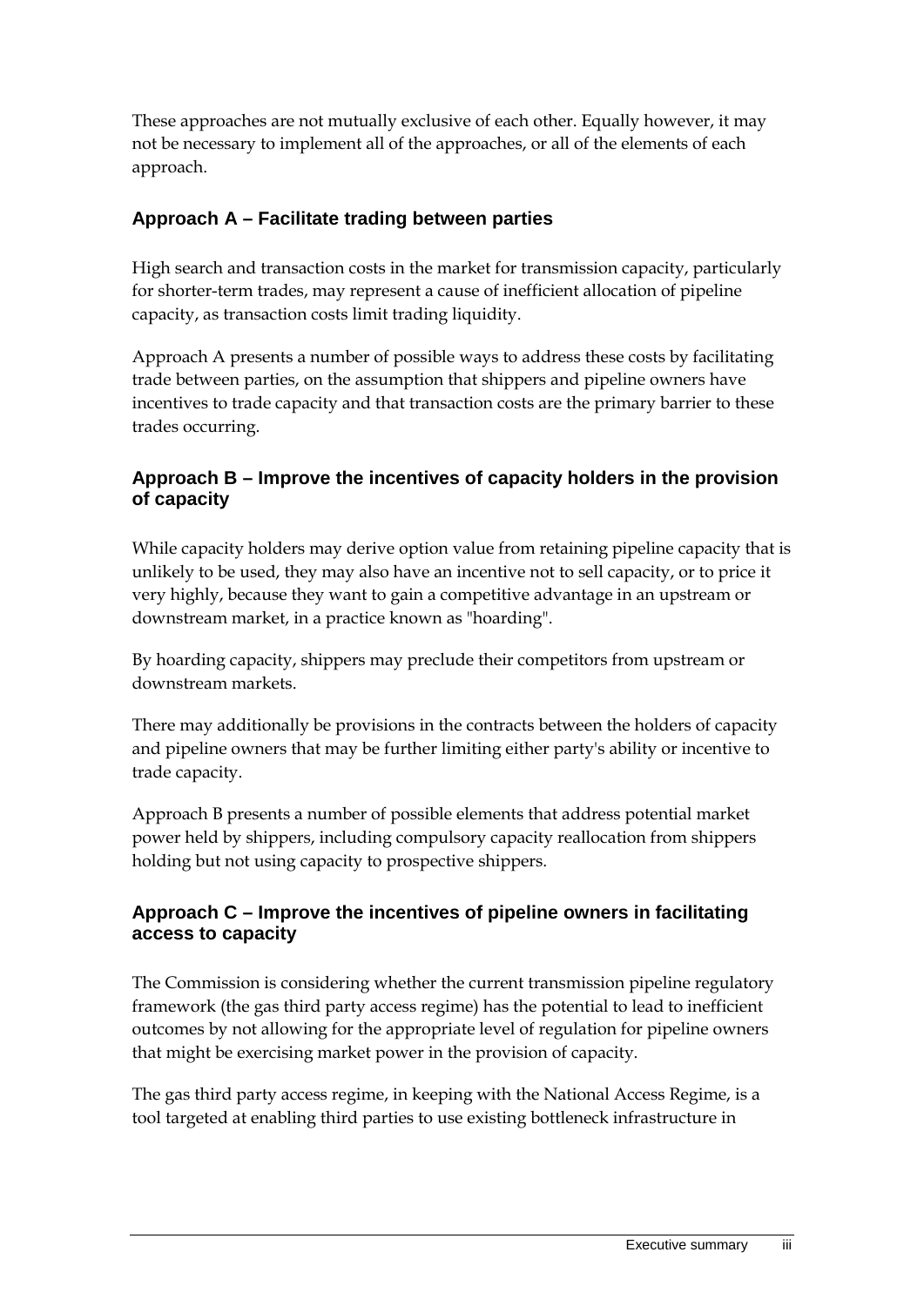These approaches are not mutually exclusive of each other. Equally however, it may not be necessary to implement all of the approaches, or all of the elements of each approach.

### Approach A – Facilitate trading between parties

High search and transaction costs in the market for transmission capacity, particularly for shorter-term trades, may represent a cause of inefficient allocation of pipeline capacity, as transaction costs limit trading liquidity.

Approach A presents a number of possible ways to address these costs by facilitating trade between parties, on the assumption that shippers and pipeline owners have incentives to trade capacity and that transaction costs are the primary barrier to these trades occurring.

### Approach B – Improve the incentives of capacity holders in the provision of capacity

While capacity holders may derive option value from retaining pipeline capacity that is unlikely to be used, they may also have an incentive not to sell capacity, or to price it very highly, because they want to gain a competitive advantage in an upstream or downstream market, in a practice known as "hoarding".

By hoarding capacity, shippers may preclude their competitors from upstream or downstream markets.

There may additionally be provisions in the contracts between the holders of capacity and pipeline owners that may be further limiting either party's ability or incentive to trade capacity.

Approach B presents a number of possible elements that address potential market power held by shippers, including compulsory capacity reallocation from shippers holding but not using capacity to prospective shippers.

### Approach C – Improve the incentives of pipeline owners in facilitating access to capacity

The Commission is considering whether the current transmission pipeline regulatory framework (the gas third party access regime) has the potential to lead to inefficient outcomes by not allowing for the appropriate level of regulation for pipeline owners that might be exercising market power in the provision of capacity.

The gas third party access regime, in keeping with the National Access Regime, is a tool targeted at enabling third parties to use existing bottleneck infrastructure in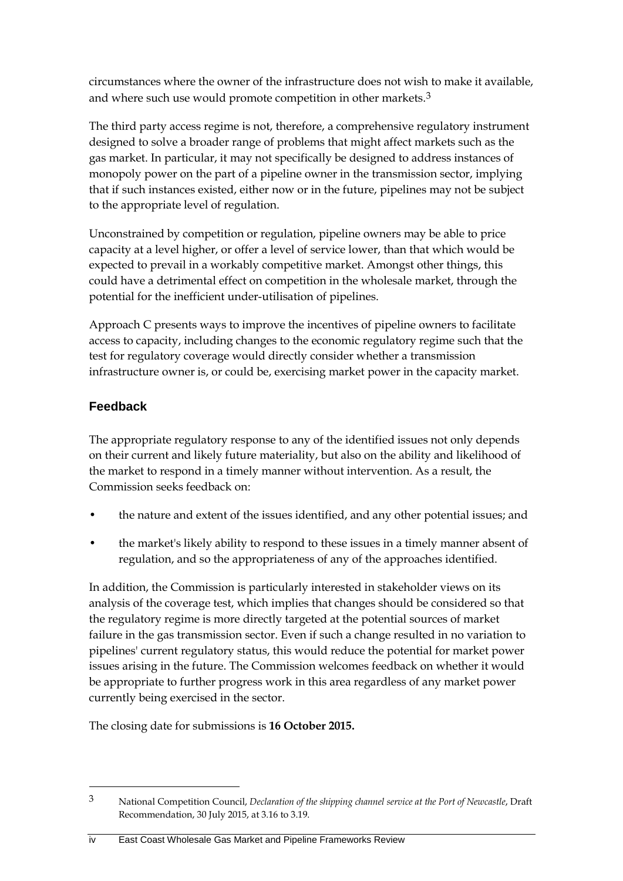circumstances where the owner of the infrastructure does not wish to make it available, and where such use would promote competition in other markets.[3]

The third party access regime is not, therefore, a comprehensive regulatory instrument designed to solve a broader range of problems that might affect markets such as the gas market. In particular, it may not specifically be designed to address instances of monopoly power on the part of a pipeline owner in the transmission sector, implying that if such instances existed, either now or in the future, pipelines may not be subject to the appropriate level of regulation.

Unconstrained by competition or regulation, pipeline owners may be able to price capacity at a level higher, or offer a level of service lower, than that which would be expected to prevail in a workably competitive market. Amongst other things, this could have a detrimental effect on competition in the wholesale market, through the potential for the inefficient under-utilisation of pipelines.

Approach C presents ways to improve the incentives of pipeline owners to facilitate access to capacity, including changes to the economic regulatory regime such that the test for regulatory coverage would directly consider whether a transmission infrastructure owner is, or could be, exercising market power in the capacity market.

## Feedback

The appropriate regulatory response to any of the identified issues not only depends on their current and likely future materiality, but also on the ability and likelihood of the market to respond in a timely manner without intervention. As a result, the Commission seeks feedback on:

- the nature and extent of the issues identified, and any other potential issues; and
- the market's likely ability to respond to these issues in a timely manner absent of regulation, and so the appropriateness of any of the approaches identified.

In addition, the Commission is particularly interested in stakeholder views on its analysis of the coverage test, which implies that changes should be considered so that the regulatory regime is more directly targeted at the potential sources of market failure in the gas transmission sector. Even if such a change resulted in no variation to pipelines' current regulatory status, this would reduce the potential for market power issues arising in the future. The Commission welcomes feedback on whether it would be appropriate to further progress work in this area regardless of any market power currently being exercised in the sector.

The closing date for submissions is **16 October 2015.**

---

[3] National Competition Council, *Declaration of the shipping channel service at the Port of Newcastle*, Draft Recommendation, 30 July 2015, at 3.16 to 3.19.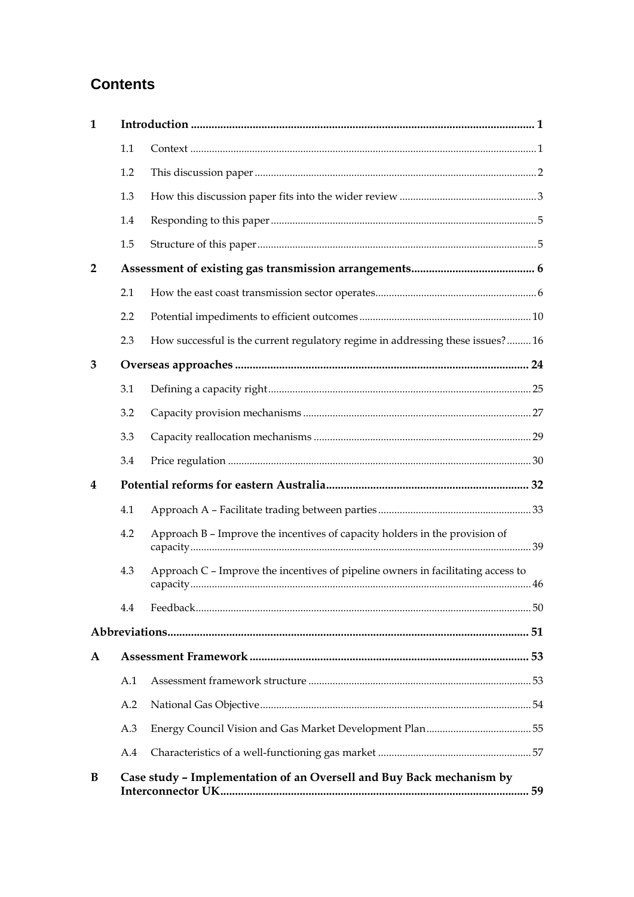# Contents

| | | | |
|---|---|---|---|
| **1** | **Introduction** | | **1** |
| | 1.1 | Context | 1 |
| | 1.2 | This discussion paper | 2 |
| | 1.3 | How this discussion paper fits into the wider review | 3 |
| | 1.4 | Responding to this paper | 5 |
| | 1.5 | Structure of this paper | 5 |
| **2** | **Assessment of existing gas transmission arrangements** | | **6** |
| | 2.1 | How the east coast transmission sector operates | 6 |
| | 2.2 | Potential impediments to efficient outcomes | 10 |
| | 2.3 | How successful is the current regulatory regime in addressing these issues? | 16 |
| **3** | **Overseas approaches** | | **24** |
| | 3.1 | Defining a capacity right | 25 |
| | 3.2 | Capacity provision mechanisms | 27 |
| | 3.3 | Capacity reallocation mechanisms | 29 |
| | 3.4 | Price regulation | 30 |
| **4** | **Potential reforms for eastern Australia** | | **32** |
| | 4.1 | Approach A – Facilitate trading between parties | 33 |
| | 4.2 | Approach B – Improve the incentives of capacity holders in the provision of capacity | 39 |
| | 4.3 | Approach C – Improve the incentives of pipeline owners in facilitating access to capacity | 46 |
| | 4.4 | Feedback | 50 |
| **Abbreviations** | | | **51** |
| **A** | **Assessment Framework** | | **53** |
| | A.1 | Assessment framework structure | 53 |
| | A.2 | National Gas Objective | 54 |
| | A.3 | Energy Council Vision and Gas Market Development Plan | 55 |
| | A.4 | Characteristics of a well-functioning gas market | 57 |
| **B** | **Case study – Implementation of an Oversell and Buy Back mechanism by Interconnector UK** | | **59** |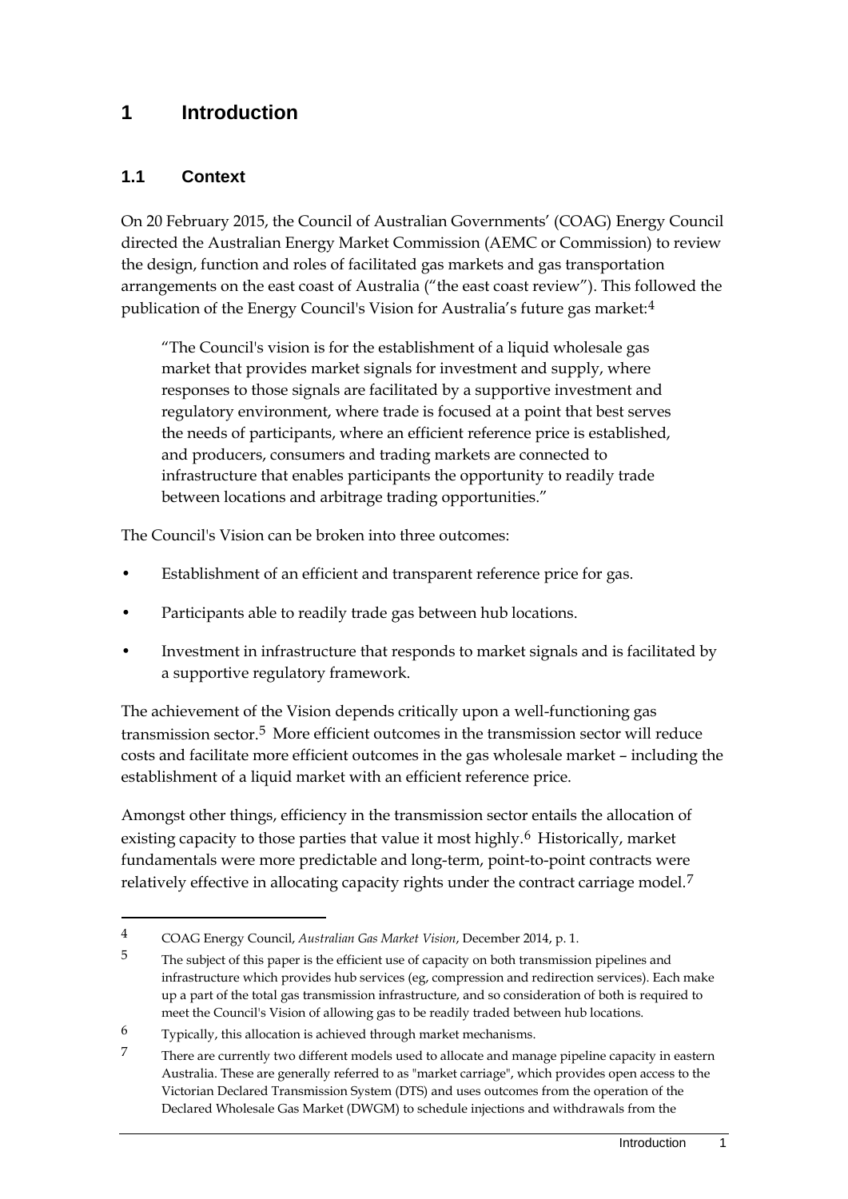# 1 Introduction

## 1.1 Context

On 20 February 2015, the Council of Australian Governments' (COAG) Energy Council directed the Australian Energy Market Commission (AEMC or Commission) to review the design, function and roles of facilitated gas markets and gas transportation arrangements on the east coast of Australia ("the east coast review"). This followed the publication of the Energy Council's Vision for Australia's future gas market:[4]

> "The Council's vision is for the establishment of a liquid wholesale gas market that provides market signals for investment and supply, where responses to those signals are facilitated by a supportive investment and regulatory environment, where trade is focused at a point that best serves the needs of participants, where an efficient reference price is established, and producers, consumers and trading markets are connected to infrastructure that enables participants the opportunity to readily trade between locations and arbitrage trading opportunities."

The Council's Vision can be broken into three outcomes:

- Establishment of an efficient and transparent reference price for gas.
- Participants able to readily trade gas between hub locations.
- Investment in infrastructure that responds to market signals and is facilitated by a supportive regulatory framework.

The achievement of the Vision depends critically upon a well-functioning gas transmission sector.[5] More efficient outcomes in the transmission sector will reduce costs and facilitate more efficient outcomes in the gas wholesale market – including the establishment of a liquid market with an efficient reference price.

Amongst other things, efficiency in the transmission sector entails the allocation of existing capacity to those parties that value it most highly.[6] Historically, market fundamentals were more predictable and long-term, point-to-point contracts were relatively effective in allocating capacity rights under the contract carriage model.[7]

---

[4] COAG Energy Council, *Australian Gas Market Vision*, December 2014, p. 1.

[5] The subject of this paper is the efficient use of capacity on both transmission pipelines and infrastructure which provides hub services (eg, compression and redirection services). Each make up a part of the total gas transmission infrastructure, and so consideration of both is required to meet the Council's Vision of allowing gas to be readily traded between hub locations.

[6] Typically, this allocation is achieved through market mechanisms.

[7] There are currently two different models used to allocate and manage pipeline capacity in eastern Australia. These are generally referred to as "market carriage", which provides open access to the Victorian Declared Transmission System (DTS) and uses outcomes from the operation of the Declared Wholesale Gas Market (DWGM) to schedule injections and withdrawals from the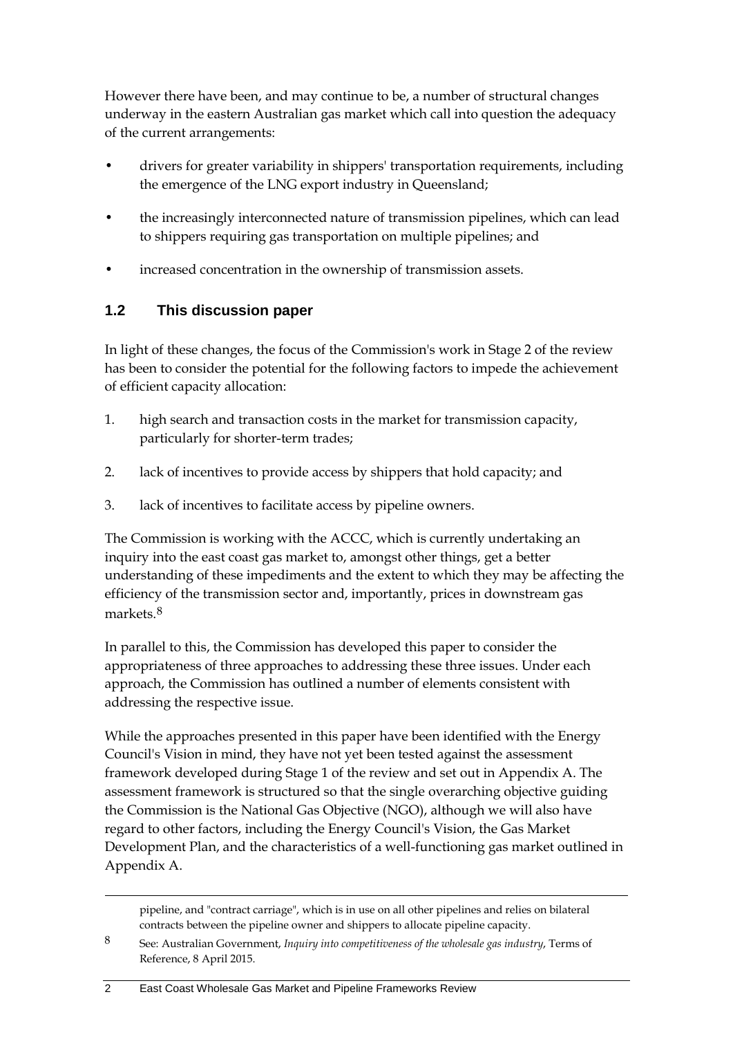However there have been, and may continue to be, a number of structural changes underway in the eastern Australian gas market which call into question the adequacy of the current arrangements:

- drivers for greater variability in shippers' transportation requirements, including the emergence of the LNG export industry in Queensland;
- the increasingly interconnected nature of transmission pipelines, which can lead to shippers requiring gas transportation on multiple pipelines; and
- increased concentration in the ownership of transmission assets.

## 1.2 This discussion paper

In light of these changes, the focus of the Commission's work in Stage 2 of the review has been to consider the potential for the following factors to impede the achievement of efficient capacity allocation:

1. high search and transaction costs in the market for transmission capacity, particularly for shorter-term trades;
2. lack of incentives to provide access by shippers that hold capacity; and
3. lack of incentives to facilitate access by pipeline owners.

The Commission is working with the ACCC, which is currently undertaking an inquiry into the east coast gas market to, amongst other things, get a better understanding of these impediments and the extent to which they may be affecting the efficiency of the transmission sector and, importantly, prices in downstream gas markets.[8]

In parallel to this, the Commission has developed this paper to consider the appropriateness of three approaches to addressing these three issues. Under each approach, the Commission has outlined a number of elements consistent with addressing the respective issue.

While the approaches presented in this paper have been identified with the Energy Council's Vision in mind, they have not yet been tested against the assessment framework developed during Stage 1 of the review and set out in Appendix A. The assessment framework is structured so that the single overarching objective guiding the Commission is the National Gas Objective (NGO), although we will also have regard to other factors, including the Energy Council's Vision, the Gas Market Development Plan, and the characteristics of a well-functioning gas market outlined in Appendix A.

---

pipeline, and "contract carriage", which is in use on all other pipelines and relies on bilateral contracts between the pipeline owner and shippers to allocate pipeline capacity.

8 See: Australian Government, *Inquiry into competitiveness of the wholesale gas industry*, Terms of Reference, 8 April 2015.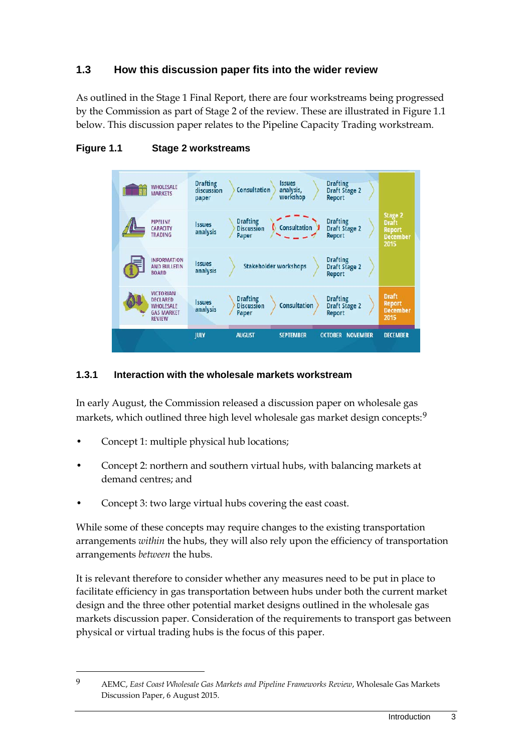## 1.3 How this discussion paper fits into the wider review

As outlined in the Stage 1 Final Report, there are four workstreams being progressed by the Commission as part of Stage 2 of the review. These are illustrated in Figure 1.1 below. This discussion paper relates to the Pipeline Capacity Trading workstream.

**Figure 1.1 Stage 2 workstreams**

| Workstream | JULY | AUGUST | SEPTEMBER | OCTOBER NOVEMBER | DECEMBER |
|---|---|---|---|---|---|
| WHOLESALE MARKETS | Drafting discussion paper | Consultation | Issues analysis, workshop | Drafting Draft Stage 2 Report | Stage 2 Draft Report December 2015 |
| PIPELINE CAPACITY TRADING | Issues analysis | Drafting Discussion Paper | Consultation | Drafting Draft Stage 2 Report | Stage 2 Draft Report December 2015 |
| INFORMATION AND BULLETIN BOARD | Issues analysis | Stakeholder workshops | Stakeholder workshops | Drafting Draft Stage 2 Report | Stage 2 Draft Report December 2015 |
| VICTORIAN DECLARED WHOLESALE GAS MARKET REVIEW | Issues analysis | Drafting Discussion Paper | Consultation | Drafting Draft Stage 2 Report | Draft Report December 2015 |

### 1.3.1 Interaction with the wholesale markets workstream

In early August, the Commission released a discussion paper on wholesale gas markets, which outlined three high level wholesale gas market design concepts:[9]

- Concept 1: multiple physical hub locations;
- Concept 2: northern and southern virtual hubs, with balancing markets at demand centres; and
- Concept 3: two large virtual hubs covering the east coast.

While some of these concepts may require changes to the existing transportation arrangements *within* the hubs, they will also rely upon the efficiency of transportation arrangements *between* the hubs.

It is relevant therefore to consider whether any measures need to be put in place to facilitate efficiency in gas transportation between hubs under both the current market design and the three other potential market designs outlined in the wholesale gas markets discussion paper. Consideration of the requirements to transport gas between physical or virtual trading hubs is the focus of this paper.

---

9 AEMC, *East Coast Wholesale Gas Markets and Pipeline Frameworks Review*, Wholesale Gas Markets Discussion Paper, 6 August 2015.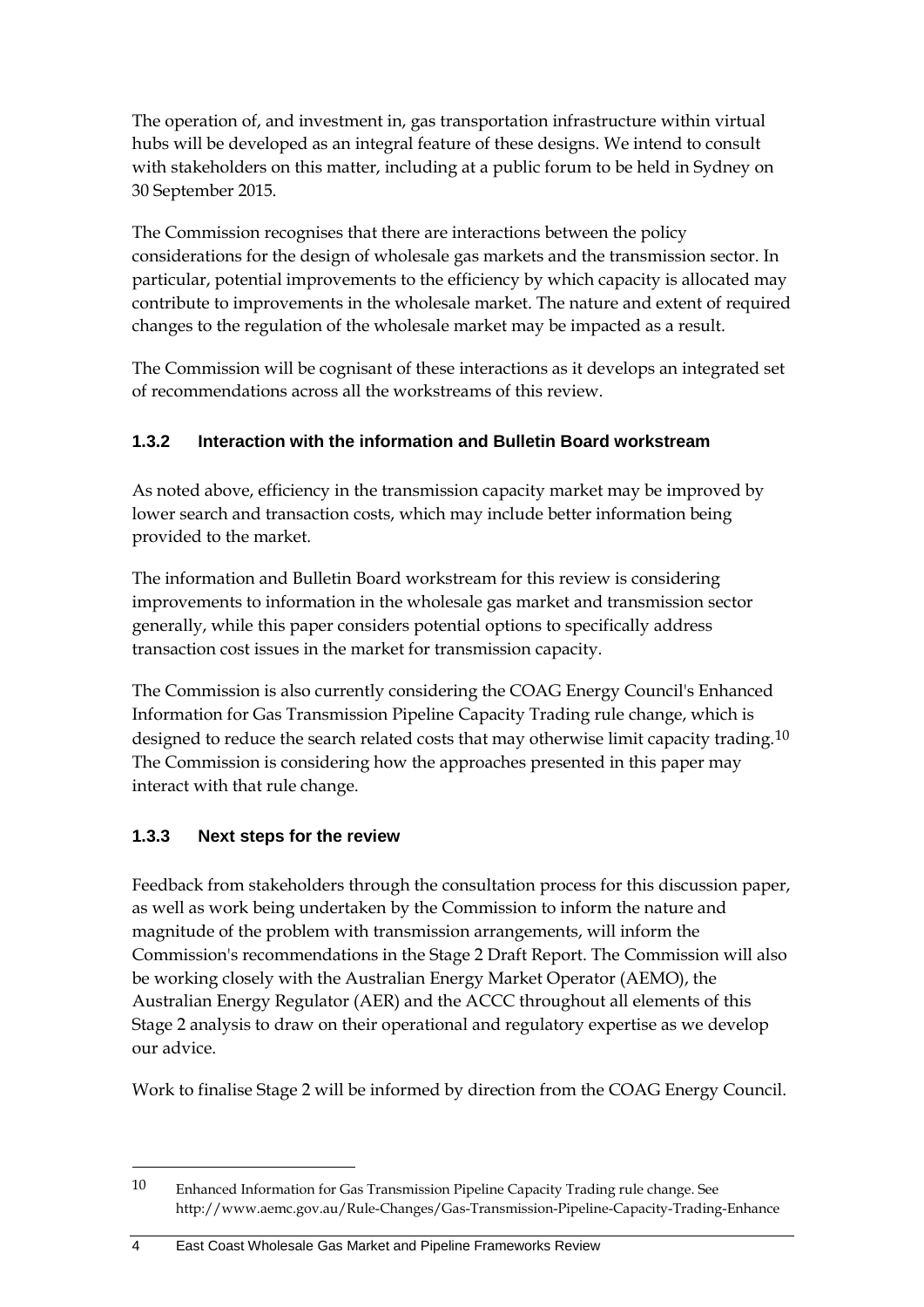The operation of, and investment in, gas transportation infrastructure within virtual hubs will be developed as an integral feature of these designs. We intend to consult with stakeholders on this matter, including at a public forum to be held in Sydney on 30 September 2015.

The Commission recognises that there are interactions between the policy considerations for the design of wholesale gas markets and the transmission sector. In particular, potential improvements to the efficiency by which capacity is allocated may contribute to improvements in the wholesale market. The nature and extent of required changes to the regulation of the wholesale market may be impacted as a result.

The Commission will be cognisant of these interactions as it develops an integrated set of recommendations across all the workstreams of this review.

### 1.3.2 Interaction with the information and Bulletin Board workstream

As noted above, efficiency in the transmission capacity market may be improved by lower search and transaction costs, which may include better information being provided to the market.

The information and Bulletin Board workstream for this review is considering improvements to information in the wholesale gas market and transmission sector generally, while this paper considers potential options to specifically address transaction cost issues in the market for transmission capacity.

The Commission is also currently considering the COAG Energy Council's Enhanced Information for Gas Transmission Pipeline Capacity Trading rule change, which is designed to reduce the search related costs that may otherwise limit capacity trading.[10] The Commission is considering how the approaches presented in this paper may interact with that rule change.

### 1.3.3 Next steps for the review

Feedback from stakeholders through the consultation process for this discussion paper, as well as work being undertaken by the Commission to inform the nature and magnitude of the problem with transmission arrangements, will inform the Commission's recommendations in the Stage 2 Draft Report. The Commission will also be working closely with the Australian Energy Market Operator (AEMO), the Australian Energy Regulator (AER) and the ACCC throughout all elements of this Stage 2 analysis to draw on their operational and regulatory expertise as we develop our advice.

Work to finalise Stage 2 will be informed by direction from the COAG Energy Council.

---

[10] Enhanced Information for Gas Transmission Pipeline Capacity Trading rule change. See http://www.aemc.gov.au/Rule-Changes/Gas-Transmission-Pipeline-Capacity-Trading-Enhance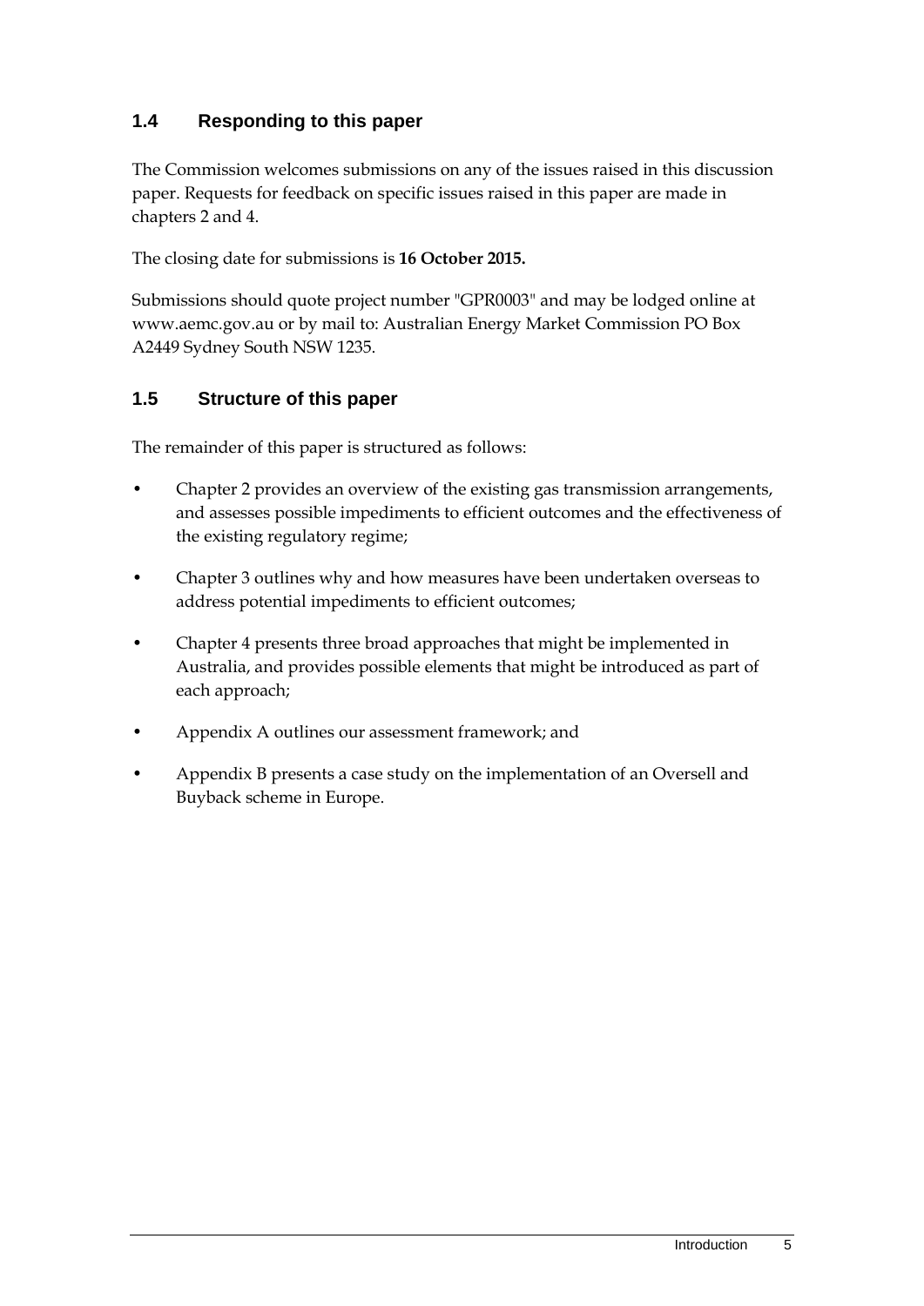## 1.4 Responding to this paper

The Commission welcomes submissions on any of the issues raised in this discussion paper. Requests for feedback on specific issues raised in this paper are made in chapters 2 and 4.

The closing date for submissions is **16 October 2015.**

Submissions should quote project number "GPR0003" and may be lodged online at www.aemc.gov.au or by mail to: Australian Energy Market Commission PO Box A2449 Sydney South NSW 1235.

## 1.5 Structure of this paper

The remainder of this paper is structured as follows:

- Chapter 2 provides an overview of the existing gas transmission arrangements, and assesses possible impediments to efficient outcomes and the effectiveness of the existing regulatory regime;
- Chapter 3 outlines why and how measures have been undertaken overseas to address potential impediments to efficient outcomes;
- Chapter 4 presents three broad approaches that might be implemented in Australia, and provides possible elements that might be introduced as part of each approach;
- Appendix A outlines our assessment framework; and
- Appendix B presents a case study on the implementation of an Oversell and Buyback scheme in Europe.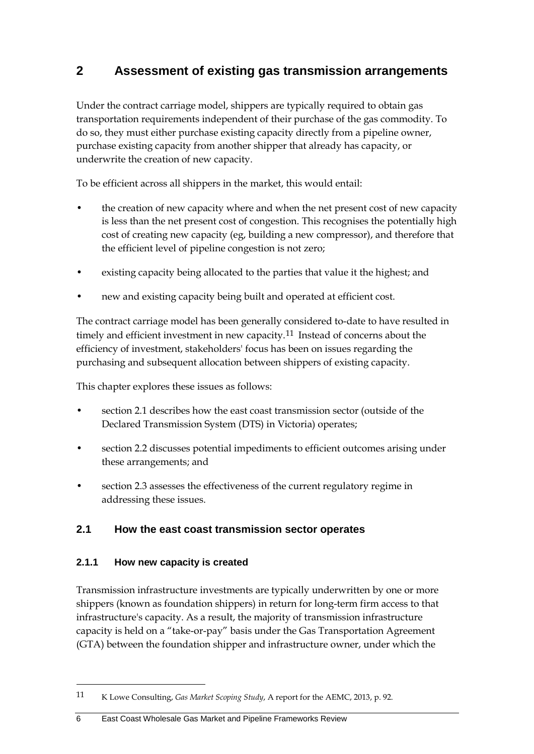# 2 Assessment of existing gas transmission arrangements

Under the contract carriage model, shippers are typically required to obtain gas transportation requirements independent of their purchase of the gas commodity. To do so, they must either purchase existing capacity directly from a pipeline owner, purchase existing capacity from another shipper that already has capacity, or underwrite the creation of new capacity.

To be efficient across all shippers in the market, this would entail:

- the creation of new capacity where and when the net present cost of new capacity is less than the net present cost of congestion. This recognises the potentially high cost of creating new capacity (eg, building a new compressor), and therefore that the efficient level of pipeline congestion is not zero;
- existing capacity being allocated to the parties that value it the highest; and
- new and existing capacity being built and operated at efficient cost.

The contract carriage model has been generally considered to-date to have resulted in timely and efficient investment in new capacity.[11] Instead of concerns about the efficiency of investment, stakeholders' focus has been on issues regarding the purchasing and subsequent allocation between shippers of existing capacity.

This chapter explores these issues as follows:

- section 2.1 describes how the east coast transmission sector (outside of the Declared Transmission System (DTS) in Victoria) operates;
- section 2.2 discusses potential impediments to efficient outcomes arising under these arrangements; and
- section 2.3 assesses the effectiveness of the current regulatory regime in addressing these issues.

## 2.1 How the east coast transmission sector operates

### 2.1.1 How new capacity is created

Transmission infrastructure investments are typically underwritten by one or more shippers (known as foundation shippers) in return for long-term firm access to that infrastructure's capacity. As a result, the majority of transmission infrastructure capacity is held on a "take-or-pay" basis under the Gas Transportation Agreement (GTA) between the foundation shipper and infrastructure owner, under which the

---

[11] K Lowe Consulting, *Gas Market Scoping Study*, A report for the AEMC, 2013, p. 92.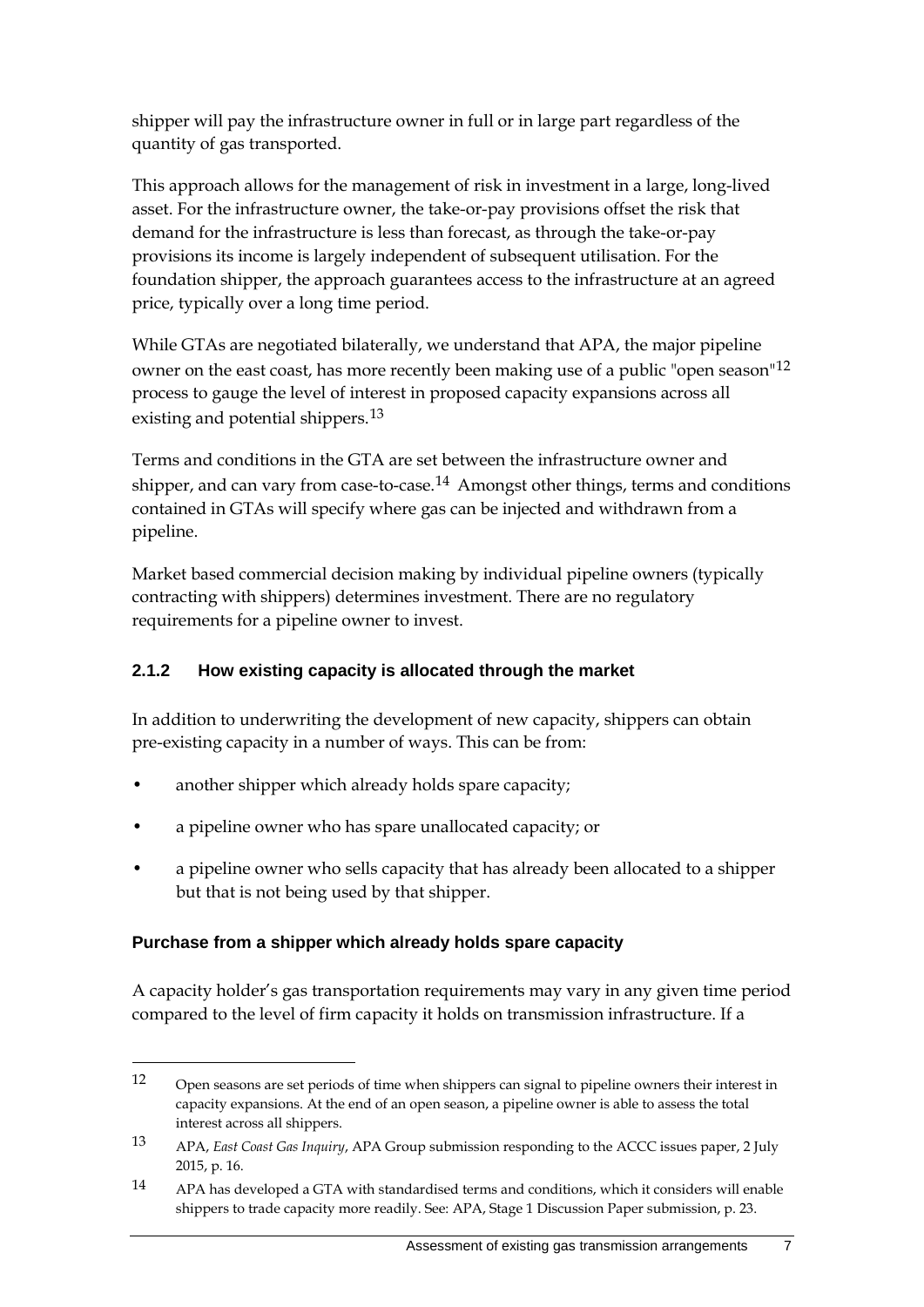shipper will pay the infrastructure owner in full or in large part regardless of the quantity of gas transported.

This approach allows for the management of risk in investment in a large, long-lived asset. For the infrastructure owner, the take-or-pay provisions offset the risk that demand for the infrastructure is less than forecast, as through the take-or-pay provisions its income is largely independent of subsequent utilisation. For the foundation shipper, the approach guarantees access to the infrastructure at an agreed price, typically over a long time period.

While GTAs are negotiated bilaterally, we understand that APA, the major pipeline owner on the east coast, has more recently been making use of a public "open season"[12] process to gauge the level of interest in proposed capacity expansions across all existing and potential shippers.[13]

Terms and conditions in the GTA are set between the infrastructure owner and shipper, and can vary from case-to-case.[14] Amongst other things, terms and conditions contained in GTAs will specify where gas can be injected and withdrawn from a pipeline.

Market based commercial decision making by individual pipeline owners (typically contracting with shippers) determines investment. There are no regulatory requirements for a pipeline owner to invest.

### 2.1.2 How existing capacity is allocated through the market

In addition to underwriting the development of new capacity, shippers can obtain pre-existing capacity in a number of ways. This can be from:

- another shipper which already holds spare capacity;
- a pipeline owner who has spare unallocated capacity; or
- a pipeline owner who sells capacity that has already been allocated to a shipper but that is not being used by that shipper.

#### Purchase from a shipper which already holds spare capacity

A capacity holder's gas transportation requirements may vary in any given time period compared to the level of firm capacity it holds on transmission infrastructure. If a

---

12 Open seasons are set periods of time when shippers can signal to pipeline owners their interest in capacity expansions. At the end of an open season, a pipeline owner is able to assess the total interest across all shippers.

13 APA, *East Coast Gas Inquiry*, APA Group submission responding to the ACCC issues paper, 2 July 2015, p. 16.

14 APA has developed a GTA with standardised terms and conditions, which it considers will enable shippers to trade capacity more readily. See: APA, Stage 1 Discussion Paper submission, p. 23.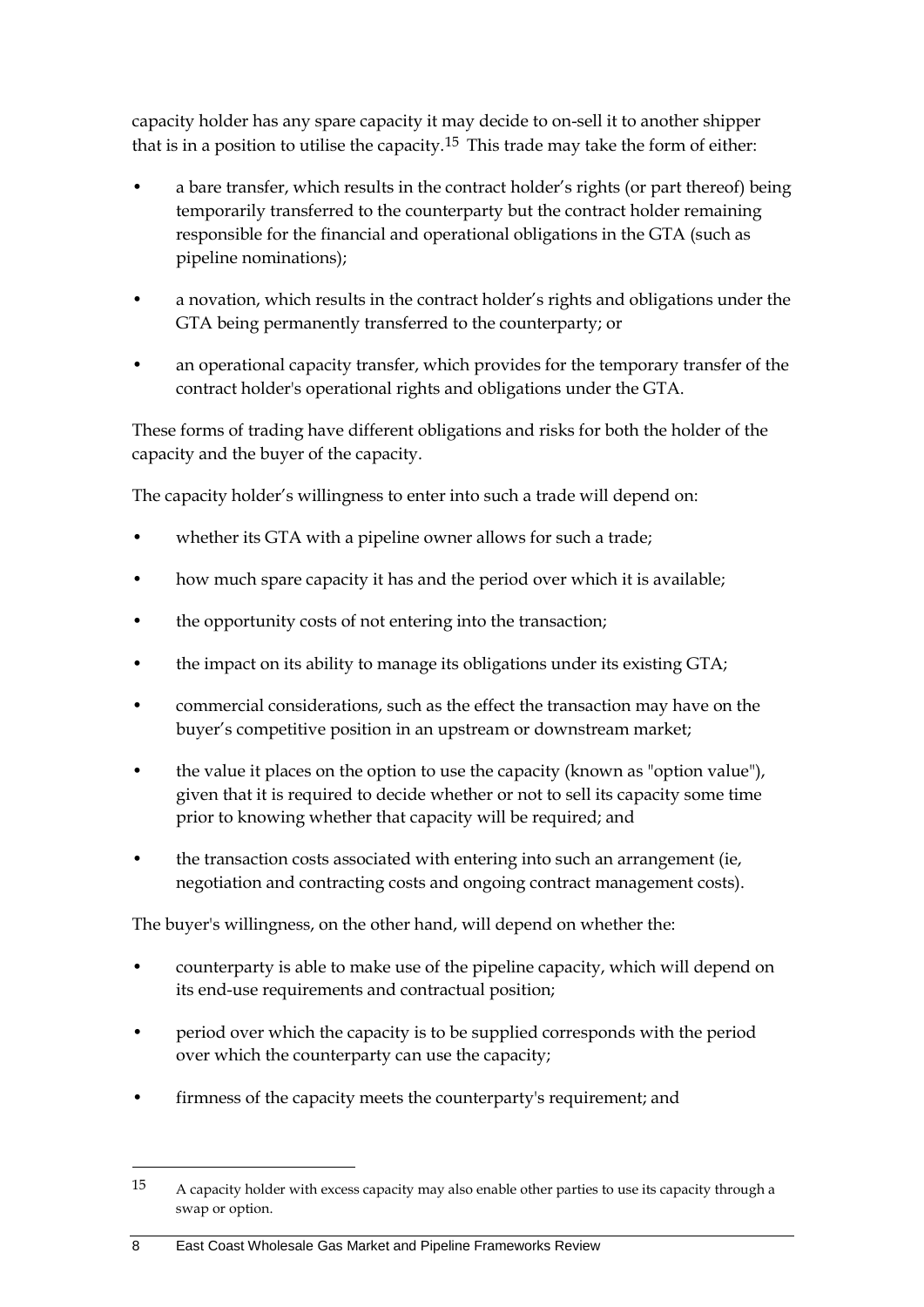capacity holder has any spare capacity it may decide to on-sell it to another shipper that is in a position to utilise the capacity.[15] This trade may take the form of either:

- a bare transfer, which results in the contract holder's rights (or part thereof) being temporarily transferred to the counterparty but the contract holder remaining responsible for the financial and operational obligations in the GTA (such as pipeline nominations);
- a novation, which results in the contract holder's rights and obligations under the GTA being permanently transferred to the counterparty; or
- an operational capacity transfer, which provides for the temporary transfer of the contract holder's operational rights and obligations under the GTA.

These forms of trading have different obligations and risks for both the holder of the capacity and the buyer of the capacity.

The capacity holder's willingness to enter into such a trade will depend on:

- whether its GTA with a pipeline owner allows for such a trade;
- how much spare capacity it has and the period over which it is available;
- the opportunity costs of not entering into the transaction;
- the impact on its ability to manage its obligations under its existing GTA;
- commercial considerations, such as the effect the transaction may have on the buyer's competitive position in an upstream or downstream market;
- the value it places on the option to use the capacity (known as "option value"), given that it is required to decide whether or not to sell its capacity some time prior to knowing whether that capacity will be required; and
- the transaction costs associated with entering into such an arrangement (ie, negotiation and contracting costs and ongoing contract management costs).

The buyer's willingness, on the other hand, will depend on whether the:

- counterparty is able to make use of the pipeline capacity, which will depend on its end-use requirements and contractual position;
- period over which the capacity is to be supplied corresponds with the period over which the counterparty can use the capacity;
- firmness of the capacity meets the counterparty's requirement; and

---

[15] A capacity holder with excess capacity may also enable other parties to use its capacity through a swap or option.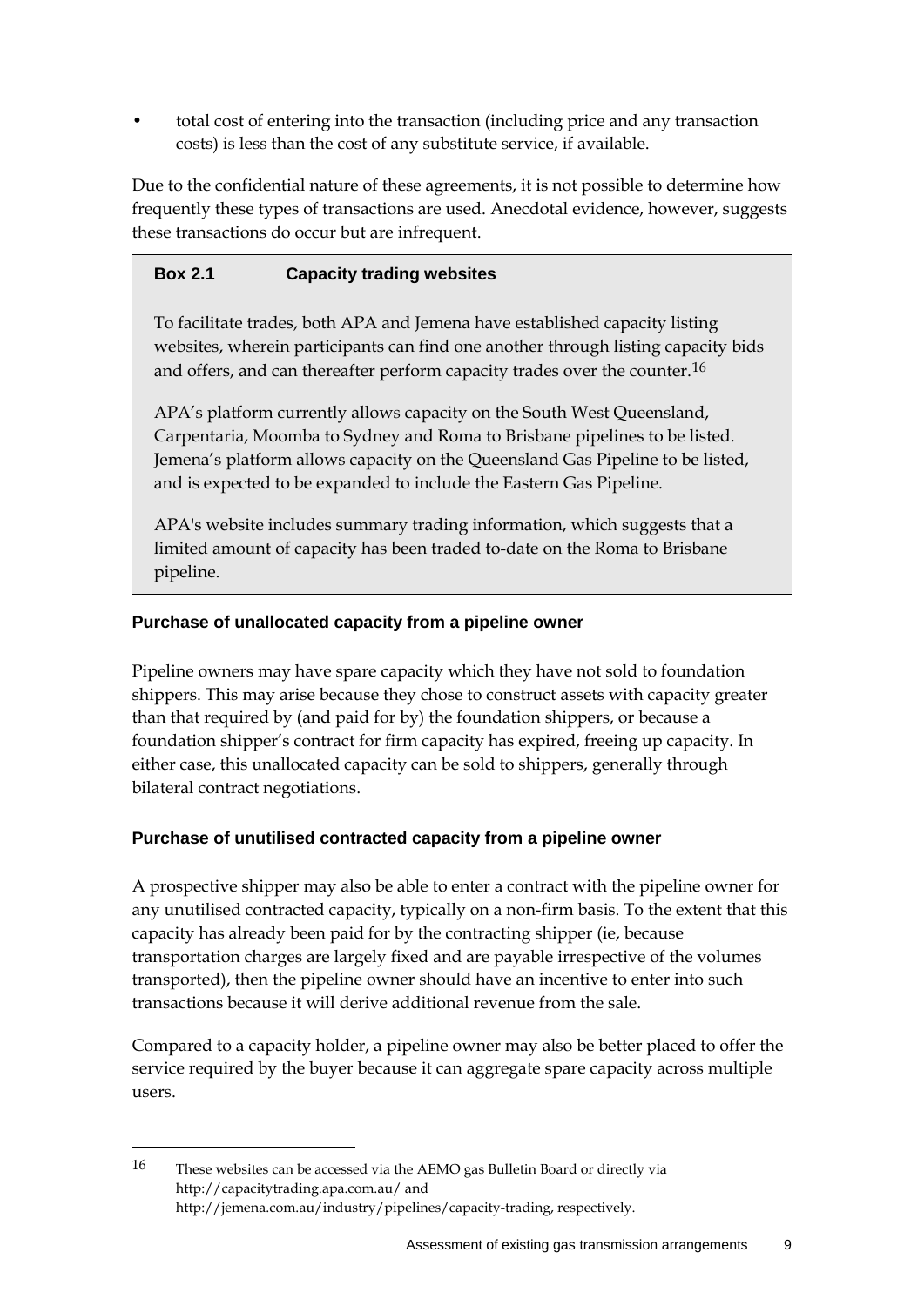- total cost of entering into the transaction (including price and any transaction costs) is less than the cost of any substitute service, if available.

Due to the confidential nature of these agreements, it is not possible to determine how frequently these types of transactions are used. Anecdotal evidence, however, suggests these transactions do occur but are infrequent.

> **Box 2.1 Capacity trading websites**
>
> To facilitate trades, both APA and Jemena have established capacity listing websites, wherein participants can find one another through listing capacity bids and offers, and can thereafter perform capacity trades over the counter.[16]
>
> APA's platform currently allows capacity on the South West Queensland, Carpentaria, Moomba to Sydney and Roma to Brisbane pipelines to be listed. Jemena's platform allows capacity on the Queensland Gas Pipeline to be listed, and is expected to be expanded to include the Eastern Gas Pipeline.
>
> APA's website includes summary trading information, which suggests that a limited amount of capacity has been traded to-date on the Roma to Brisbane pipeline.

### Purchase of unallocated capacity from a pipeline owner

Pipeline owners may have spare capacity which they have not sold to foundation shippers. This may arise because they chose to construct assets with capacity greater than that required by (and paid for by) the foundation shippers, or because a foundation shipper's contract for firm capacity has expired, freeing up capacity. In either case, this unallocated capacity can be sold to shippers, generally through bilateral contract negotiations.

### Purchase of unutilised contracted capacity from a pipeline owner

A prospective shipper may also be able to enter a contract with the pipeline owner for any unutilised contracted capacity, typically on a non-firm basis. To the extent that this capacity has already been paid for by the contracting shipper (ie, because transportation charges are largely fixed and are payable irrespective of the volumes transported), then the pipeline owner should have an incentive to enter into such transactions because it will derive additional revenue from the sale.

Compared to a capacity holder, a pipeline owner may also be better placed to offer the service required by the buyer because it can aggregate spare capacity across multiple users.

---

[16] These websites can be accessed via the AEMO gas Bulletin Board or directly via http://capacitytrading.apa.com.au/ and http://jemena.com.au/industry/pipelines/capacity-trading, respectively.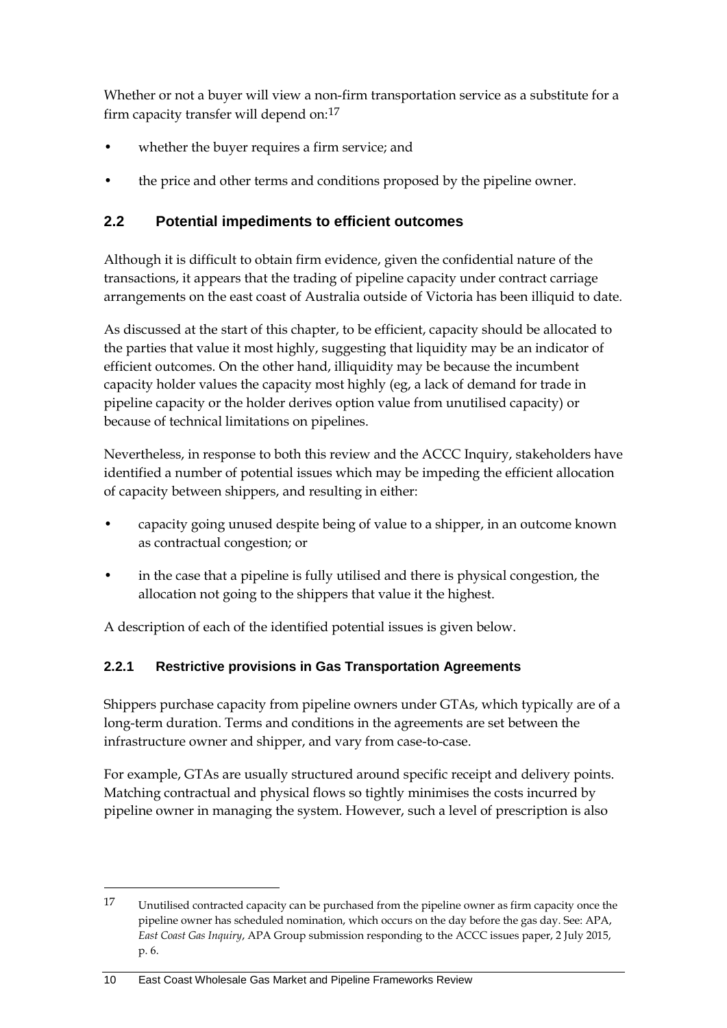Whether or not a buyer will view a non-firm transportation service as a substitute for a firm capacity transfer will depend on:[17]

- whether the buyer requires a firm service; and
- the price and other terms and conditions proposed by the pipeline owner.

## 2.2 Potential impediments to efficient outcomes

Although it is difficult to obtain firm evidence, given the confidential nature of the transactions, it appears that the trading of pipeline capacity under contract carriage arrangements on the east coast of Australia outside of Victoria has been illiquid to date.

As discussed at the start of this chapter, to be efficient, capacity should be allocated to the parties that value it most highly, suggesting that liquidity may be an indicator of efficient outcomes. On the other hand, illiquidity may be because the incumbent capacity holder values the capacity most highly (eg, a lack of demand for trade in pipeline capacity or the holder derives option value from unutilised capacity) or because of technical limitations on pipelines.

Nevertheless, in response to both this review and the ACCC Inquiry, stakeholders have identified a number of potential issues which may be impeding the efficient allocation of capacity between shippers, and resulting in either:

- capacity going unused despite being of value to a shipper, in an outcome known as contractual congestion; or
- in the case that a pipeline is fully utilised and there is physical congestion, the allocation not going to the shippers that value it the highest.

A description of each of the identified potential issues is given below.

### 2.2.1 Restrictive provisions in Gas Transportation Agreements

Shippers purchase capacity from pipeline owners under GTAs, which typically are of a long-term duration. Terms and conditions in the agreements are set between the infrastructure owner and shipper, and vary from case-to-case.

For example, GTAs are usually structured around specific receipt and delivery points. Matching contractual and physical flows so tightly minimises the costs incurred by pipeline owner in managing the system. However, such a level of prescription is also

---

[17] Unutilised contracted capacity can be purchased from the pipeline owner as firm capacity once the pipeline owner has scheduled nomination, which occurs on the day before the gas day. See: APA, *East Coast Gas Inquiry*, APA Group submission responding to the ACCC issues paper, 2 July 2015, p. 6.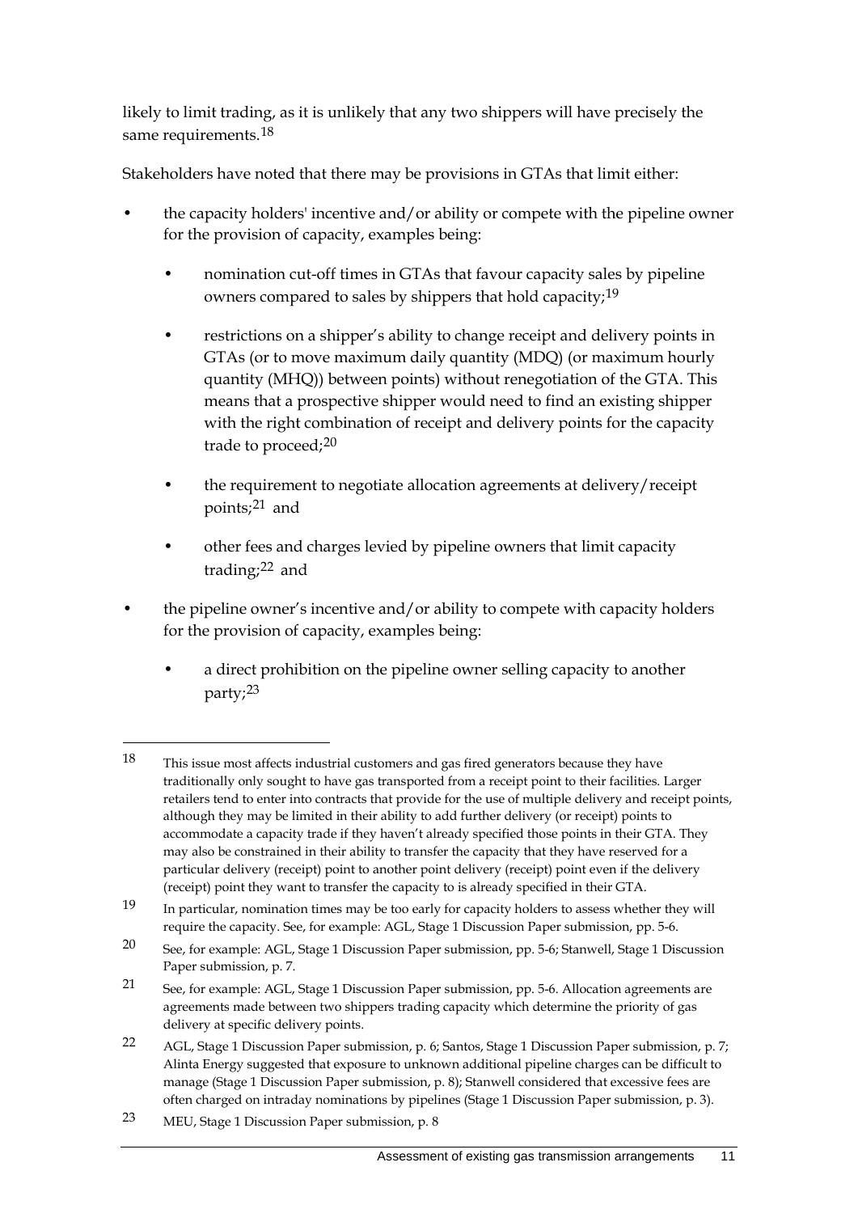likely to limit trading, as it is unlikely that any two shippers will have precisely the same requirements.[18]

Stakeholders have noted that there may be provisions in GTAs that limit either:

- the capacity holders' incentive and/or ability or compete with the pipeline owner for the provision of capacity, examples being:
  - nomination cut-off times in GTAs that favour capacity sales by pipeline owners compared to sales by shippers that hold capacity;[19]
  - restrictions on a shipper's ability to change receipt and delivery points in GTAs (or to move maximum daily quantity (MDQ) (or maximum hourly quantity (MHQ)) between points) without renegotiation of the GTA. This means that a prospective shipper would need to find an existing shipper with the right combination of receipt and delivery points for the capacity trade to proceed;[20]
  - the requirement to negotiate allocation agreements at delivery/receipt points;[21] and
  - other fees and charges levied by pipeline owners that limit capacity trading;[22] and
- the pipeline owner's incentive and/or ability to compete with capacity holders for the provision of capacity, examples being:
  - a direct prohibition on the pipeline owner selling capacity to another party;[23]

---

[18] This issue most affects industrial customers and gas fired generators because they have traditionally only sought to have gas transported from a receipt point to their facilities. Larger retailers tend to enter into contracts that provide for the use of multiple delivery and receipt points, although they may be limited in their ability to add further delivery (or receipt) points to accommodate a capacity trade if they haven't already specified those points in their GTA. They may also be constrained in their ability to transfer the capacity that they have reserved for a particular delivery (receipt) point to another point delivery (receipt) point even if the delivery (receipt) point they want to transfer the capacity to is already specified in their GTA.

[19] In particular, nomination times may be too early for capacity holders to assess whether they will require the capacity. See, for example: AGL, Stage 1 Discussion Paper submission, pp. 5-6.

[20] See, for example: AGL, Stage 1 Discussion Paper submission, pp. 5-6; Stanwell, Stage 1 Discussion Paper submission, p. 7.

[21] See, for example: AGL, Stage 1 Discussion Paper submission, pp. 5-6. Allocation agreements are agreements made between two shippers trading capacity which determine the priority of gas delivery at specific delivery points.

[22] AGL, Stage 1 Discussion Paper submission, p. 6; Santos, Stage 1 Discussion Paper submission, p. 7; Alinta Energy suggested that exposure to unknown additional pipeline charges can be difficult to manage (Stage 1 Discussion Paper submission, p. 8); Stanwell considered that excessive fees are often charged on intraday nominations by pipelines (Stage 1 Discussion Paper submission, p. 3).

[23] MEU, Stage 1 Discussion Paper submission, p. 8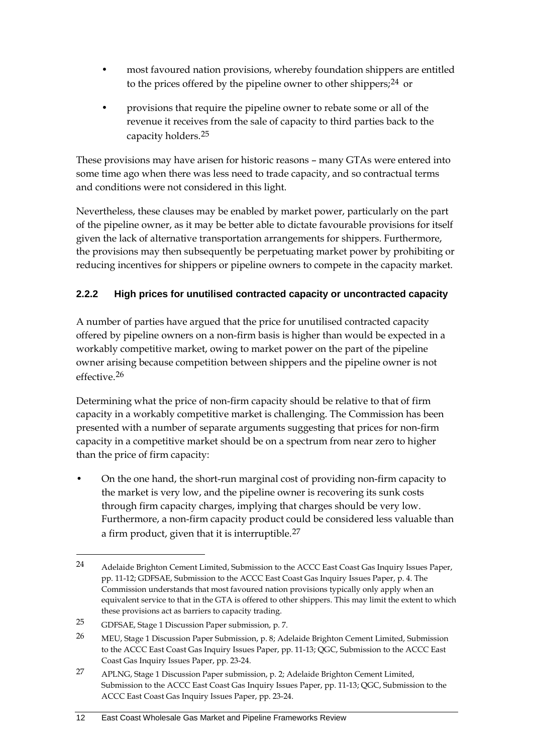- most favoured nation provisions, whereby foundation shippers are entitled to the prices offered by the pipeline owner to other shippers;[24] or
- provisions that require the pipeline owner to rebate some or all of the revenue it receives from the sale of capacity to third parties back to the capacity holders.[25]

These provisions may have arisen for historic reasons – many GTAs were entered into some time ago when there was less need to trade capacity, and so contractual terms and conditions were not considered in this light.

Nevertheless, these clauses may be enabled by market power, particularly on the part of the pipeline owner, as it may be better able to dictate favourable provisions for itself given the lack of alternative transportation arrangements for shippers. Furthermore, the provisions may then subsequently be perpetuating market power by prohibiting or reducing incentives for shippers or pipeline owners to compete in the capacity market.

### 2.2.2 High prices for unutilised contracted capacity or uncontracted capacity

A number of parties have argued that the price for unutilised contracted capacity offered by pipeline owners on a non-firm basis is higher than would be expected in a workably competitive market, owing to market power on the part of the pipeline owner arising because competition between shippers and the pipeline owner is not effective.[26]

Determining what the price of non-firm capacity should be relative to that of firm capacity in a workably competitive market is challenging. The Commission has been presented with a number of separate arguments suggesting that prices for non-firm capacity in a competitive market should be on a spectrum from near zero to higher than the price of firm capacity:

- On the one hand, the short-run marginal cost of providing non-firm capacity to the market is very low, and the pipeline owner is recovering its sunk costs through firm capacity charges, implying that charges should be very low. Furthermore, a non-firm capacity product could be considered less valuable than a firm product, given that it is interruptible.[27]

---

[24] Adelaide Brighton Cement Limited, Submission to the ACCC East Coast Gas Inquiry Issues Paper, pp. 11-12; GDFSAE, Submission to the ACCC East Coast Gas Inquiry Issues Paper, p. 4. The Commission understands that most favoured nation provisions typically only apply when an equivalent service to that in the GTA is offered to other shippers. This may limit the extent to which these provisions act as barriers to capacity trading.

[25] GDFSAE, Stage 1 Discussion Paper submission, p. 7.

[26] MEU, Stage 1 Discussion Paper Submission, p. 8; Adelaide Brighton Cement Limited, Submission to the ACCC East Coast Gas Inquiry Issues Paper, pp. 11-13; QGC, Submission to the ACCC East Coast Gas Inquiry Issues Paper, pp. 23-24.

[27] APLNG, Stage 1 Discussion Paper submission, p. 2; Adelaide Brighton Cement Limited, Submission to the ACCC East Coast Gas Inquiry Issues Paper, pp. 11-13; QGC, Submission to the ACCC East Coast Gas Inquiry Issues Paper, pp. 23-24.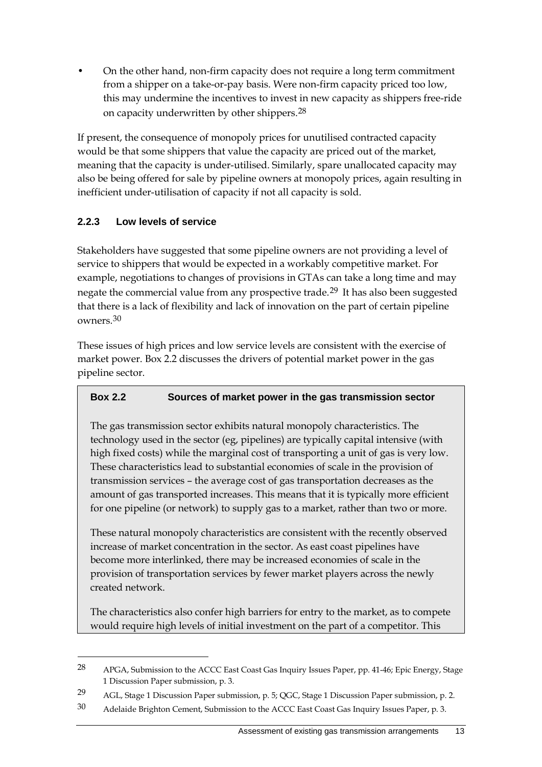- On the other hand, non-firm capacity does not require a long term commitment from a shipper on a take-or-pay basis. Were non-firm capacity priced too low, this may undermine the incentives to invest in new capacity as shippers free-ride on capacity underwritten by other shippers.[28]

If present, the consequence of monopoly prices for unutilised contracted capacity would be that some shippers that value the capacity are priced out of the market, meaning that the capacity is under-utilised. Similarly, spare unallocated capacity may also be being offered for sale by pipeline owners at monopoly prices, again resulting in inefficient under-utilisation of capacity if not all capacity is sold.

### 2.2.3 Low levels of service

Stakeholders have suggested that some pipeline owners are not providing a level of service to shippers that would be expected in a workably competitive market. For example, negotiations to changes of provisions in GTAs can take a long time and may negate the commercial value from any prospective trade.[29] It has also been suggested that there is a lack of flexibility and lack of innovation on the part of certain pipeline owners.[30]

These issues of high prices and low service levels are consistent with the exercise of market power. Box 2.2 discusses the drivers of potential market power in the gas pipeline sector.

> **Box 2.2 Sources of market power in the gas transmission sector**
>
> The gas transmission sector exhibits natural monopoly characteristics. The technology used in the sector (eg, pipelines) are typically capital intensive (with high fixed costs) while the marginal cost of transporting a unit of gas is very low. These characteristics lead to substantial economies of scale in the provision of transmission services – the average cost of gas transportation decreases as the amount of gas transported increases. This means that it is typically more efficient for one pipeline (or network) to supply gas to a market, rather than two or more.
>
> These natural monopoly characteristics are consistent with the recently observed increase of market concentration in the sector. As east coast pipelines have become more interlinked, there may be increased economies of scale in the provision of transportation services by fewer market players across the newly created network.
>
> The characteristics also confer high barriers for entry to the market, as to compete would require high levels of initial investment on the part of a competitor. This

---

28 APGA, Submission to the ACCC East Coast Gas Inquiry Issues Paper, pp. 41-46; Epic Energy, Stage 1 Discussion Paper submission, p. 3.

29 AGL, Stage 1 Discussion Paper submission, p. 5; QGC, Stage 1 Discussion Paper submission, p. 2.

30 Adelaide Brighton Cement, Submission to the ACCC East Coast Gas Inquiry Issues Paper, p. 3.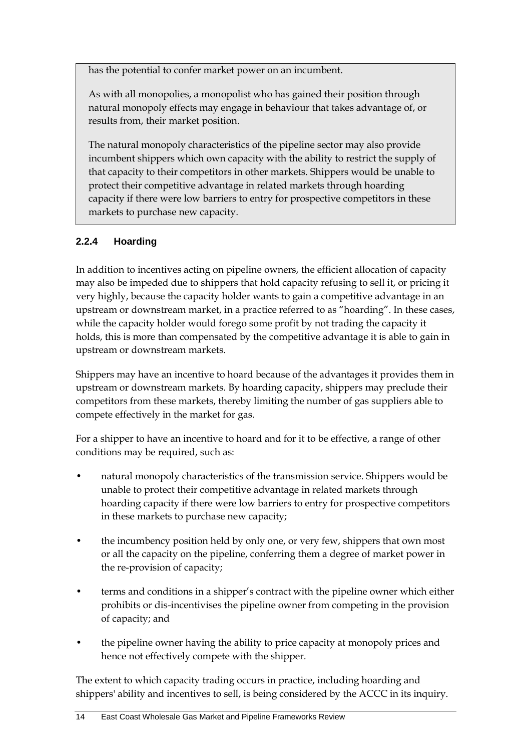has the potential to confer market power on an incumbent.

As with all monopolies, a monopolist who has gained their position through natural monopoly effects may engage in behaviour that takes advantage of, or results from, their market position.

The natural monopoly characteristics of the pipeline sector may also provide incumbent shippers which own capacity with the ability to restrict the supply of that capacity to their competitors in other markets. Shippers would be unable to protect their competitive advantage in related markets through hoarding capacity if there were low barriers to entry for prospective competitors in these markets to purchase new capacity.

### 2.2.4 Hoarding

In addition to incentives acting on pipeline owners, the efficient allocation of capacity may also be impeded due to shippers that hold capacity refusing to sell it, or pricing it very highly, because the capacity holder wants to gain a competitive advantage in an upstream or downstream market, in a practice referred to as "hoarding". In these cases, while the capacity holder would forego some profit by not trading the capacity it holds, this is more than compensated by the competitive advantage it is able to gain in upstream or downstream markets.

Shippers may have an incentive to hoard because of the advantages it provides them in upstream or downstream markets. By hoarding capacity, shippers may preclude their competitors from these markets, thereby limiting the number of gas suppliers able to compete effectively in the market for gas.

For a shipper to have an incentive to hoard and for it to be effective, a range of other conditions may be required, such as:

- natural monopoly characteristics of the transmission service. Shippers would be unable to protect their competitive advantage in related markets through hoarding capacity if there were low barriers to entry for prospective competitors in these markets to purchase new capacity;
- the incumbency position held by only one, or very few, shippers that own most or all the capacity on the pipeline, conferring them a degree of market power in the re-provision of capacity;
- terms and conditions in a shipper's contract with the pipeline owner which either prohibits or dis-incentivises the pipeline owner from competing in the provision of capacity; and
- the pipeline owner having the ability to price capacity at monopoly prices and hence not effectively compete with the shipper.

The extent to which capacity trading occurs in practice, including hoarding and shippers' ability and incentives to sell, is being considered by the ACCC in its inquiry.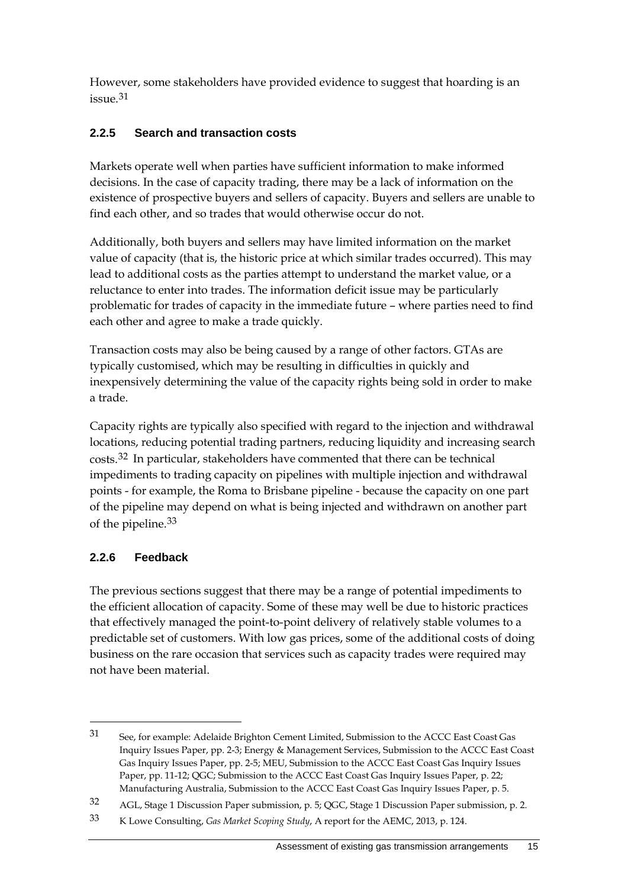However, some stakeholders have provided evidence to suggest that hoarding is an issue.[31]

### 2.2.5 Search and transaction costs

Markets operate well when parties have sufficient information to make informed decisions. In the case of capacity trading, there may be a lack of information on the existence of prospective buyers and sellers of capacity. Buyers and sellers are unable to find each other, and so trades that would otherwise occur do not.

Additionally, both buyers and sellers may have limited information on the market value of capacity (that is, the historic price at which similar trades occurred). This may lead to additional costs as the parties attempt to understand the market value, or a reluctance to enter into trades. The information deficit issue may be particularly problematic for trades of capacity in the immediate future – where parties need to find each other and agree to make a trade quickly.

Transaction costs may also be being caused by a range of other factors. GTAs are typically customised, which may be resulting in difficulties in quickly and inexpensively determining the value of the capacity rights being sold in order to make a trade.

Capacity rights are typically also specified with regard to the injection and withdrawal locations, reducing potential trading partners, reducing liquidity and increasing search costs.[32] In particular, stakeholders have commented that there can be technical impediments to trading capacity on pipelines with multiple injection and withdrawal points - for example, the Roma to Brisbane pipeline - because the capacity on one part of the pipeline may depend on what is being injected and withdrawn on another part of the pipeline.[33]

### 2.2.6 Feedback

The previous sections suggest that there may be a range of potential impediments to the efficient allocation of capacity. Some of these may well be due to historic practices that effectively managed the point-to-point delivery of relatively stable volumes to a predictable set of customers. With low gas prices, some of the additional costs of doing business on the rare occasion that services such as capacity trades were required may not have been material.

---

31 See, for example: Adelaide Brighton Cement Limited, Submission to the ACCC East Coast Gas Inquiry Issues Paper, pp. 2-3; Energy & Management Services, Submission to the ACCC East Coast Gas Inquiry Issues Paper, pp. 2-5; MEU, Submission to the ACCC East Coast Gas Inquiry Issues Paper, pp. 11-12; QGC; Submission to the ACCC East Coast Gas Inquiry Issues Paper, p. 22; Manufacturing Australia, Submission to the ACCC East Coast Gas Inquiry Issues Paper, p. 5.

32 AGL, Stage 1 Discussion Paper submission, p. 5; QGC, Stage 1 Discussion Paper submission, p. 2.

33 K Lowe Consulting, *Gas Market Scoping Study*, A report for the AEMC, 2013, p. 124.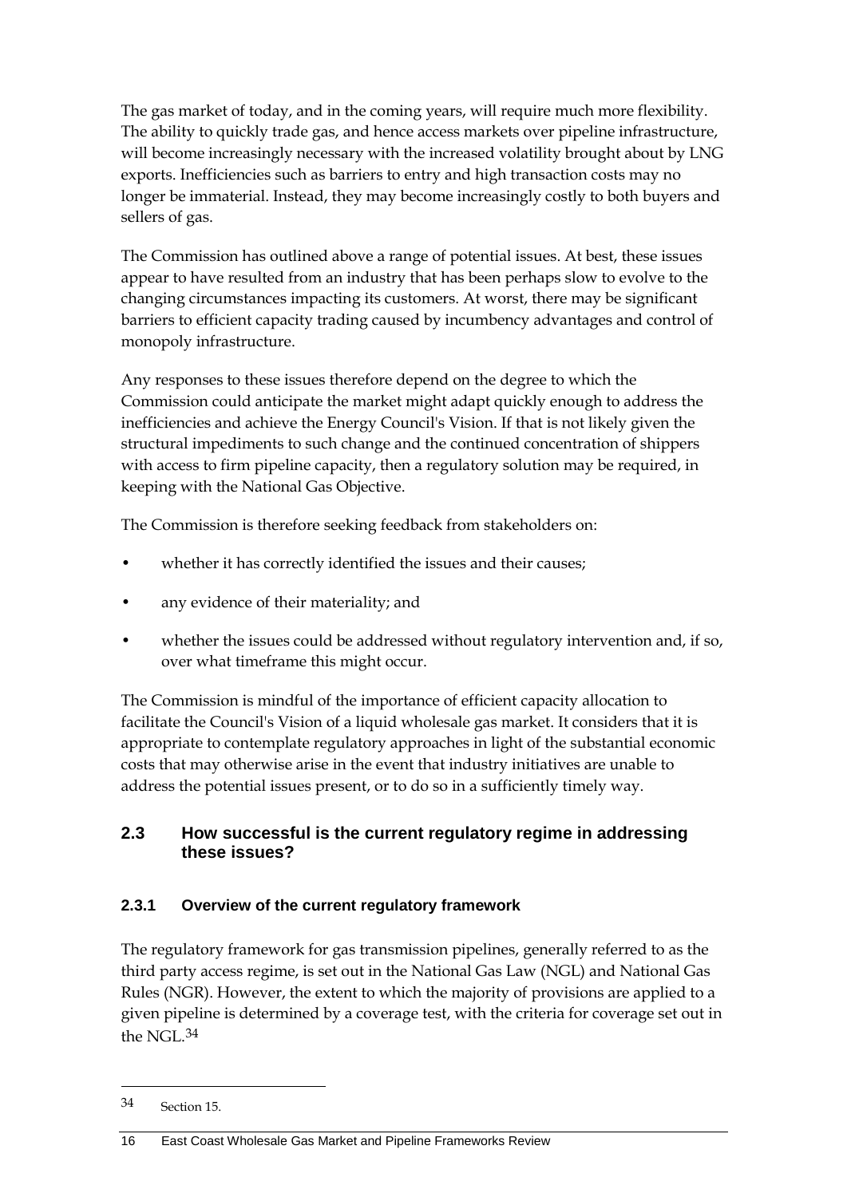The gas market of today, and in the coming years, will require much more flexibility. The ability to quickly trade gas, and hence access markets over pipeline infrastructure, will become increasingly necessary with the increased volatility brought about by LNG exports. Inefficiencies such as barriers to entry and high transaction costs may no longer be immaterial. Instead, they may become increasingly costly to both buyers and sellers of gas.

The Commission has outlined above a range of potential issues. At best, these issues appear to have resulted from an industry that has been perhaps slow to evolve to the changing circumstances impacting its customers. At worst, there may be significant barriers to efficient capacity trading caused by incumbency advantages and control of monopoly infrastructure.

Any responses to these issues therefore depend on the degree to which the Commission could anticipate the market might adapt quickly enough to address the inefficiencies and achieve the Energy Council's Vision. If that is not likely given the structural impediments to such change and the continued concentration of shippers with access to firm pipeline capacity, then a regulatory solution may be required, in keeping with the National Gas Objective.

The Commission is therefore seeking feedback from stakeholders on:

- whether it has correctly identified the issues and their causes;
- any evidence of their materiality; and
- whether the issues could be addressed without regulatory intervention and, if so, over what timeframe this might occur.

The Commission is mindful of the importance of efficient capacity allocation to facilitate the Council's Vision of a liquid wholesale gas market. It considers that it is appropriate to contemplate regulatory approaches in light of the substantial economic costs that may otherwise arise in the event that industry initiatives are unable to address the potential issues present, or to do so in a sufficiently timely way.

## 2.3 How successful is the current regulatory regime in addressing these issues?

### 2.3.1 Overview of the current regulatory framework

The regulatory framework for gas transmission pipelines, generally referred to as the third party access regime, is set out in the National Gas Law (NGL) and National Gas Rules (NGR). However, the extent to which the majority of provisions are applied to a given pipeline is determined by a coverage test, with the criteria for coverage set out in the NGL.[34]

---

34 Section 15.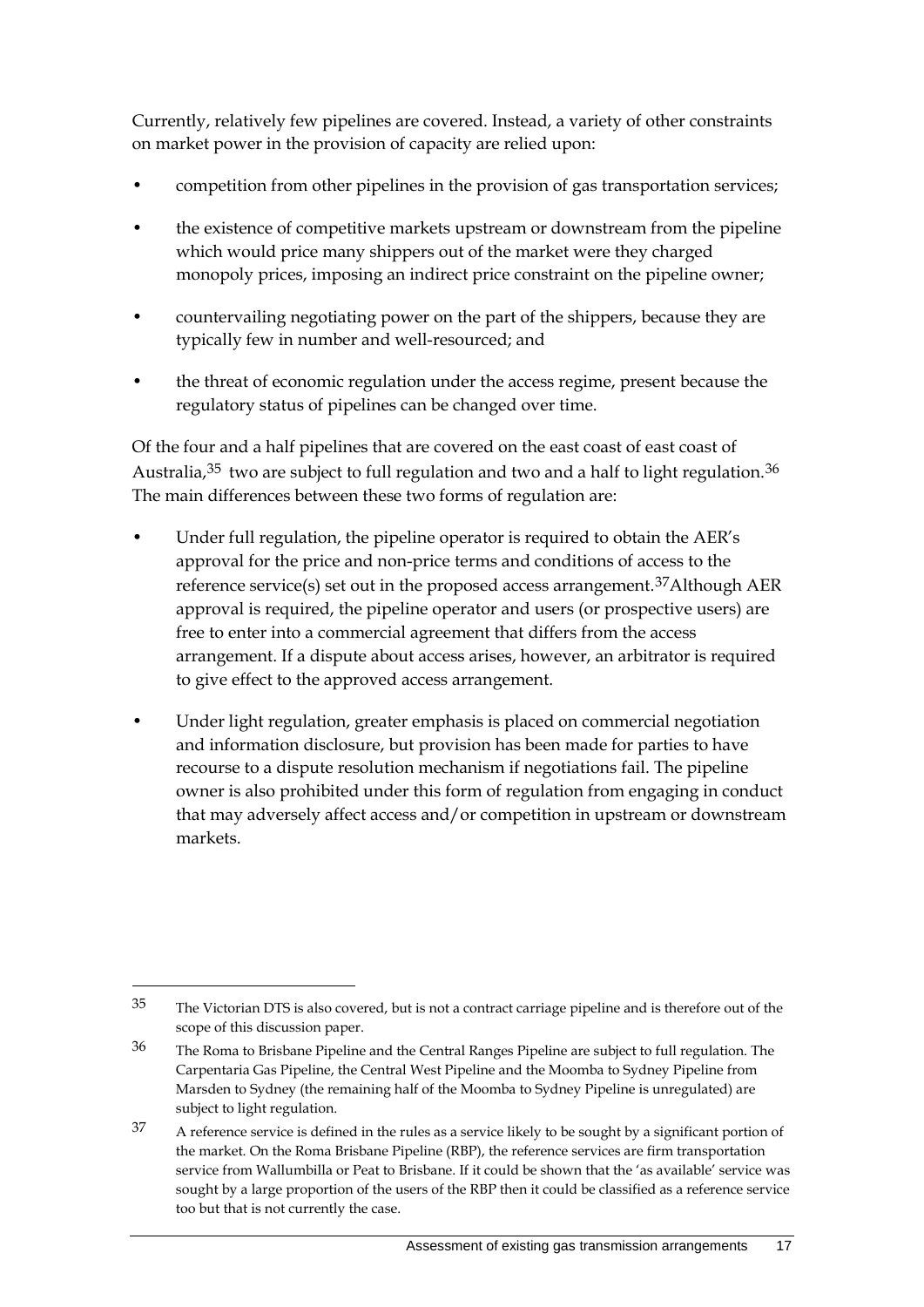Currently, relatively few pipelines are covered. Instead, a variety of other constraints on market power in the provision of capacity are relied upon:

- competition from other pipelines in the provision of gas transportation services;
- the existence of competitive markets upstream or downstream from the pipeline which would price many shippers out of the market were they charged monopoly prices, imposing an indirect price constraint on the pipeline owner;
- countervailing negotiating power on the part of the shippers, because they are typically few in number and well-resourced; and
- the threat of economic regulation under the access regime, present because the regulatory status of pipelines can be changed over time.

Of the four and a half pipelines that are covered on the east coast of east coast of Australia,[35] two are subject to full regulation and two and a half to light regulation.[36] The main differences between these two forms of regulation are:

- Under full regulation, the pipeline operator is required to obtain the AER's approval for the price and non-price terms and conditions of access to the reference service(s) set out in the proposed access arrangement.[37]Although AER approval is required, the pipeline operator and users (or prospective users) are free to enter into a commercial agreement that differs from the access arrangement. If a dispute about access arises, however, an arbitrator is required to give effect to the approved access arrangement.
- Under light regulation, greater emphasis is placed on commercial negotiation and information disclosure, but provision has been made for parties to have recourse to a dispute resolution mechanism if negotiations fail. The pipeline owner is also prohibited under this form of regulation from engaging in conduct that may adversely affect access and/or competition in upstream or downstream markets.

---

35 The Victorian DTS is also covered, but is not a contract carriage pipeline and is therefore out of the scope of this discussion paper.

36 The Roma to Brisbane Pipeline and the Central Ranges Pipeline are subject to full regulation. The Carpentaria Gas Pipeline, the Central West Pipeline and the Moomba to Sydney Pipeline from Marsden to Sydney (the remaining half of the Moomba to Sydney Pipeline is unregulated) are subject to light regulation.

37 A reference service is defined in the rules as a service likely to be sought by a significant portion of the market. On the Roma Brisbane Pipeline (RBP), the reference services are firm transportation service from Wallumbilla or Peat to Brisbane. If it could be shown that the 'as available' service was sought by a large proportion of the users of the RBP then it could be classified as a reference service too but that is not currently the case.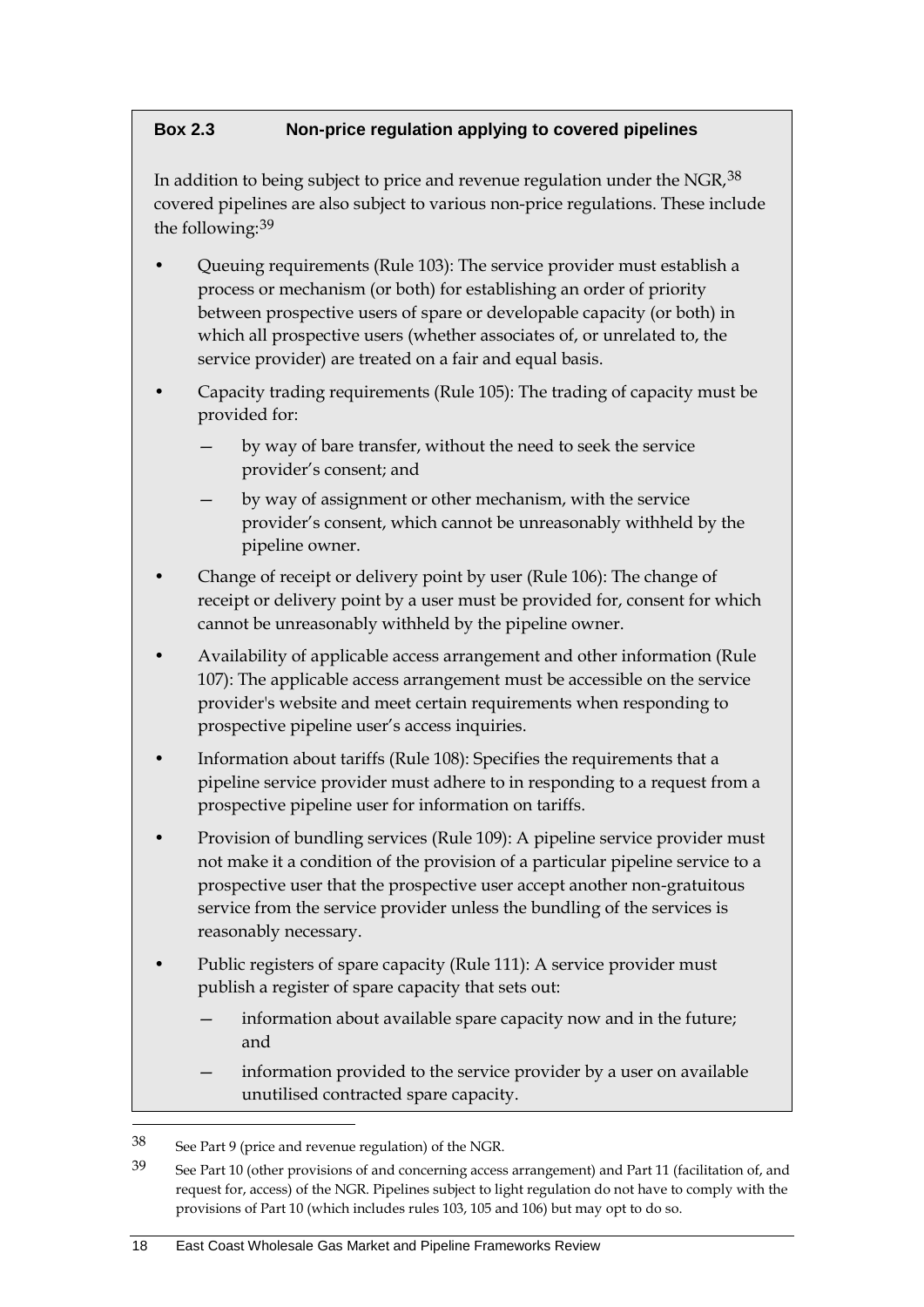**Box 2.3 Non-price regulation applying to covered pipelines**

In addition to being subject to price and revenue regulation under the NGR,[38] covered pipelines are also subject to various non-price regulations. These include the following:[39]

- Queuing requirements (Rule 103): The service provider must establish a process or mechanism (or both) for establishing an order of priority between prospective users of spare or developable capacity (or both) in which all prospective users (whether associates of, or unrelated to, the service provider) are treated on a fair and equal basis.
- Capacity trading requirements (Rule 105): The trading of capacity must be provided for:
  - by way of bare transfer, without the need to seek the service provider's consent; and
  - by way of assignment or other mechanism, with the service provider's consent, which cannot be unreasonably withheld by the pipeline owner.
- Change of receipt or delivery point by user (Rule 106): The change of receipt or delivery point by a user must be provided for, consent for which cannot be unreasonably withheld by the pipeline owner.
- Availability of applicable access arrangement and other information (Rule 107): The applicable access arrangement must be accessible on the service provider's website and meet certain requirements when responding to prospective pipeline user's access inquiries.
- Information about tariffs (Rule 108): Specifies the requirements that a pipeline service provider must adhere to in responding to a request from a prospective pipeline user for information on tariffs.
- Provision of bundling services (Rule 109): A pipeline service provider must not make it a condition of the provision of a particular pipeline service to a prospective user that the prospective user accept another non-gratuitous service from the service provider unless the bundling of the services is reasonably necessary.
- Public registers of spare capacity (Rule 111): A service provider must publish a register of spare capacity that sets out:
  - information about available spare capacity now and in the future; and
  - information provided to the service provider by a user on available unutilised contracted spare capacity.

[38] See Part 9 (price and revenue regulation) of the NGR.

[39] See Part 10 (other provisions of and concerning access arrangement) and Part 11 (facilitation of, and request for, access) of the NGR. Pipelines subject to light regulation do not have to comply with the provisions of Part 10 (which includes rules 103, 105 and 106) but may opt to do so.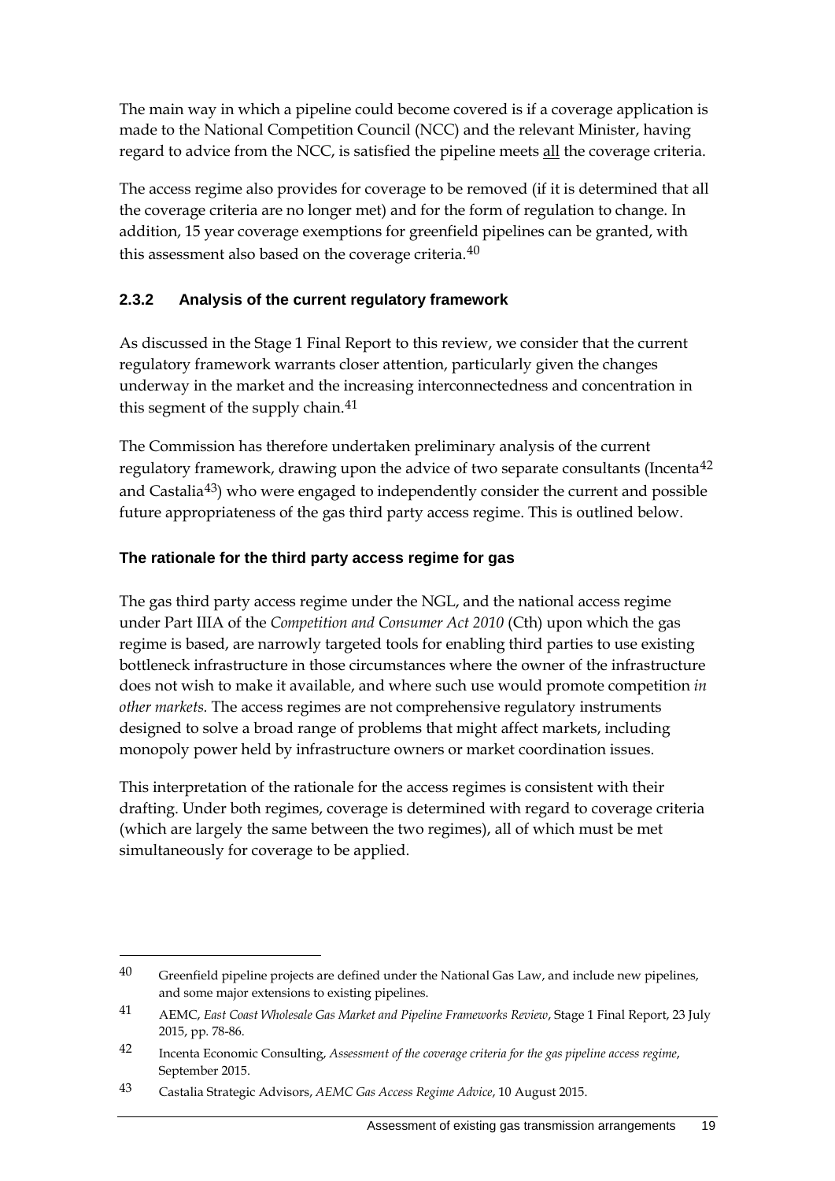The main way in which a pipeline could become covered is if a coverage application is made to the National Competition Council (NCC) and the relevant Minister, having regard to advice from the NCC, is satisfied the pipeline meets all the coverage criteria.

The access regime also provides for coverage to be removed (if it is determined that all the coverage criteria are no longer met) and for the form of regulation to change. In addition, 15 year coverage exemptions for greenfield pipelines can be granted, with this assessment also based on the coverage criteria.[40]

### 2.3.2 Analysis of the current regulatory framework

As discussed in the Stage 1 Final Report to this review, we consider that the current regulatory framework warrants closer attention, particularly given the changes underway in the market and the increasing interconnectedness and concentration in this segment of the supply chain.[41]

The Commission has therefore undertaken preliminary analysis of the current regulatory framework, drawing upon the advice of two separate consultants (Incenta[42] and Castalia[43]) who were engaged to independently consider the current and possible future appropriateness of the gas third party access regime. This is outlined below.

#### The rationale for the third party access regime for gas

The gas third party access regime under the NGL, and the national access regime under Part IIIA of the *Competition and Consumer Act 2010* (Cth) upon which the gas regime is based, are narrowly targeted tools for enabling third parties to use existing bottleneck infrastructure in those circumstances where the owner of the infrastructure does not wish to make it available, and where such use would promote competition *in other markets.* The access regimes are not comprehensive regulatory instruments designed to solve a broad range of problems that might affect markets, including monopoly power held by infrastructure owners or market coordination issues.

This interpretation of the rationale for the access regimes is consistent with their drafting. Under both regimes, coverage is determined with regard to coverage criteria (which are largely the same between the two regimes), all of which must be met simultaneously for coverage to be applied.

---

40 Greenfield pipeline projects are defined under the National Gas Law, and include new pipelines, and some major extensions to existing pipelines.

41 AEMC, *East Coast Wholesale Gas Market and Pipeline Frameworks Review*, Stage 1 Final Report, 23 July 2015, pp. 78-86.

42 Incenta Economic Consulting, *Assessment of the coverage criteria for the gas pipeline access regime*, September 2015.

43 Castalia Strategic Advisors, *AEMC Gas Access Regime Advice*, 10 August 2015.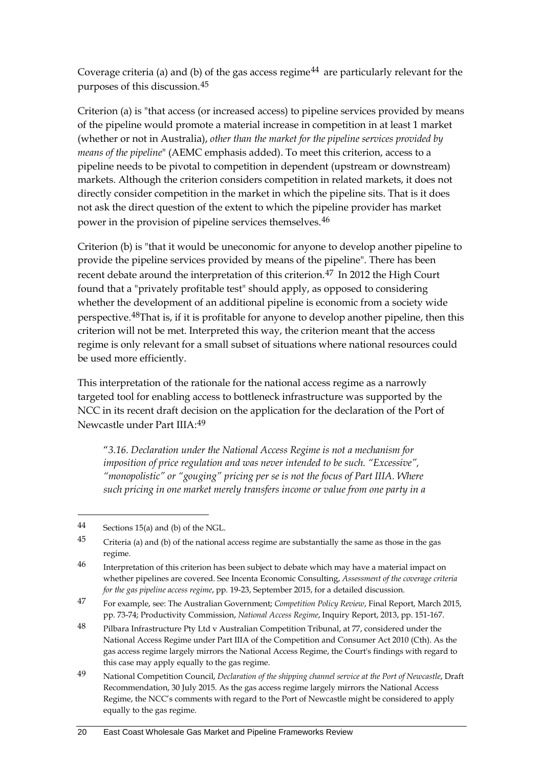Coverage criteria (a) and (b) of the gas access regime[44] are particularly relevant for the purposes of this discussion.[45]

Criterion (a) is "that access (or increased access) to pipeline services provided by means of the pipeline would promote a material increase in competition in at least 1 market (whether or not in Australia), *other than the market for the pipeline services provided by means of the pipeline*" (AEMC emphasis added). To meet this criterion, access to a pipeline needs to be pivotal to competition in dependent (upstream or downstream) markets. Although the criterion considers competition in related markets, it does not directly consider competition in the market in which the pipeline sits. That is it does not ask the direct question of the extent to which the pipeline provider has market power in the provision of pipeline services themselves.[46]

Criterion (b) is "that it would be uneconomic for anyone to develop another pipeline to provide the pipeline services provided by means of the pipeline". There has been recent debate around the interpretation of this criterion.[47] In 2012 the High Court found that a "privately profitable test" should apply, as opposed to considering whether the development of an additional pipeline is economic from a society wide perspective.[48] That is, if it is profitable for anyone to develop another pipeline, then this criterion will not be met. Interpreted this way, the criterion meant that the access regime is only relevant for a small subset of situations where national resources could be used more efficiently.

This interpretation of the rationale for the national access regime as a narrowly targeted tool for enabling access to bottleneck infrastructure was supported by the NCC in its recent draft decision on the application for the declaration of the Port of Newcastle under Part IIIA:[49]

> "*3.16. Declaration under the National Access Regime is not a mechanism for imposition of price regulation and was never intended to be such. "Excessive", "monopolistic" or "gouging" pricing per se is not the focus of Part IIIA. Where such pricing in one market merely transfers income or value from one party in a*

---

[44] Sections 15(a) and (b) of the NGL.

[45] Criteria (a) and (b) of the national access regime are substantially the same as those in the gas regime.

[46] Interpretation of this criterion has been subject to debate which may have a material impact on whether pipelines are covered. See Incenta Economic Consulting, *Assessment of the coverage criteria for the gas pipeline access regime*, pp. 19-23, September 2015, for a detailed discussion.

[47] For example, see: The Australian Government; *Competition Policy Review*, Final Report, March 2015, pp. 73-74; Productivity Commission, *National Access Regime*, Inquiry Report, 2013, pp. 151-167.

[48] Pilbara Infrastructure Pty Ltd v Australian Competition Tribunal, at 77, considered under the National Access Regime under Part IIIA of the Competition and Consumer Act 2010 (Cth). As the gas access regime largely mirrors the National Access Regime, the Court's findings with regard to this case may apply equally to the gas regime.

[49] National Competition Council, *Declaration of the shipping channel service at the Port of Newcastle*, Draft Recommendation, 30 July 2015. As the gas access regime largely mirrors the National Access Regime, the NCC's comments with regard to the Port of Newcastle might be considered to apply equally to the gas regime.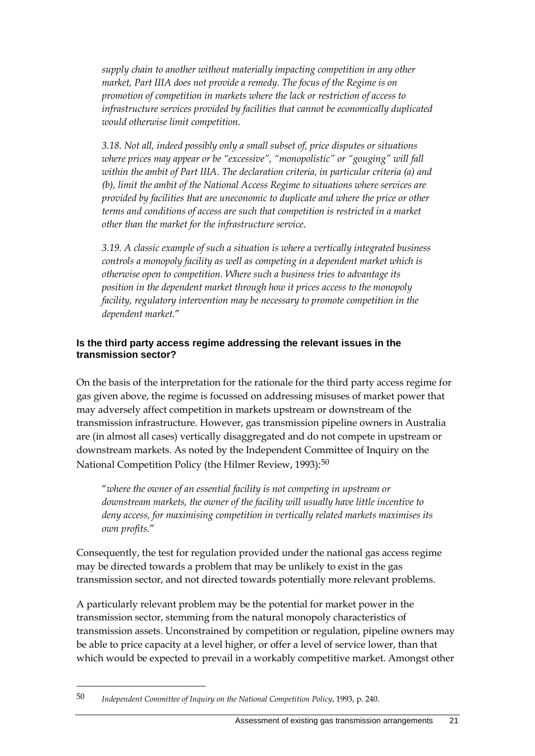*supply chain to another without materially impacting competition in any other market, Part IIIA does not provide a remedy. The focus of the Regime is on promotion of competition in markets where the lack or restriction of access to infrastructure services provided by facilities that cannot be economically duplicated would otherwise limit competition.*

*3.18. Not all, indeed possibly only a small subset of, price disputes or situations where prices may appear or be "excessive", "monopolistic" or "gouging" will fall within the ambit of Part IIIA. The declaration criteria, in particular criteria (a) and (b), limit the ambit of the National Access Regime to situations where services are provided by facilities that are uneconomic to duplicate and where the price or other terms and conditions of access are such that competition is restricted in a market other than the market for the infrastructure service.*

*3.19. A classic example of such a situation is where a vertically integrated business controls a monopoly facility as well as competing in a dependent market which is otherwise open to competition. Where such a business tries to advantage its position in the dependent market through how it prices access to the monopoly facility, regulatory intervention may be necessary to promote competition in the dependent market.*"

**Is the third party access regime addressing the relevant issues in the transmission sector?**

On the basis of the interpretation for the rationale for the third party access regime for gas given above, the regime is focussed on addressing misuses of market power that may adversely affect competition in markets upstream or downstream of the transmission infrastructure. However, gas transmission pipeline owners in Australia are (in almost all cases) vertically disaggregated and do not compete in upstream or downstream markets. As noted by the Independent Committee of Inquiry on the National Competition Policy (the Hilmer Review, 1993):[50]

"*where the owner of an essential facility is not competing in upstream or downstream markets, the owner of the facility will usually have little incentive to deny access, for maximising competition in vertically related markets maximises its own profits.*"

Consequently, the test for regulation provided under the national gas access regime may be directed towards a problem that may be unlikely to exist in the gas transmission sector, and not directed towards potentially more relevant problems.

A particularly relevant problem may be the potential for market power in the transmission sector, stemming from the natural monopoly characteristics of transmission assets. Unconstrained by competition or regulation, pipeline owners may be able to price capacity at a level higher, or offer a level of service lower, than that which would be expected to prevail in a workably competitive market. Amongst other

[50] *Independent Committee of Inquiry on the National Competition Policy*, 1993, p. 240.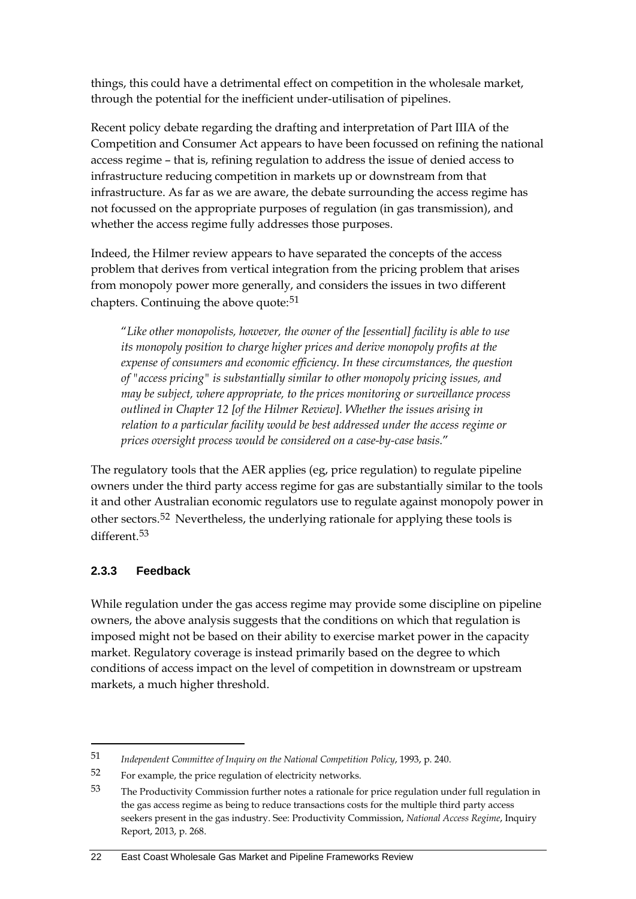things, this could have a detrimental effect on competition in the wholesale market, through the potential for the inefficient under-utilisation of pipelines.

Recent policy debate regarding the drafting and interpretation of Part IIIA of the Competition and Consumer Act appears to have been focussed on refining the national access regime – that is, refining regulation to address the issue of denied access to infrastructure reducing competition in markets up or downstream from that infrastructure. As far as we are aware, the debate surrounding the access regime has not focussed on the appropriate purposes of regulation (in gas transmission), and whether the access regime fully addresses those purposes.

Indeed, the Hilmer review appears to have separated the concepts of the access problem that derives from vertical integration from the pricing problem that arises from monopoly power more generally, and considers the issues in two different chapters. Continuing the above quote:[51]

> "*Like other monopolists, however, the owner of the [essential] facility is able to use its monopoly position to charge higher prices and derive monopoly profits at the expense of consumers and economic efficiency. In these circumstances, the question of "access pricing" is substantially similar to other monopoly pricing issues, and may be subject, where appropriate, to the prices monitoring or surveillance process outlined in Chapter 12 [of the Hilmer Review]. Whether the issues arising in relation to a particular facility would be best addressed under the access regime or prices oversight process would be considered on a case-by-case basis.*"

The regulatory tools that the AER applies (eg, price regulation) to regulate pipeline owners under the third party access regime for gas are substantially similar to the tools it and other Australian economic regulators use to regulate against monopoly power in other sectors.[52] Nevertheless, the underlying rationale for applying these tools is different.[53]

### 2.3.3 Feedback

While regulation under the gas access regime may provide some discipline on pipeline owners, the above analysis suggests that the conditions on which that regulation is imposed might not be based on their ability to exercise market power in the capacity market. Regulatory coverage is instead primarily based on the degree to which conditions of access impact on the level of competition in downstream or upstream markets, a much higher threshold.

---

51 *Independent Committee of Inquiry on the National Competition Policy*, 1993, p. 240.

52 For example, the price regulation of electricity networks.

53 The Productivity Commission further notes a rationale for price regulation under full regulation in the gas access regime as being to reduce transactions costs for the multiple third party access seekers present in the gas industry. See: Productivity Commission, *National Access Regime*, Inquiry Report, 2013, p. 268.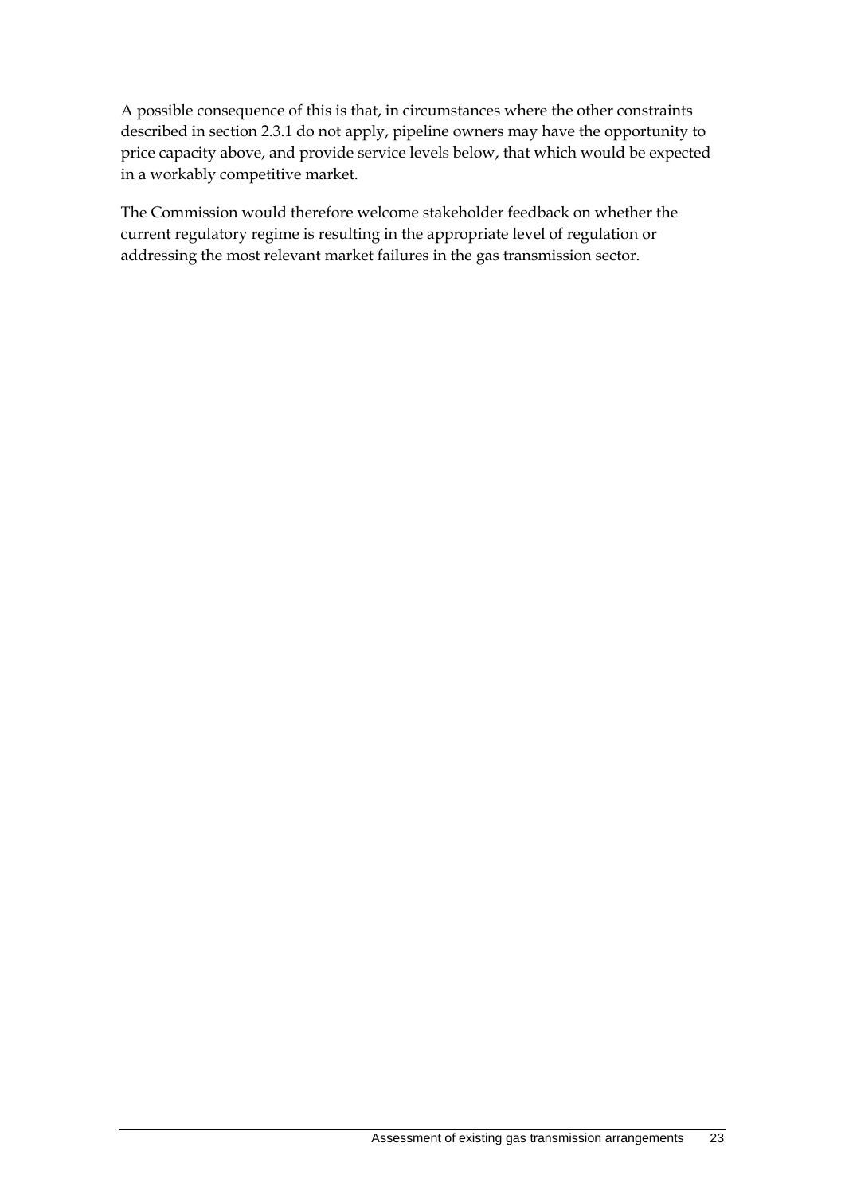A possible consequence of this is that, in circumstances where the other constraints described in section 2.3.1 do not apply, pipeline owners may have the opportunity to price capacity above, and provide service levels below, that which would be expected in a workably competitive market.

The Commission would therefore welcome stakeholder feedback on whether the current regulatory regime is resulting in the appropriate level of regulation or addressing the most relevant market failures in the gas transmission sector.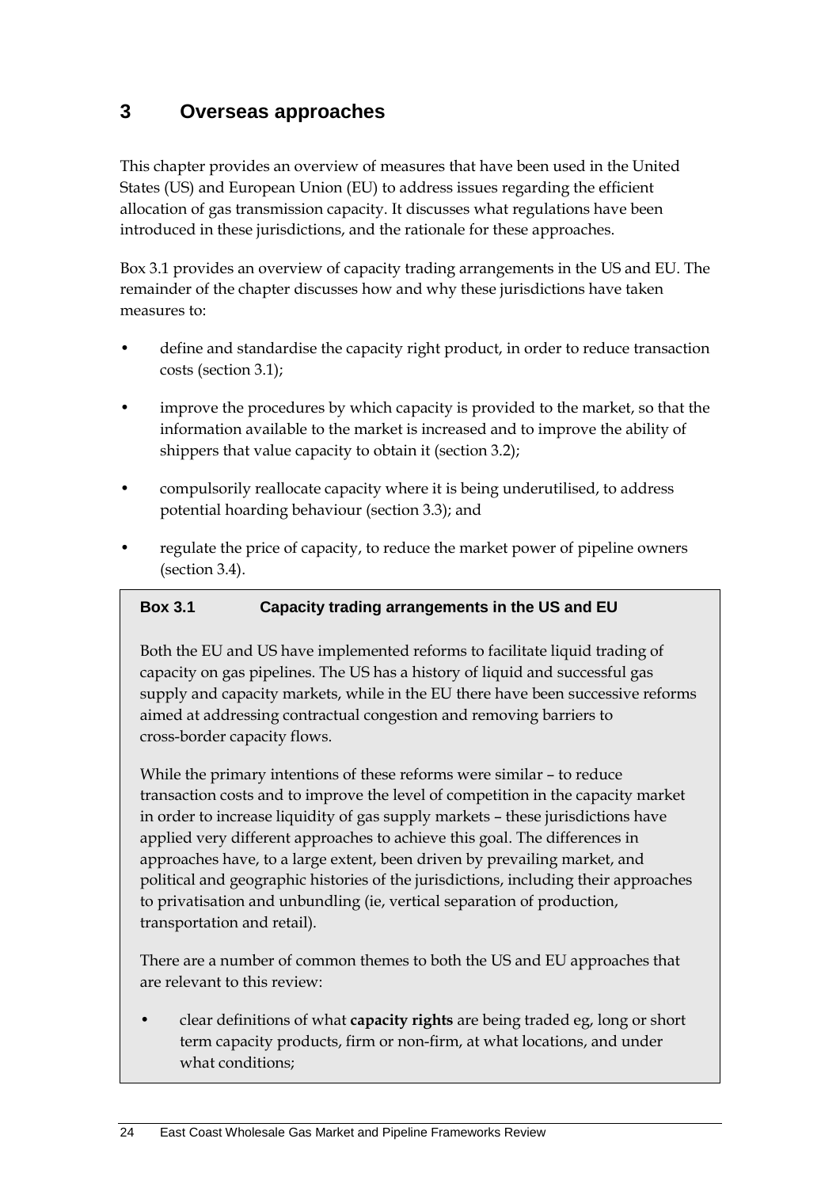# 3 Overseas approaches

This chapter provides an overview of measures that have been used in the United States (US) and European Union (EU) to address issues regarding the efficient allocation of gas transmission capacity. It discusses what regulations have been introduced in these jurisdictions, and the rationale for these approaches.

Box 3.1 provides an overview of capacity trading arrangements in the US and EU. The remainder of the chapter discusses how and why these jurisdictions have taken measures to:

- define and standardise the capacity right product, in order to reduce transaction costs (section 3.1);
- improve the procedures by which capacity is provided to the market, so that the information available to the market is increased and to improve the ability of shippers that value capacity to obtain it (section 3.2);
- compulsorily reallocate capacity where it is being underutilised, to address potential hoarding behaviour (section 3.3); and
- regulate the price of capacity, to reduce the market power of pipeline owners (section 3.4).

> **Box 3.1 Capacity trading arrangements in the US and EU**
>
> Both the EU and US have implemented reforms to facilitate liquid trading of capacity on gas pipelines. The US has a history of liquid and successful gas supply and capacity markets, while in the EU there have been successive reforms aimed at addressing contractual congestion and removing barriers to cross-border capacity flows.
>
> While the primary intentions of these reforms were similar – to reduce transaction costs and to improve the level of competition in the capacity market in order to increase liquidity of gas supply markets – these jurisdictions have applied very different approaches to achieve this goal. The differences in approaches have, to a large extent, been driven by prevailing market, and political and geographic histories of the jurisdictions, including their approaches to privatisation and unbundling (ie, vertical separation of production, transportation and retail).
>
> There are a number of common themes to both the US and EU approaches that are relevant to this review:
>
> - clear definitions of what **capacity rights** are being traded eg, long or short term capacity products, firm or non-firm, at what locations, and under what conditions;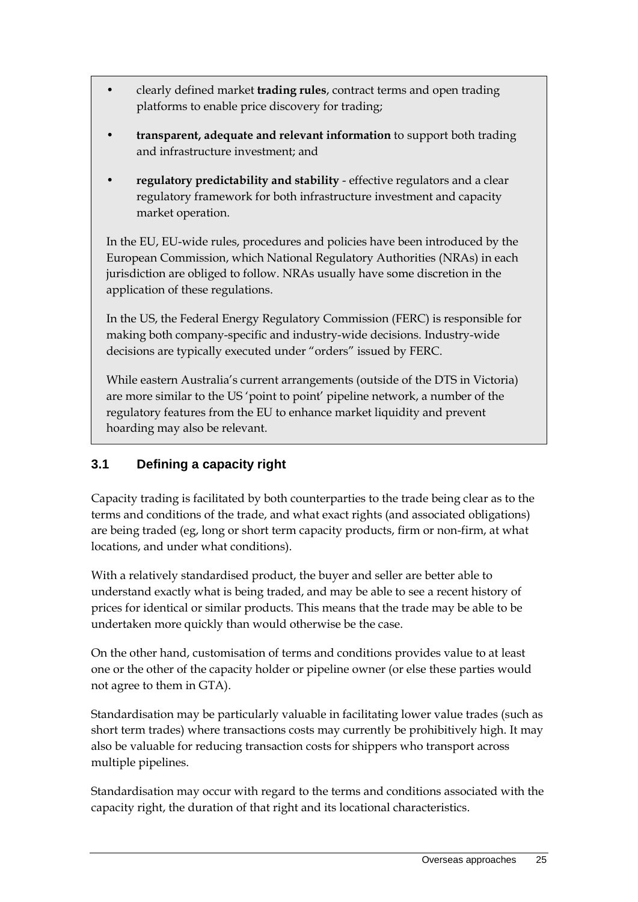- clearly defined market **trading rules**, contract terms and open trading platforms to enable price discovery for trading;
- **transparent, adequate and relevant information** to support both trading and infrastructure investment; and
- **regulatory predictability and stability** - effective regulators and a clear regulatory framework for both infrastructure investment and capacity market operation.

In the EU, EU-wide rules, procedures and policies have been introduced by the European Commission, which National Regulatory Authorities (NRAs) in each jurisdiction are obliged to follow. NRAs usually have some discretion in the application of these regulations.

In the US, the Federal Energy Regulatory Commission (FERC) is responsible for making both company-specific and industry-wide decisions. Industry-wide decisions are typically executed under "orders" issued by FERC.

While eastern Australia's current arrangements (outside of the DTS in Victoria) are more similar to the US 'point to point' pipeline network, a number of the regulatory features from the EU to enhance market liquidity and prevent hoarding may also be relevant.

## 3.1 Defining a capacity right

Capacity trading is facilitated by both counterparties to the trade being clear as to the terms and conditions of the trade, and what exact rights (and associated obligations) are being traded (eg, long or short term capacity products, firm or non-firm, at what locations, and under what conditions).

With a relatively standardised product, the buyer and seller are better able to understand exactly what is being traded, and may be able to see a recent history of prices for identical or similar products. This means that the trade may be able to be undertaken more quickly than would otherwise be the case.

On the other hand, customisation of terms and conditions provides value to at least one or the other of the capacity holder or pipeline owner (or else these parties would not agree to them in GTA).

Standardisation may be particularly valuable in facilitating lower value trades (such as short term trades) where transactions costs may currently be prohibitively high. It may also be valuable for reducing transaction costs for shippers who transport across multiple pipelines.

Standardisation may occur with regard to the terms and conditions associated with the capacity right, the duration of that right and its locational characteristics.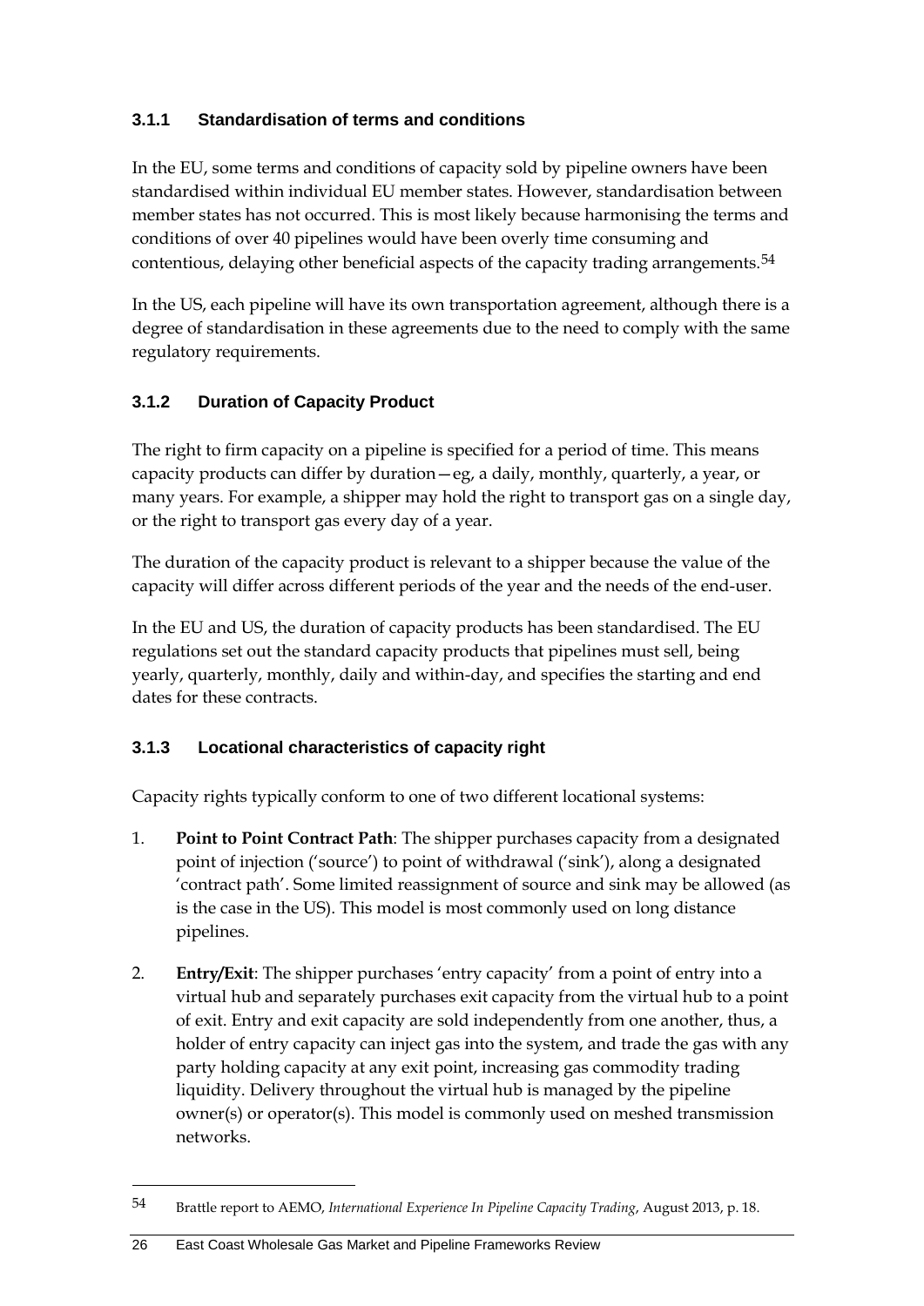### 3.1.1 Standardisation of terms and conditions

In the EU, some terms and conditions of capacity sold by pipeline owners have been standardised within individual EU member states. However, standardisation between member states has not occurred. This is most likely because harmonising the terms and conditions of over 40 pipelines would have been overly time consuming and contentious, delaying other beneficial aspects of the capacity trading arrangements.[54]

In the US, each pipeline will have its own transportation agreement, although there is a degree of standardisation in these agreements due to the need to comply with the same regulatory requirements.

### 3.1.2 Duration of Capacity Product

The right to firm capacity on a pipeline is specified for a period of time. This means capacity products can differ by duration—eg, a daily, monthly, quarterly, a year, or many years. For example, a shipper may hold the right to transport gas on a single day, or the right to transport gas every day of a year.

The duration of the capacity product is relevant to a shipper because the value of the capacity will differ across different periods of the year and the needs of the end-user.

In the EU and US, the duration of capacity products has been standardised. The EU regulations set out the standard capacity products that pipelines must sell, being yearly, quarterly, monthly, daily and within-day, and specifies the starting and end dates for these contracts.

### 3.1.3 Locational characteristics of capacity right

Capacity rights typically conform to one of two different locational systems:

1. **Point to Point Contract Path**: The shipper purchases capacity from a designated point of injection ('source') to point of withdrawal ('sink'), along a designated 'contract path'. Some limited reassignment of source and sink may be allowed (as is the case in the US). This model is most commonly used on long distance pipelines.
2. **Entry/Exit**: The shipper purchases 'entry capacity' from a point of entry into a virtual hub and separately purchases exit capacity from the virtual hub to a point of exit. Entry and exit capacity are sold independently from one another, thus, a holder of entry capacity can inject gas into the system, and trade the gas with any party holding capacity at any exit point, increasing gas commodity trading liquidity. Delivery throughout the virtual hub is managed by the pipeline owner(s) or operator(s). This model is commonly used on meshed transmission networks.

---

54 Brattle report to AEMO, *International Experience In Pipeline Capacity Trading*, August 2013, p. 18.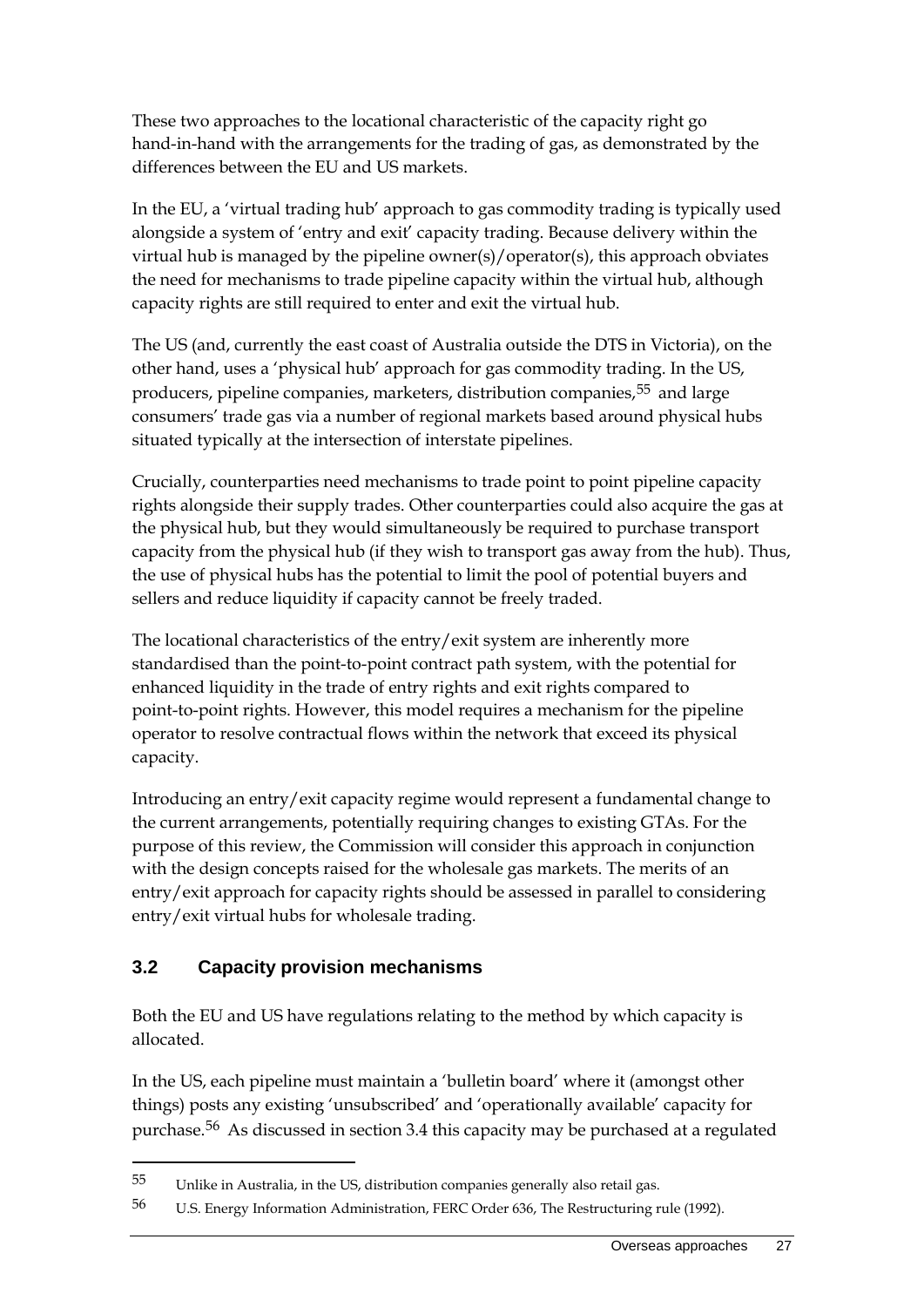These two approaches to the locational characteristic of the capacity right go hand-in-hand with the arrangements for the trading of gas, as demonstrated by the differences between the EU and US markets.

In the EU, a 'virtual trading hub' approach to gas commodity trading is typically used alongside a system of 'entry and exit' capacity trading. Because delivery within the virtual hub is managed by the pipeline owner(s)/operator(s), this approach obviates the need for mechanisms to trade pipeline capacity within the virtual hub, although capacity rights are still required to enter and exit the virtual hub.

The US (and, currently the east coast of Australia outside the DTS in Victoria), on the other hand, uses a 'physical hub' approach for gas commodity trading. In the US, producers, pipeline companies, marketers, distribution companies,[55] and large consumers' trade gas via a number of regional markets based around physical hubs situated typically at the intersection of interstate pipelines.

Crucially, counterparties need mechanisms to trade point to point pipeline capacity rights alongside their supply trades. Other counterparties could also acquire the gas at the physical hub, but they would simultaneously be required to purchase transport capacity from the physical hub (if they wish to transport gas away from the hub). Thus, the use of physical hubs has the potential to limit the pool of potential buyers and sellers and reduce liquidity if capacity cannot be freely traded.

The locational characteristics of the entry/exit system are inherently more standardised than the point-to-point contract path system, with the potential for enhanced liquidity in the trade of entry rights and exit rights compared to point-to-point rights. However, this model requires a mechanism for the pipeline operator to resolve contractual flows within the network that exceed its physical capacity.

Introducing an entry/exit capacity regime would represent a fundamental change to the current arrangements, potentially requiring changes to existing GTAs. For the purpose of this review, the Commission will consider this approach in conjunction with the design concepts raised for the wholesale gas markets. The merits of an entry/exit approach for capacity rights should be assessed in parallel to considering entry/exit virtual hubs for wholesale trading.

## 3.2 Capacity provision mechanisms

Both the EU and US have regulations relating to the method by which capacity is allocated.

In the US, each pipeline must maintain a 'bulletin board' where it (amongst other things) posts any existing 'unsubscribed' and 'operationally available' capacity for purchase.[56] As discussed in section 3.4 this capacity may be purchased at a regulated

---

[55] Unlike in Australia, in the US, distribution companies generally also retail gas.

[56] U.S. Energy Information Administration, FERC Order 636, The Restructuring rule (1992).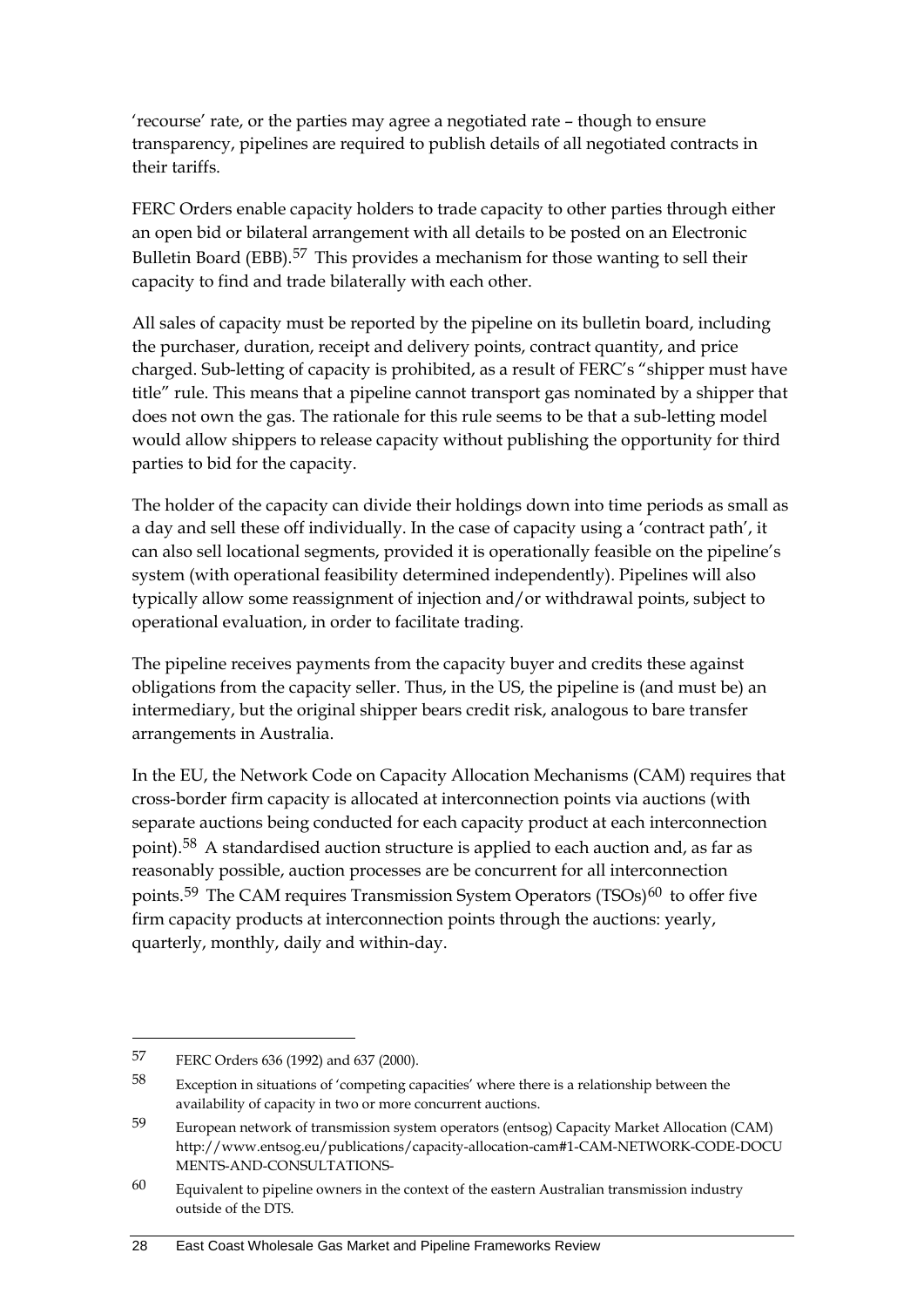'recourse' rate, or the parties may agree a negotiated rate – though to ensure transparency, pipelines are required to publish details of all negotiated contracts in their tariffs.

FERC Orders enable capacity holders to trade capacity to other parties through either an open bid or bilateral arrangement with all details to be posted on an Electronic Bulletin Board (EBB).[57] This provides a mechanism for those wanting to sell their capacity to find and trade bilaterally with each other.

All sales of capacity must be reported by the pipeline on its bulletin board, including the purchaser, duration, receipt and delivery points, contract quantity, and price charged. Sub-letting of capacity is prohibited, as a result of FERC's "shipper must have title" rule. This means that a pipeline cannot transport gas nominated by a shipper that does not own the gas. The rationale for this rule seems to be that a sub-letting model would allow shippers to release capacity without publishing the opportunity for third parties to bid for the capacity.

The holder of the capacity can divide their holdings down into time periods as small as a day and sell these off individually. In the case of capacity using a 'contract path', it can also sell locational segments, provided it is operationally feasible on the pipeline's system (with operational feasibility determined independently). Pipelines will also typically allow some reassignment of injection and/or withdrawal points, subject to operational evaluation, in order to facilitate trading.

The pipeline receives payments from the capacity buyer and credits these against obligations from the capacity seller. Thus, in the US, the pipeline is (and must be) an intermediary, but the original shipper bears credit risk, analogous to bare transfer arrangements in Australia.

In the EU, the Network Code on Capacity Allocation Mechanisms (CAM) requires that cross-border firm capacity is allocated at interconnection points via auctions (with separate auctions being conducted for each capacity product at each interconnection point).[58] A standardised auction structure is applied to each auction and, as far as reasonably possible, auction processes are be concurrent for all interconnection points.[59] The CAM requires Transmission System Operators (TSOs)[60] to offer five firm capacity products at interconnection points through the auctions: yearly, quarterly, monthly, daily and within-day.

---

57 FERC Orders 636 (1992) and 637 (2000).

58 Exception in situations of 'competing capacities' where there is a relationship between the availability of capacity in two or more concurrent auctions.

59 European network of transmission system operators (entsog) Capacity Market Allocation (CAM) http://www.entsog.eu/publications/capacity-allocation-cam#1-CAM-NETWORK-CODE-DOCUMENTS-AND-CONSULTATIONS-

60 Equivalent to pipeline owners in the context of the eastern Australian transmission industry outside of the DTS.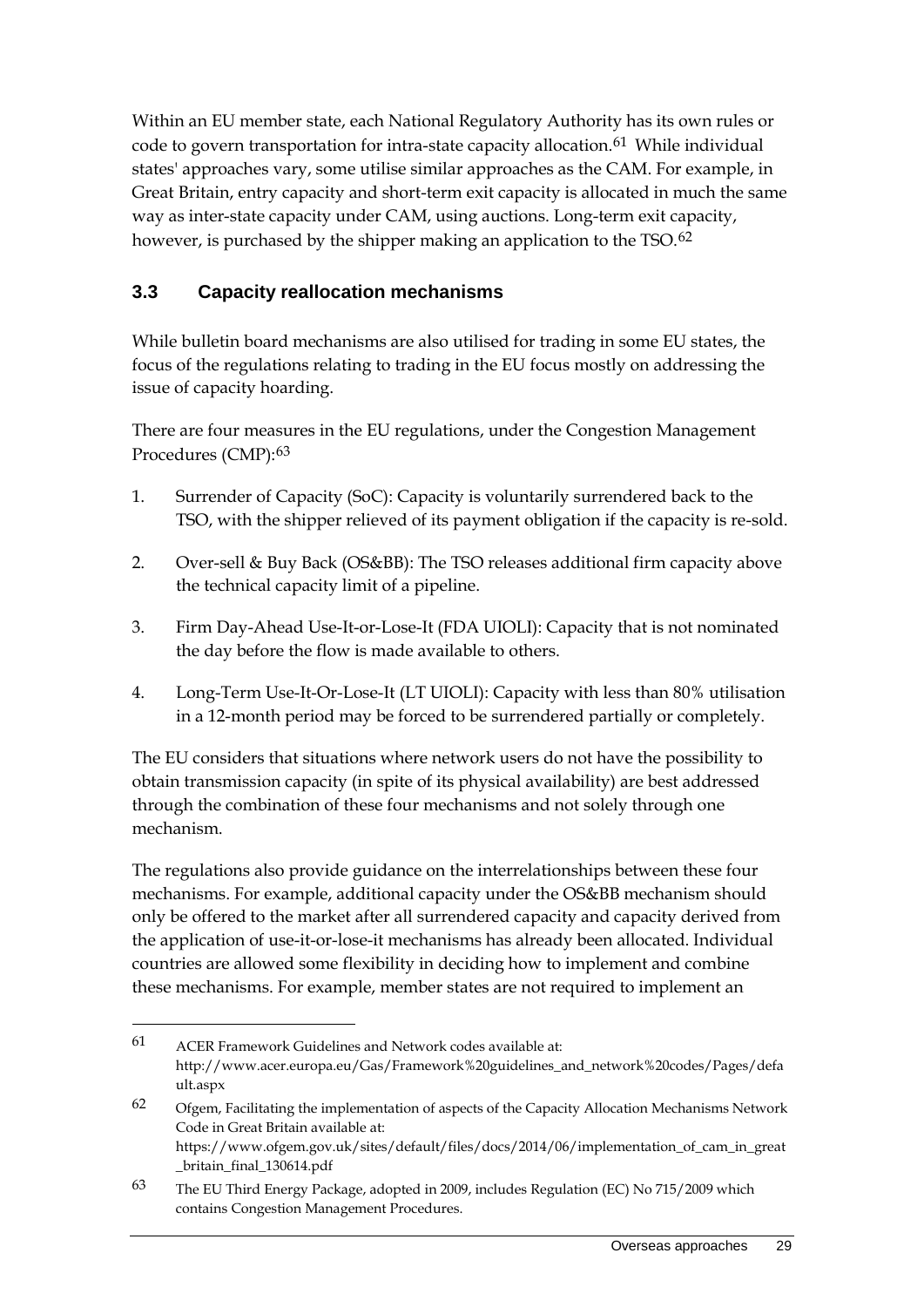Within an EU member state, each National Regulatory Authority has its own rules or code to govern transportation for intra-state capacity allocation.[61] While individual states' approaches vary, some utilise similar approaches as the CAM. For example, in Great Britain, entry capacity and short-term exit capacity is allocated in much the same way as inter-state capacity under CAM, using auctions. Long-term exit capacity, however, is purchased by the shipper making an application to the TSO.[62]

## 3.3 Capacity reallocation mechanisms

While bulletin board mechanisms are also utilised for trading in some EU states, the focus of the regulations relating to trading in the EU focus mostly on addressing the issue of capacity hoarding.

There are four measures in the EU regulations, under the Congestion Management Procedures (CMP):[63]

1. Surrender of Capacity (SoC): Capacity is voluntarily surrendered back to the TSO, with the shipper relieved of its payment obligation if the capacity is re-sold.
2. Over-sell & Buy Back (OS&BB): The TSO releases additional firm capacity above the technical capacity limit of a pipeline.
3. Firm Day-Ahead Use-It-or-Lose-It (FDA UIOLI): Capacity that is not nominated the day before the flow is made available to others.
4. Long-Term Use-It-Or-Lose-It (LT UIOLI): Capacity with less than 80% utilisation in a 12-month period may be forced to be surrendered partially or completely.

The EU considers that situations where network users do not have the possibility to obtain transmission capacity (in spite of its physical availability) are best addressed through the combination of these four mechanisms and not solely through one mechanism.

The regulations also provide guidance on the interrelationships between these four mechanisms. For example, additional capacity under the OS&BB mechanism should only be offered to the market after all surrendered capacity and capacity derived from the application of use-it-or-lose-it mechanisms has already been allocated. Individual countries are allowed some flexibility in deciding how to implement and combine these mechanisms. For example, member states are not required to implement an

---

61 ACER Framework Guidelines and Network codes available at: http://www.acer.europa.eu/Gas/Framework%20guidelines_and_network%20codes/Pages/default.aspx

62 Ofgem, Facilitating the implementation of aspects of the Capacity Allocation Mechanisms Network Code in Great Britain available at: https://www.ofgem.gov.uk/sites/default/files/docs/2014/06/implementation_of_cam_in_great_britain_final_130614.pdf

63 The EU Third Energy Package, adopted in 2009, includes Regulation (EC) No 715/2009 which contains Congestion Management Procedures.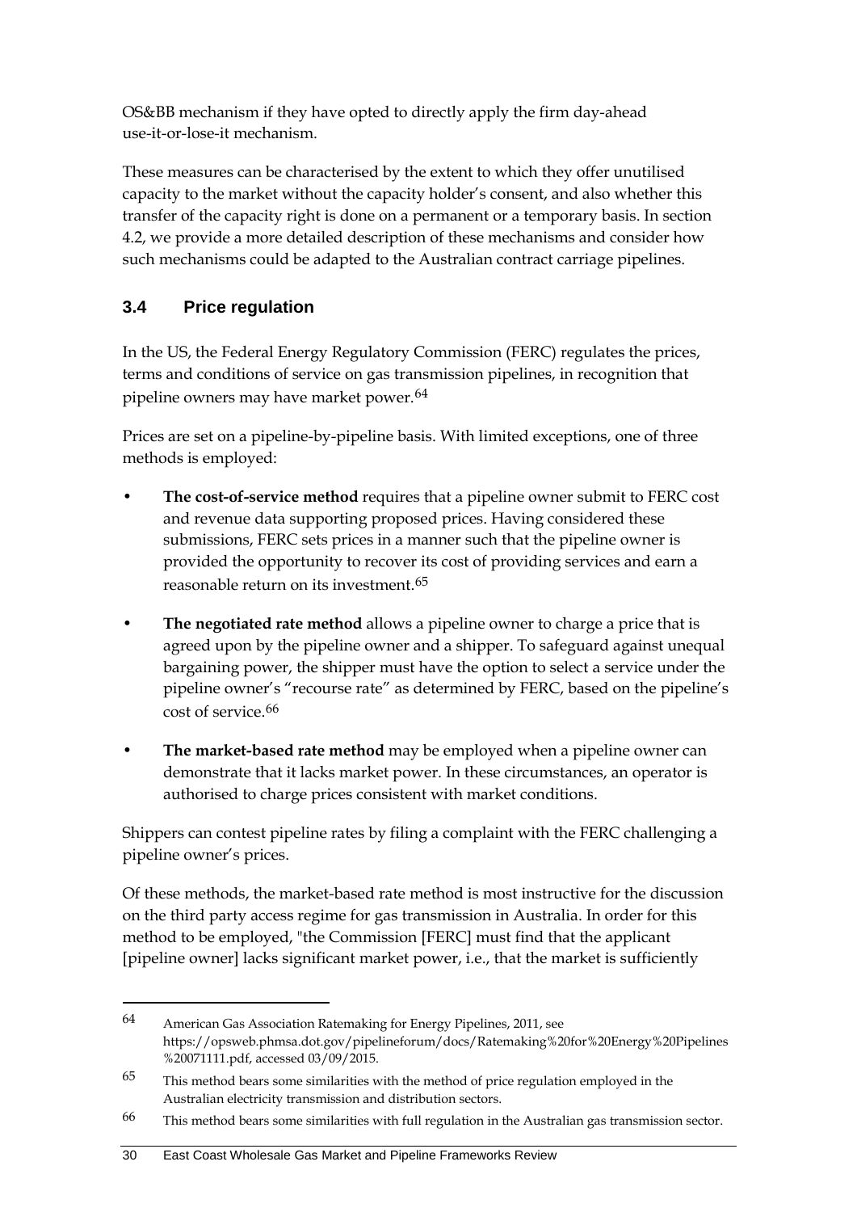OS&BB mechanism if they have opted to directly apply the firm day-ahead use-it-or-lose-it mechanism.

These measures can be characterised by the extent to which they offer unutilised capacity to the market without the capacity holder's consent, and also whether this transfer of the capacity right is done on a permanent or a temporary basis. In section 4.2, we provide a more detailed description of these mechanisms and consider how such mechanisms could be adapted to the Australian contract carriage pipelines.

### 3.4 Price regulation

In the US, the Federal Energy Regulatory Commission (FERC) regulates the prices, terms and conditions of service on gas transmission pipelines, in recognition that pipeline owners may have market power.[64]

Prices are set on a pipeline-by-pipeline basis. With limited exceptions, one of three methods is employed:

- **The cost-of-service method** requires that a pipeline owner submit to FERC cost and revenue data supporting proposed prices. Having considered these submissions, FERC sets prices in a manner such that the pipeline owner is provided the opportunity to recover its cost of providing services and earn a reasonable return on its investment.[65]
- **The negotiated rate method** allows a pipeline owner to charge a price that is agreed upon by the pipeline owner and a shipper. To safeguard against unequal bargaining power, the shipper must have the option to select a service under the pipeline owner's "recourse rate" as determined by FERC, based on the pipeline's cost of service.[66]
- **The market-based rate method** may be employed when a pipeline owner can demonstrate that it lacks market power. In these circumstances, an operator is authorised to charge prices consistent with market conditions.

Shippers can contest pipeline rates by filing a complaint with the FERC challenging a pipeline owner's prices.

Of these methods, the market-based rate method is most instructive for the discussion on the third party access regime for gas transmission in Australia. In order for this method to be employed, "the Commission [FERC] must find that the applicant [pipeline owner] lacks significant market power, i.e., that the market is sufficiently

---

64 American Gas Association Ratemaking for Energy Pipelines, 2011, see https://opsweb.phmsa.dot.gov/pipelineforum/docs/Ratemaking%20for%20Energy%20Pipelines%20071111.pdf, accessed 03/09/2015.

65 This method bears some similarities with the method of price regulation employed in the Australian electricity transmission and distribution sectors.

66 This method bears some similarities with full regulation in the Australian gas transmission sector.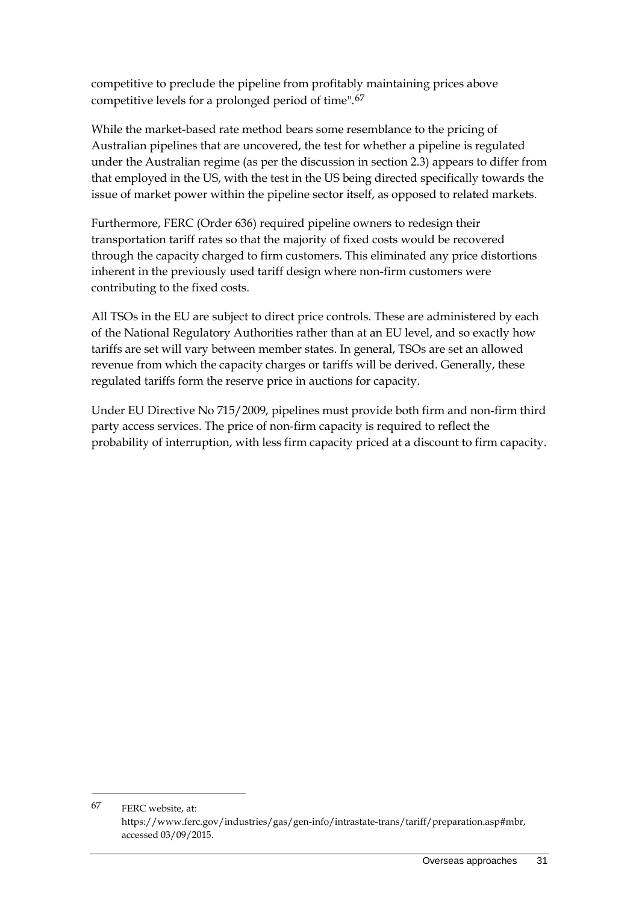competitive to preclude the pipeline from profitably maintaining prices above competitive levels for a prolonged period of time".[67]

While the market-based rate method bears some resemblance to the pricing of Australian pipelines that are uncovered, the test for whether a pipeline is regulated under the Australian regime (as per the discussion in section 2.3) appears to differ from that employed in the US, with the test in the US being directed specifically towards the issue of market power within the pipeline sector itself, as opposed to related markets.

Furthermore, FERC (Order 636) required pipeline owners to redesign their transportation tariff rates so that the majority of fixed costs would be recovered through the capacity charged to firm customers. This eliminated any price distortions inherent in the previously used tariff design where non-firm customers were contributing to the fixed costs.

All TSOs in the EU are subject to direct price controls. These are administered by each of the National Regulatory Authorities rather than at an EU level, and so exactly how tariffs are set will vary between member states. In general, TSOs are set an allowed revenue from which the capacity charges or tariffs will be derived. Generally, these regulated tariffs form the reserve price in auctions for capacity.

Under EU Directive No 715/2009, pipelines must provide both firm and non-firm third party access services. The price of non-firm capacity is required to reflect the probability of interruption, with less firm capacity priced at a discount to firm capacity.

---

67 FERC website, at: https://www.ferc.gov/industries/gas/gen-info/intrastate-trans/tariff/preparation.asp#mbr, accessed 03/09/2015.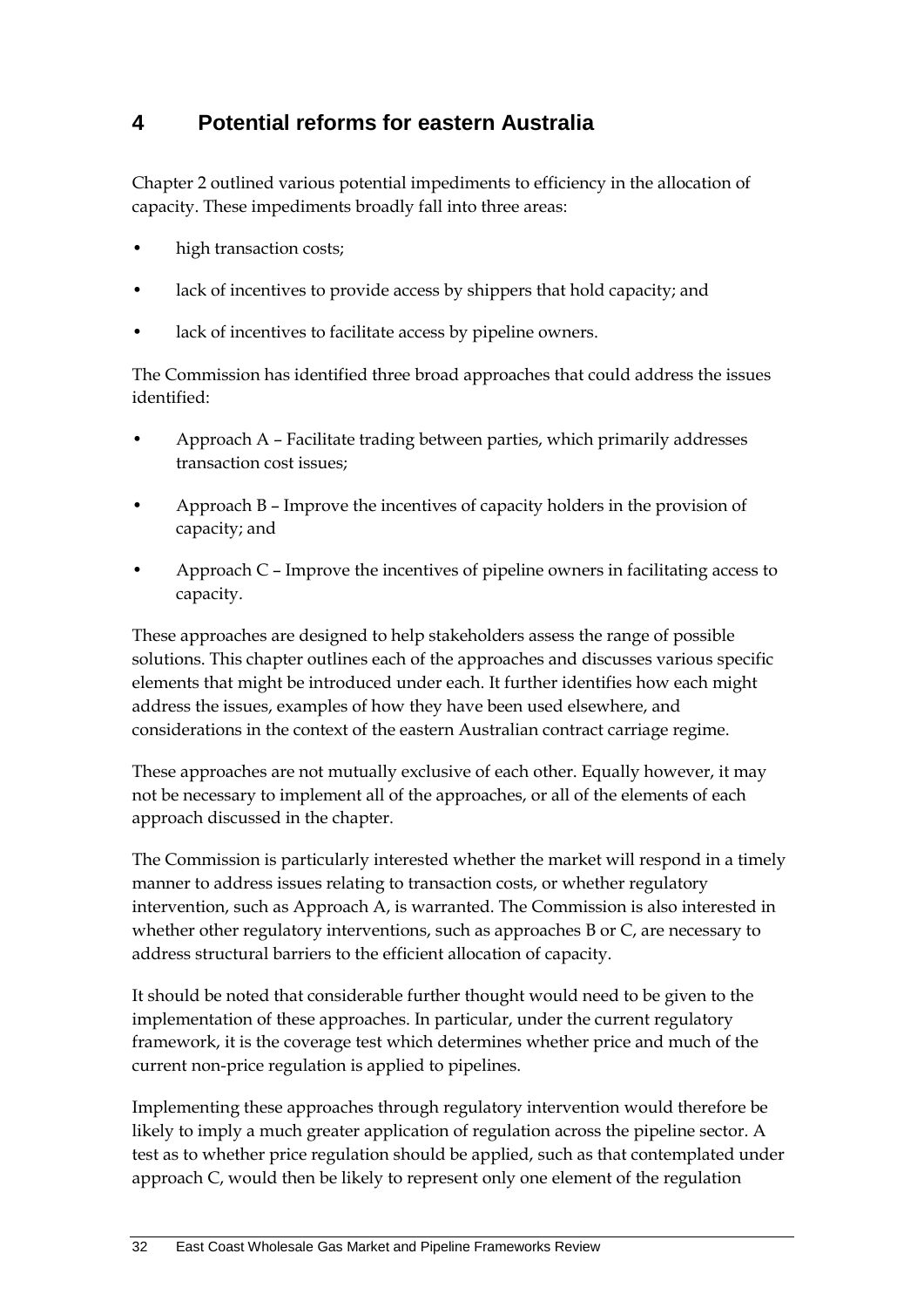# 4 Potential reforms for eastern Australia

Chapter 2 outlined various potential impediments to efficiency in the allocation of capacity. These impediments broadly fall into three areas:

- high transaction costs;
- lack of incentives to provide access by shippers that hold capacity; and
- lack of incentives to facilitate access by pipeline owners.

The Commission has identified three broad approaches that could address the issues identified:

- Approach A – Facilitate trading between parties, which primarily addresses transaction cost issues;
- Approach B – Improve the incentives of capacity holders in the provision of capacity; and
- Approach C – Improve the incentives of pipeline owners in facilitating access to capacity.

These approaches are designed to help stakeholders assess the range of possible solutions. This chapter outlines each of the approaches and discusses various specific elements that might be introduced under each. It further identifies how each might address the issues, examples of how they have been used elsewhere, and considerations in the context of the eastern Australian contract carriage regime.

These approaches are not mutually exclusive of each other. Equally however, it may not be necessary to implement all of the approaches, or all of the elements of each approach discussed in the chapter.

The Commission is particularly interested whether the market will respond in a timely manner to address issues relating to transaction costs, or whether regulatory intervention, such as Approach A, is warranted. The Commission is also interested in whether other regulatory interventions, such as approaches B or C, are necessary to address structural barriers to the efficient allocation of capacity.

It should be noted that considerable further thought would need to be given to the implementation of these approaches. In particular, under the current regulatory framework, it is the coverage test which determines whether price and much of the current non-price regulation is applied to pipelines.

Implementing these approaches through regulatory intervention would therefore be likely to imply a much greater application of regulation across the pipeline sector. A test as to whether price regulation should be applied, such as that contemplated under approach C, would then be likely to represent only one element of the regulation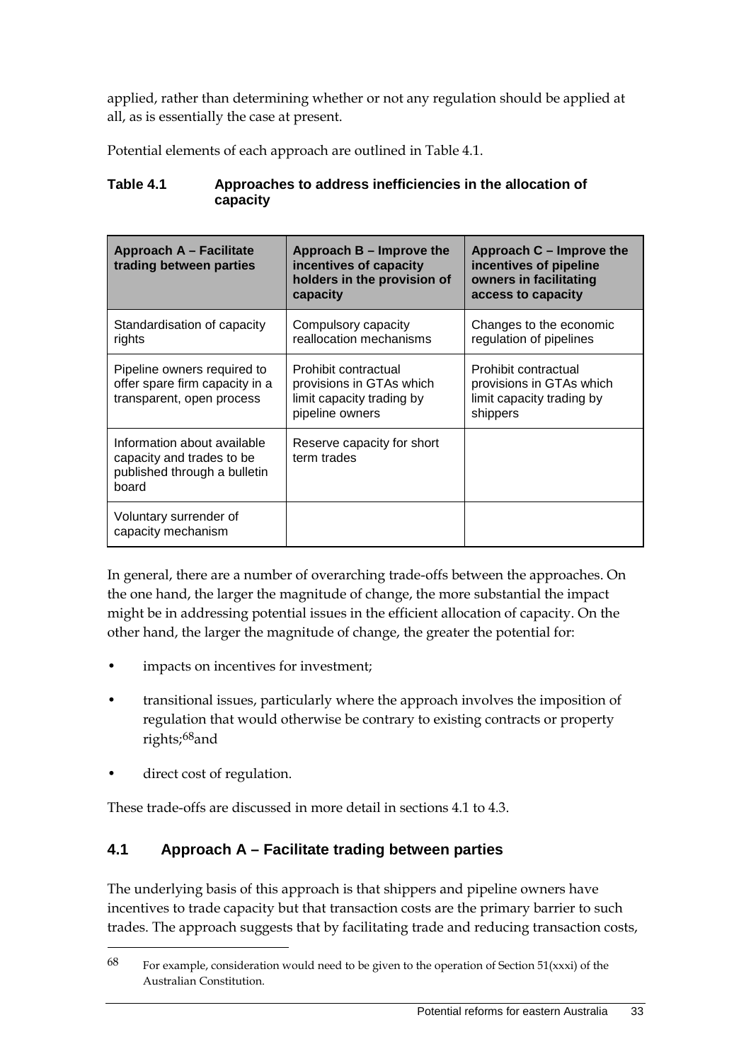applied, rather than determining whether or not any regulation should be applied at all, as is essentially the case at present.

Potential elements of each approach are outlined in Table 4.1.

**Table 4.1 Approaches to address inefficiencies in the allocation of capacity**

| Approach A – Facilitate trading between parties | Approach B – Improve the incentives of capacity holders in the provision of capacity | Approach C – Improve the incentives of pipeline owners in facilitating access to capacity |
|---|---|---|
| Standardisation of capacity rights | Compulsory capacity reallocation mechanisms | Changes to the economic regulation of pipelines |
| Pipeline owners required to offer spare firm capacity in a transparent, open process | Prohibit contractual provisions in GTAs which limit capacity trading by pipeline owners | Prohibit contractual provisions in GTAs which limit capacity trading by shippers |
| Information about available capacity and trades to be published through a bulletin board | Reserve capacity for short term trades | |
| Voluntary surrender of capacity mechanism | | |

In general, there are a number of overarching trade-offs between the approaches. On the one hand, the larger the magnitude of change, the more substantial the impact might be in addressing potential issues in the efficient allocation of capacity. On the other hand, the larger the magnitude of change, the greater the potential for:

- impacts on incentives for investment;
- transitional issues, particularly where the approach involves the imposition of regulation that would otherwise be contrary to existing contracts or property rights;[68] and
- direct cost of regulation.

These trade-offs are discussed in more detail in sections 4.1 to 4.3.

## 4.1 Approach A – Facilitate trading between parties

The underlying basis of this approach is that shippers and pipeline owners have incentives to trade capacity but that transaction costs are the primary barrier to such trades. The approach suggests that by facilitating trade and reducing transaction costs,

[68] For example, consideration would need to be given to the operation of Section 51(xxxi) of the Australian Constitution.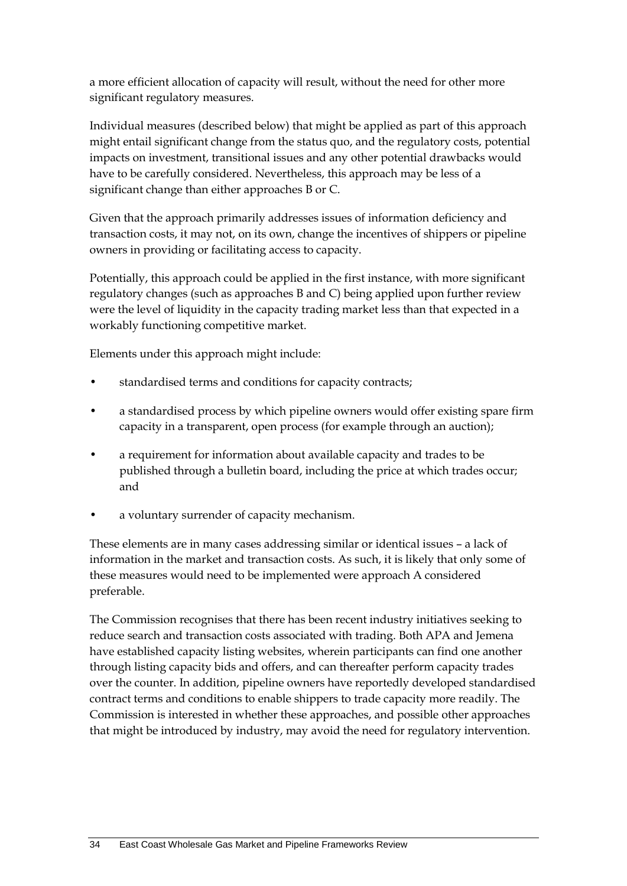a more efficient allocation of capacity will result, without the need for other more significant regulatory measures.

Individual measures (described below) that might be applied as part of this approach might entail significant change from the status quo, and the regulatory costs, potential impacts on investment, transitional issues and any other potential drawbacks would have to be carefully considered. Nevertheless, this approach may be less of a significant change than either approaches B or C.

Given that the approach primarily addresses issues of information deficiency and transaction costs, it may not, on its own, change the incentives of shippers or pipeline owners in providing or facilitating access to capacity.

Potentially, this approach could be applied in the first instance, with more significant regulatory changes (such as approaches B and C) being applied upon further review were the level of liquidity in the capacity trading market less than that expected in a workably functioning competitive market.

Elements under this approach might include:

- standardised terms and conditions for capacity contracts;
- a standardised process by which pipeline owners would offer existing spare firm capacity in a transparent, open process (for example through an auction);
- a requirement for information about available capacity and trades to be published through a bulletin board, including the price at which trades occur; and
- a voluntary surrender of capacity mechanism.

These elements are in many cases addressing similar or identical issues – a lack of information in the market and transaction costs. As such, it is likely that only some of these measures would need to be implemented were approach A considered preferable.

The Commission recognises that there has been recent industry initiatives seeking to reduce search and transaction costs associated with trading. Both APA and Jemena have established capacity listing websites, wherein participants can find one another through listing capacity bids and offers, and can thereafter perform capacity trades over the counter. In addition, pipeline owners have reportedly developed standardised contract terms and conditions to enable shippers to trade capacity more readily. The Commission is interested in whether these approaches, and possible other approaches that might be introduced by industry, may avoid the need for regulatory intervention.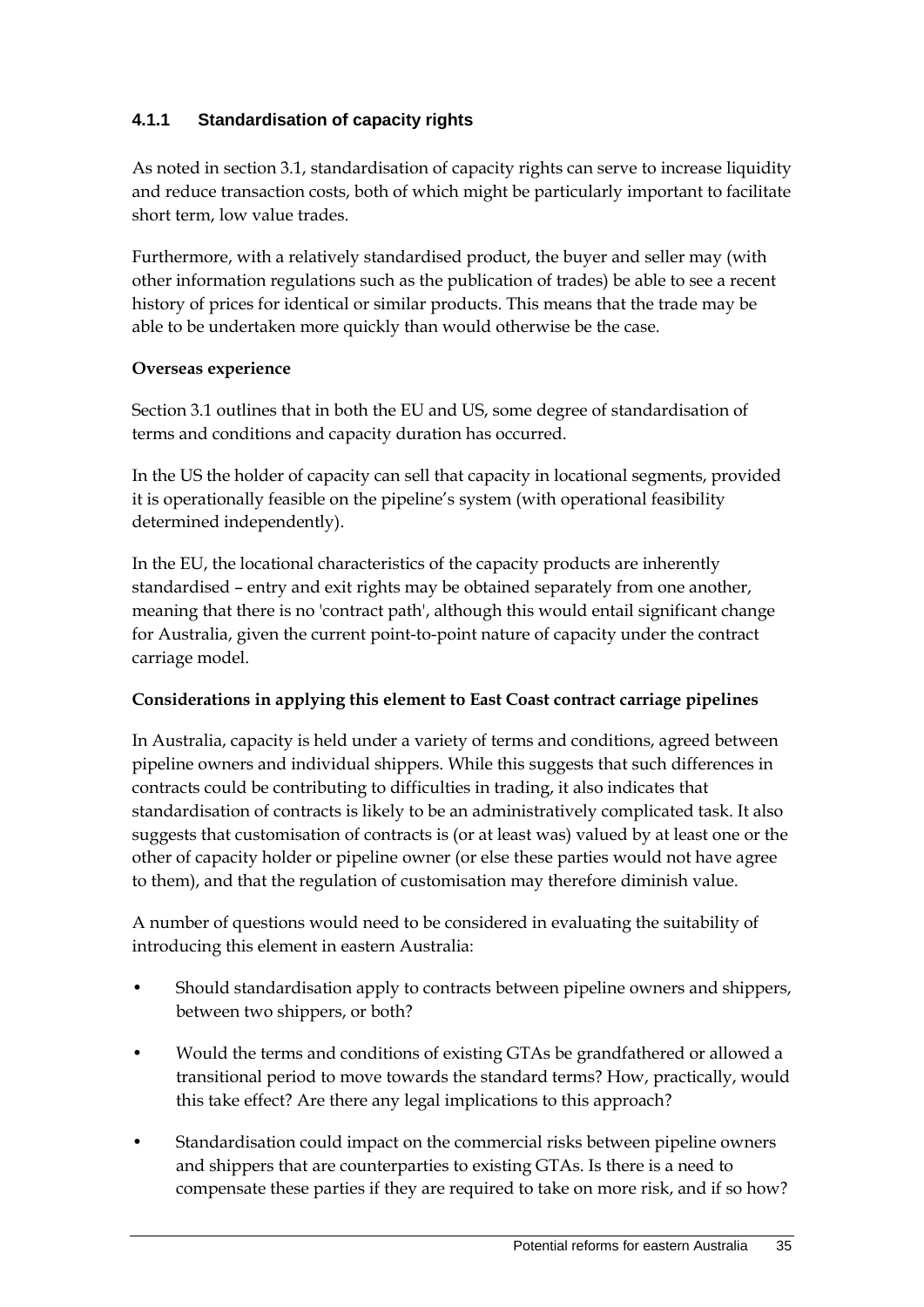### 4.1.1 Standardisation of capacity rights

As noted in section 3.1, standardisation of capacity rights can serve to increase liquidity and reduce transaction costs, both of which might be particularly important to facilitate short term, low value trades.

Furthermore, with a relatively standardised product, the buyer and seller may (with other information regulations such as the publication of trades) be able to see a recent history of prices for identical or similar products. This means that the trade may be able to be undertaken more quickly than would otherwise be the case.

**Overseas experience**

Section 3.1 outlines that in both the EU and US, some degree of standardisation of terms and conditions and capacity duration has occurred.

In the US the holder of capacity can sell that capacity in locational segments, provided it is operationally feasible on the pipeline's system (with operational feasibility determined independently).

In the EU, the locational characteristics of the capacity products are inherently standardised – entry and exit rights may be obtained separately from one another, meaning that there is no 'contract path', although this would entail significant change for Australia, given the current point-to-point nature of capacity under the contract carriage model.

**Considerations in applying this element to East Coast contract carriage pipelines**

In Australia, capacity is held under a variety of terms and conditions, agreed between pipeline owners and individual shippers. While this suggests that such differences in contracts could be contributing to difficulties in trading, it also indicates that standardisation of contracts is likely to be an administratively complicated task. It also suggests that customisation of contracts is (or at least was) valued by at least one or the other of capacity holder or pipeline owner (or else these parties would not have agree to them), and that the regulation of customisation may therefore diminish value.

A number of questions would need to be considered in evaluating the suitability of introducing this element in eastern Australia:

- Should standardisation apply to contracts between pipeline owners and shippers, between two shippers, or both?
- Would the terms and conditions of existing GTAs be grandfathered or allowed a transitional period to move towards the standard terms? How, practically, would this take effect? Are there any legal implications to this approach?
- Standardisation could impact on the commercial risks between pipeline owners and shippers that are counterparties to existing GTAs. Is there is a need to compensate these parties if they are required to take on more risk, and if so how?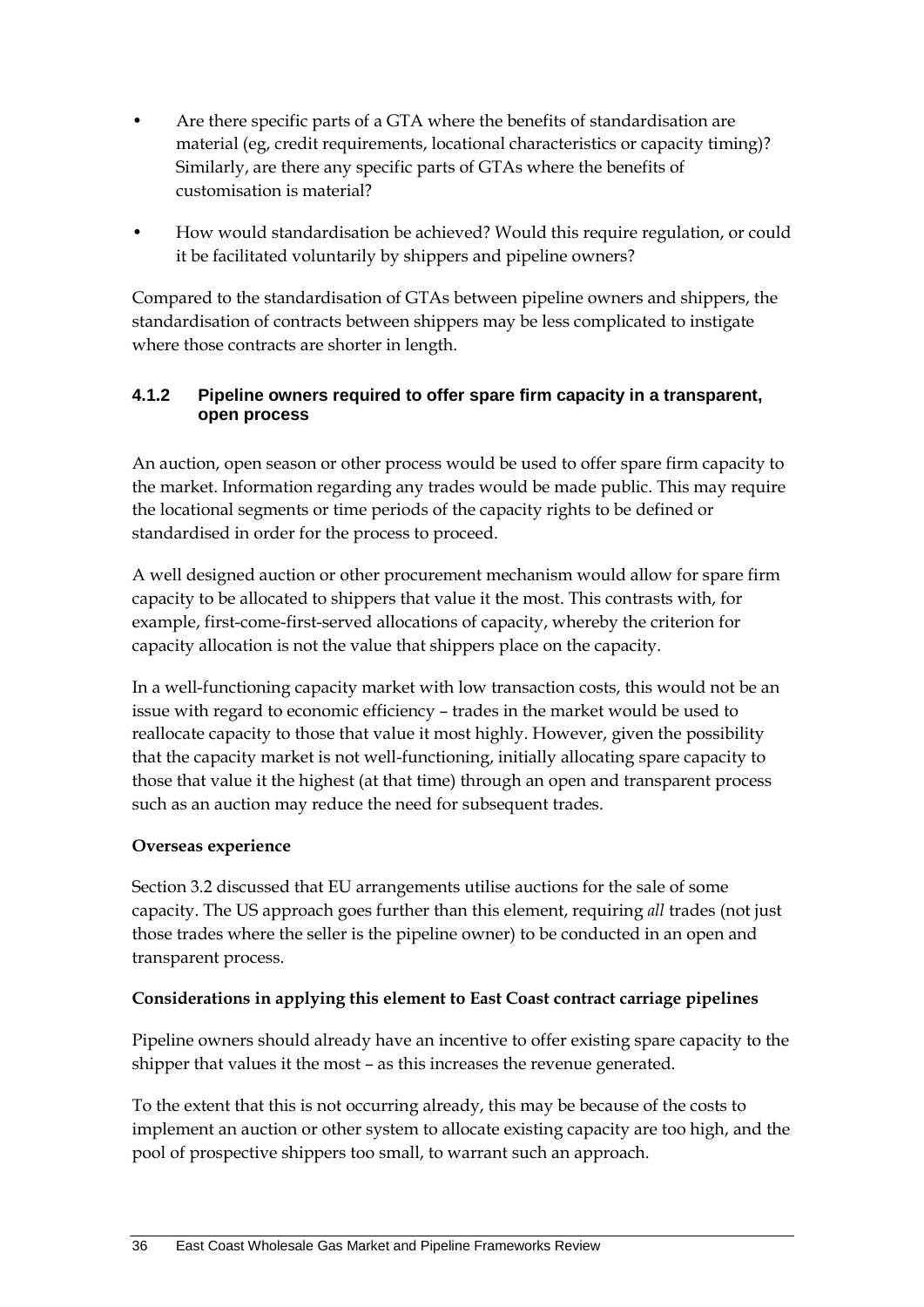- Are there specific parts of a GTA where the benefits of standardisation are material (eg, credit requirements, locational characteristics or capacity timing)? Similarly, are there any specific parts of GTAs where the benefits of customisation is material?
- How would standardisation be achieved? Would this require regulation, or could it be facilitated voluntarily by shippers and pipeline owners?

Compared to the standardisation of GTAs between pipeline owners and shippers, the standardisation of contracts between shippers may be less complicated to instigate where those contracts are shorter in length.

### 4.1.2 Pipeline owners required to offer spare firm capacity in a transparent, open process

An auction, open season or other process would be used to offer spare firm capacity to the market. Information regarding any trades would be made public. This may require the locational segments or time periods of the capacity rights to be defined or standardised in order for the process to proceed.

A well designed auction or other procurement mechanism would allow for spare firm capacity to be allocated to shippers that value it the most. This contrasts with, for example, first-come-first-served allocations of capacity, whereby the criterion for capacity allocation is not the value that shippers place on the capacity.

In a well-functioning capacity market with low transaction costs, this would not be an issue with regard to economic efficiency – trades in the market would be used to reallocate capacity to those that value it most highly. However, given the possibility that the capacity market is not well-functioning, initially allocating spare capacity to those that value it the highest (at that time) through an open and transparent process such as an auction may reduce the need for subsequent trades.

**Overseas experience**

Section 3.2 discussed that EU arrangements utilise auctions for the sale of some capacity. The US approach goes further than this element, requiring *all* trades (not just those trades where the seller is the pipeline owner) to be conducted in an open and transparent process.

**Considerations in applying this element to East Coast contract carriage pipelines**

Pipeline owners should already have an incentive to offer existing spare capacity to the shipper that values it the most – as this increases the revenue generated.

To the extent that this is not occurring already, this may be because of the costs to implement an auction or other system to allocate existing capacity are too high, and the pool of prospective shippers too small, to warrant such an approach.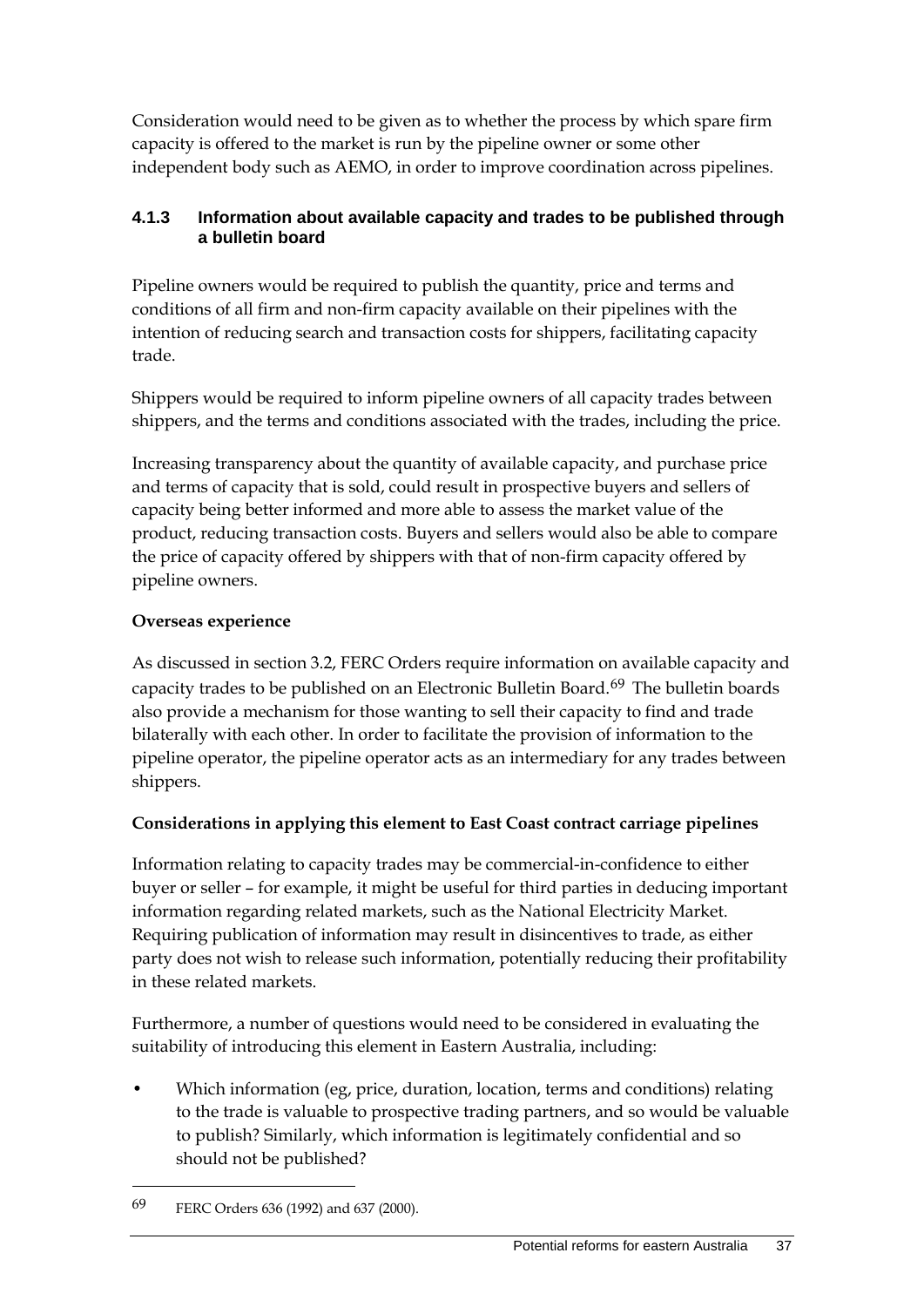Consideration would need to be given as to whether the process by which spare firm capacity is offered to the market is run by the pipeline owner or some other independent body such as AEMO, in order to improve coordination across pipelines.

### 4.1.3 Information about available capacity and trades to be published through a bulletin board

Pipeline owners would be required to publish the quantity, price and terms and conditions of all firm and non-firm capacity available on their pipelines with the intention of reducing search and transaction costs for shippers, facilitating capacity trade.

Shippers would be required to inform pipeline owners of all capacity trades between shippers, and the terms and conditions associated with the trades, including the price.

Increasing transparency about the quantity of available capacity, and purchase price and terms of capacity that is sold, could result in prospective buyers and sellers of capacity being better informed and more able to assess the market value of the product, reducing transaction costs. Buyers and sellers would also be able to compare the price of capacity offered by shippers with that of non-firm capacity offered by pipeline owners.

**Overseas experience**

As discussed in section 3.2, FERC Orders require information on available capacity and capacity trades to be published on an Electronic Bulletin Board.[69] The bulletin boards also provide a mechanism for those wanting to sell their capacity to find and trade bilaterally with each other. In order to facilitate the provision of information to the pipeline operator, the pipeline operator acts as an intermediary for any trades between shippers.

**Considerations in applying this element to East Coast contract carriage pipelines**

Information relating to capacity trades may be commercial-in-confidence to either buyer or seller – for example, it might be useful for third parties in deducing important information regarding related markets, such as the National Electricity Market. Requiring publication of information may result in disincentives to trade, as either party does not wish to release such information, potentially reducing their profitability in these related markets.

Furthermore, a number of questions would need to be considered in evaluating the suitability of introducing this element in Eastern Australia, including:

- Which information (eg, price, duration, location, terms and conditions) relating to the trade is valuable to prospective trading partners, and so would be valuable to publish? Similarly, which information is legitimately confidential and so should not be published?

---

69 FERC Orders 636 (1992) and 637 (2000).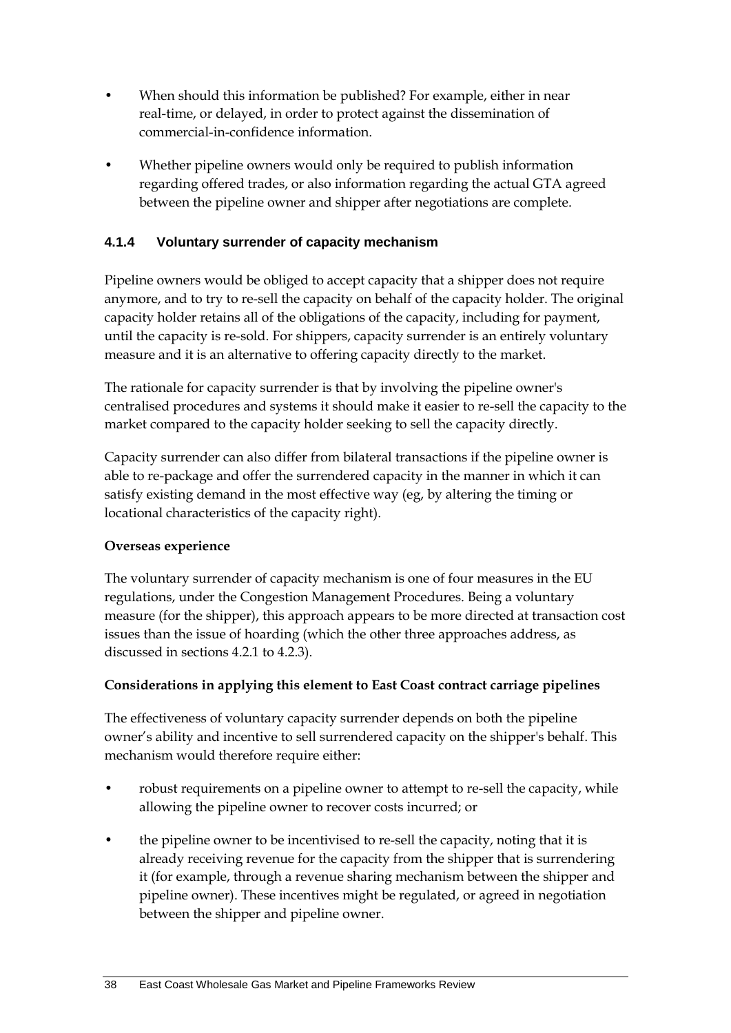- When should this information be published? For example, either in near real-time, or delayed, in order to protect against the dissemination of commercial-in-confidence information.
- Whether pipeline owners would only be required to publish information regarding offered trades, or also information regarding the actual GTA agreed between the pipeline owner and shipper after negotiations are complete.

### 4.1.4 Voluntary surrender of capacity mechanism

Pipeline owners would be obliged to accept capacity that a shipper does not require anymore, and to try to re-sell the capacity on behalf of the capacity holder. The original capacity holder retains all of the obligations of the capacity, including for payment, until the capacity is re-sold. For shippers, capacity surrender is an entirely voluntary measure and it is an alternative to offering capacity directly to the market.

The rationale for capacity surrender is that by involving the pipeline owner's centralised procedures and systems it should make it easier to re-sell the capacity to the market compared to the capacity holder seeking to sell the capacity directly.

Capacity surrender can also differ from bilateral transactions if the pipeline owner is able to re-package and offer the surrendered capacity in the manner in which it can satisfy existing demand in the most effective way (eg, by altering the timing or locational characteristics of the capacity right).

**Overseas experience**

The voluntary surrender of capacity mechanism is one of four measures in the EU regulations, under the Congestion Management Procedures. Being a voluntary measure (for the shipper), this approach appears to be more directed at transaction cost issues than the issue of hoarding (which the other three approaches address, as discussed in sections 4.2.1 to 4.2.3).

**Considerations in applying this element to East Coast contract carriage pipelines**

The effectiveness of voluntary capacity surrender depends on both the pipeline owner's ability and incentive to sell surrendered capacity on the shipper's behalf. This mechanism would therefore require either:

- robust requirements on a pipeline owner to attempt to re-sell the capacity, while allowing the pipeline owner to recover costs incurred; or
- the pipeline owner to be incentivised to re-sell the capacity, noting that it is already receiving revenue for the capacity from the shipper that is surrendering it (for example, through a revenue sharing mechanism between the shipper and pipeline owner). These incentives might be regulated, or agreed in negotiation between the shipper and pipeline owner.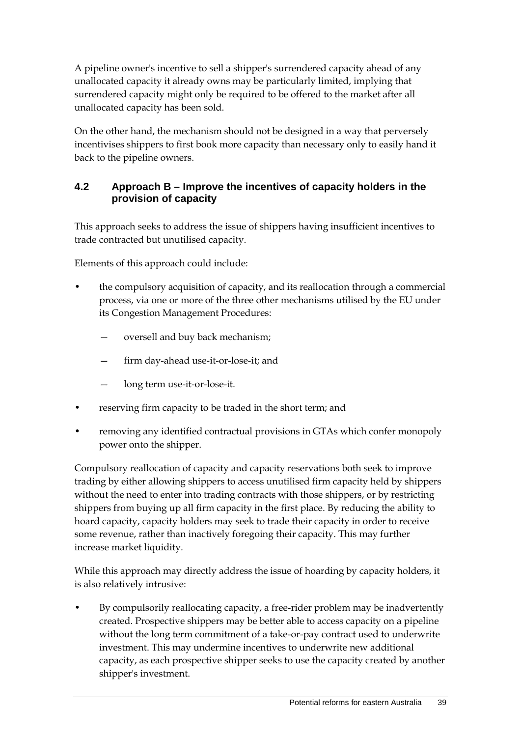A pipeline owner's incentive to sell a shipper's surrendered capacity ahead of any unallocated capacity it already owns may be particularly limited, implying that surrendered capacity might only be required to be offered to the market after all unallocated capacity has been sold.

On the other hand, the mechanism should not be designed in a way that perversely incentivises shippers to first book more capacity than necessary only to easily hand it back to the pipeline owners.

## 4.2 Approach B – Improve the incentives of capacity holders in the provision of capacity

This approach seeks to address the issue of shippers having insufficient incentives to trade contracted but unutilised capacity.

Elements of this approach could include:

- the compulsory acquisition of capacity, and its reallocation through a commercial process, via one or more of the three other mechanisms utilised by the EU under its Congestion Management Procedures:
  - oversell and buy back mechanism;
  - firm day-ahead use-it-or-lose-it; and
  - long term use-it-or-lose-it.
- reserving firm capacity to be traded in the short term; and
- removing any identified contractual provisions in GTAs which confer monopoly power onto the shipper.

Compulsory reallocation of capacity and capacity reservations both seek to improve trading by either allowing shippers to access unutilised firm capacity held by shippers without the need to enter into trading contracts with those shippers, or by restricting shippers from buying up all firm capacity in the first place. By reducing the ability to hoard capacity, capacity holders may seek to trade their capacity in order to receive some revenue, rather than inactively foregoing their capacity. This may further increase market liquidity.

While this approach may directly address the issue of hoarding by capacity holders, it is also relatively intrusive:

- By compulsorily reallocating capacity, a free-rider problem may be inadvertently created. Prospective shippers may be better able to access capacity on a pipeline without the long term commitment of a take-or-pay contract used to underwrite investment. This may undermine incentives to underwrite new additional capacity, as each prospective shipper seeks to use the capacity created by another shipper's investment.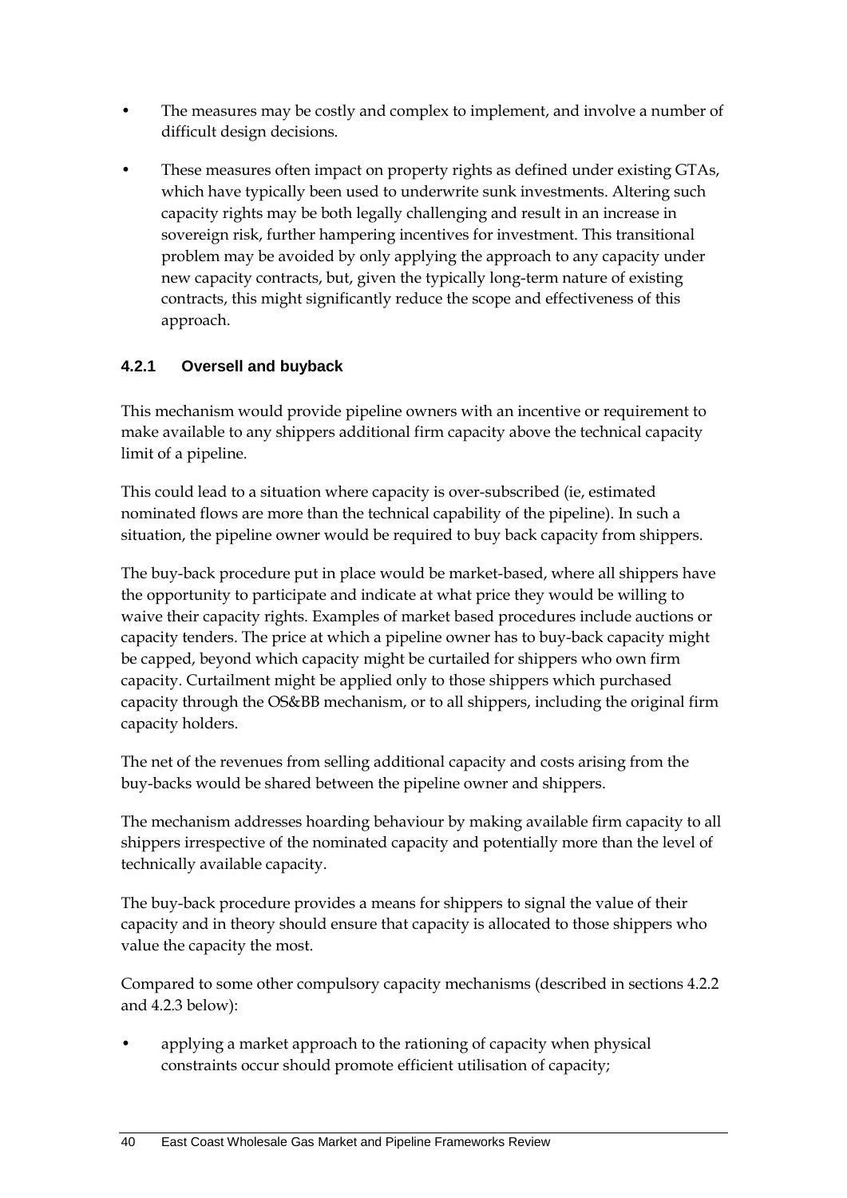- The measures may be costly and complex to implement, and involve a number of difficult design decisions.
- These measures often impact on property rights as defined under existing GTAs, which have typically been used to underwrite sunk investments. Altering such capacity rights may be both legally challenging and result in an increase in sovereign risk, further hampering incentives for investment. This transitional problem may be avoided by only applying the approach to any capacity under new capacity contracts, but, given the typically long-term nature of existing contracts, this might significantly reduce the scope and effectiveness of this approach.

### 4.2.1 Oversell and buyback

This mechanism would provide pipeline owners with an incentive or requirement to make available to any shippers additional firm capacity above the technical capacity limit of a pipeline.

This could lead to a situation where capacity is over-subscribed (ie, estimated nominated flows are more than the technical capability of the pipeline). In such a situation, the pipeline owner would be required to buy back capacity from shippers.

The buy-back procedure put in place would be market-based, where all shippers have the opportunity to participate and indicate at what price they would be willing to waive their capacity rights. Examples of market based procedures include auctions or capacity tenders. The price at which a pipeline owner has to buy-back capacity might be capped, beyond which capacity might be curtailed for shippers who own firm capacity. Curtailment might be applied only to those shippers which purchased capacity through the OS&BB mechanism, or to all shippers, including the original firm capacity holders.

The net of the revenues from selling additional capacity and costs arising from the buy-backs would be shared between the pipeline owner and shippers.

The mechanism addresses hoarding behaviour by making available firm capacity to all shippers irrespective of the nominated capacity and potentially more than the level of technically available capacity.

The buy-back procedure provides a means for shippers to signal the value of their capacity and in theory should ensure that capacity is allocated to those shippers who value the capacity the most.

Compared to some other compulsory capacity mechanisms (described in sections 4.2.2 and 4.2.3 below):

- applying a market approach to the rationing of capacity when physical constraints occur should promote efficient utilisation of capacity;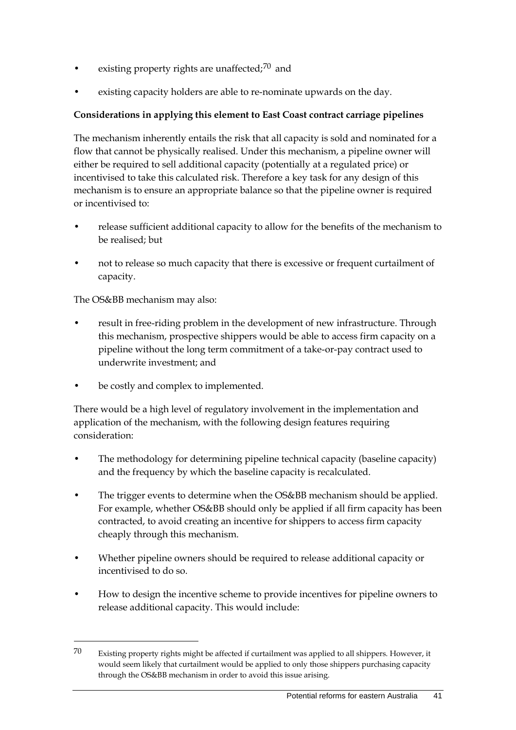- existing property rights are unaffected;[70] and
- existing capacity holders are able to re-nominate upwards on the day.

**Considerations in applying this element to East Coast contract carriage pipelines**

The mechanism inherently entails the risk that all capacity is sold and nominated for a flow that cannot be physically realised. Under this mechanism, a pipeline owner will either be required to sell additional capacity (potentially at a regulated price) or incentivised to take this calculated risk. Therefore a key task for any design of this mechanism is to ensure an appropriate balance so that the pipeline owner is required or incentivised to:

- release sufficient additional capacity to allow for the benefits of the mechanism to be realised; but
- not to release so much capacity that there is excessive or frequent curtailment of capacity.

The OS&BB mechanism may also:

- result in free-riding problem in the development of new infrastructure. Through this mechanism, prospective shippers would be able to access firm capacity on a pipeline without the long term commitment of a take-or-pay contract used to underwrite investment; and
- be costly and complex to implemented.

There would be a high level of regulatory involvement in the implementation and application of the mechanism, with the following design features requiring consideration:

- The methodology for determining pipeline technical capacity (baseline capacity) and the frequency by which the baseline capacity is recalculated.
- The trigger events to determine when the OS&BB mechanism should be applied. For example, whether OS&BB should only be applied if all firm capacity has been contracted, to avoid creating an incentive for shippers to access firm capacity cheaply through this mechanism.
- Whether pipeline owners should be required to release additional capacity or incentivised to do so.
- How to design the incentive scheme to provide incentives for pipeline owners to release additional capacity. This would include:

[70] Existing property rights might be affected if curtailment was applied to all shippers. However, it would seem likely that curtailment would be applied to only those shippers purchasing capacity through the OS&BB mechanism in order to avoid this issue arising.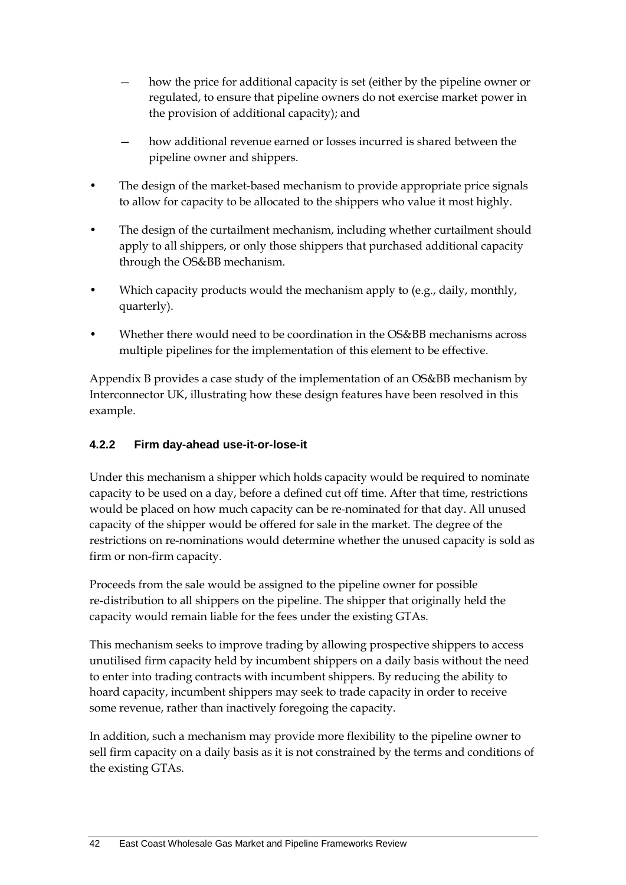- how the price for additional capacity is set (either by the pipeline owner or regulated, to ensure that pipeline owners do not exercise market power in the provision of additional capacity); and
  - how additional revenue earned or losses incurred is shared between the pipeline owner and shippers.
- The design of the market-based mechanism to provide appropriate price signals to allow for capacity to be allocated to the shippers who value it most highly.
- The design of the curtailment mechanism, including whether curtailment should apply to all shippers, or only those shippers that purchased additional capacity through the OS&BB mechanism.
- Which capacity products would the mechanism apply to (e.g., daily, monthly, quarterly).
- Whether there would need to be coordination in the OS&BB mechanisms across multiple pipelines for the implementation of this element to be effective.

Appendix B provides a case study of the implementation of an OS&BB mechanism by Interconnector UK, illustrating how these design features have been resolved in this example.

### 4.2.2 Firm day-ahead use-it-or-lose-it

Under this mechanism a shipper which holds capacity would be required to nominate capacity to be used on a day, before a defined cut off time. After that time, restrictions would be placed on how much capacity can be re-nominated for that day. All unused capacity of the shipper would be offered for sale in the market. The degree of the restrictions on re-nominations would determine whether the unused capacity is sold as firm or non-firm capacity.

Proceeds from the sale would be assigned to the pipeline owner for possible re-distribution to all shippers on the pipeline. The shipper that originally held the capacity would remain liable for the fees under the existing GTAs.

This mechanism seeks to improve trading by allowing prospective shippers to access unutilised firm capacity held by incumbent shippers on a daily basis without the need to enter into trading contracts with incumbent shippers. By reducing the ability to hoard capacity, incumbent shippers may seek to trade capacity in order to receive some revenue, rather than inactively foregoing the capacity.

In addition, such a mechanism may provide more flexibility to the pipeline owner to sell firm capacity on a daily basis as it is not constrained by the terms and conditions of the existing GTAs.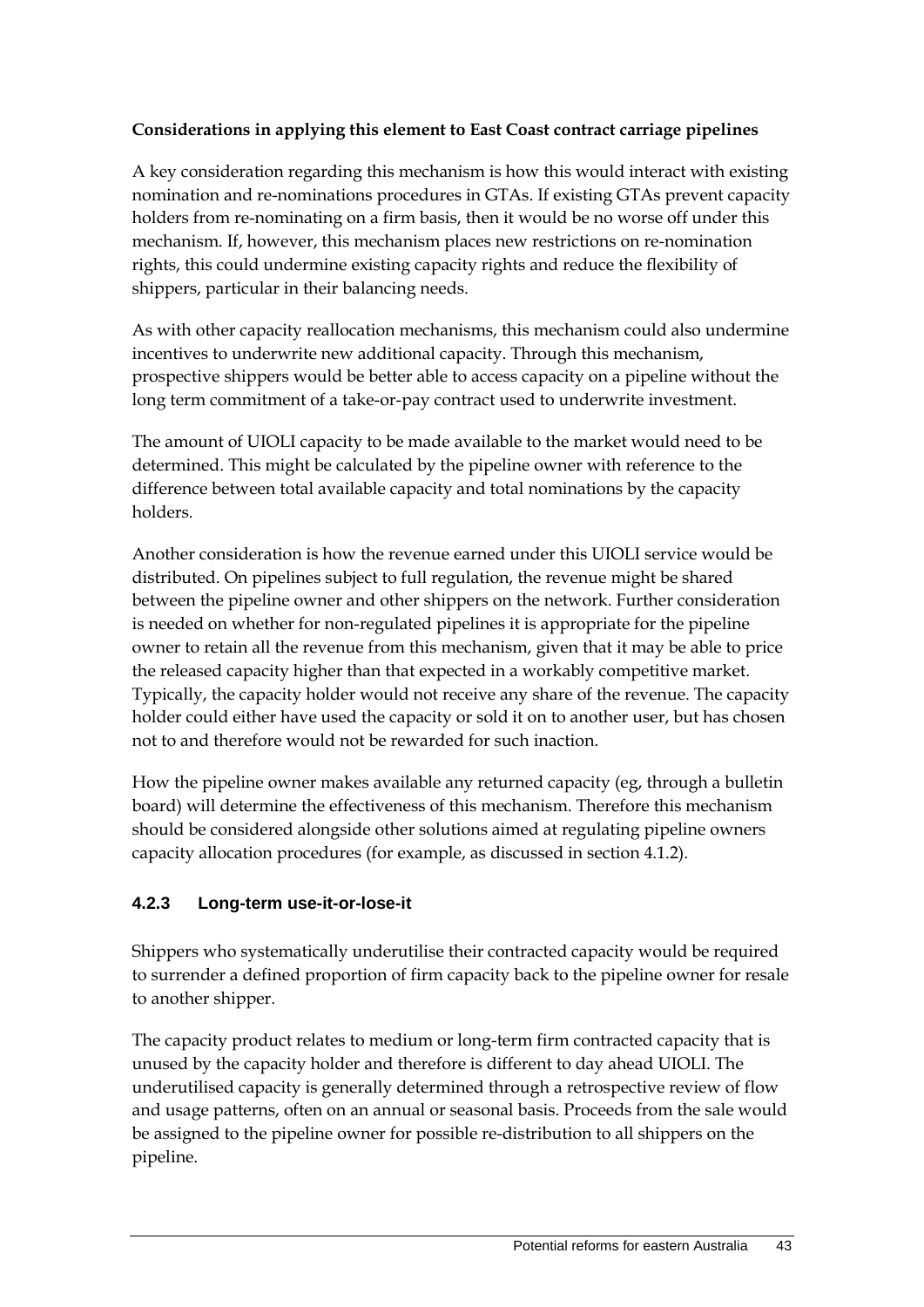**Considerations in applying this element to East Coast contract carriage pipelines**

A key consideration regarding this mechanism is how this would interact with existing nomination and re-nominations procedures in GTAs. If existing GTAs prevent capacity holders from re-nominating on a firm basis, then it would be no worse off under this mechanism. If, however, this mechanism places new restrictions on re-nomination rights, this could undermine existing capacity rights and reduce the flexibility of shippers, particular in their balancing needs.

As with other capacity reallocation mechanisms, this mechanism could also undermine incentives to underwrite new additional capacity. Through this mechanism, prospective shippers would be better able to access capacity on a pipeline without the long term commitment of a take-or-pay contract used to underwrite investment.

The amount of UIOLI capacity to be made available to the market would need to be determined. This might be calculated by the pipeline owner with reference to the difference between total available capacity and total nominations by the capacity holders.

Another consideration is how the revenue earned under this UIOLI service would be distributed. On pipelines subject to full regulation, the revenue might be shared between the pipeline owner and other shippers on the network. Further consideration is needed on whether for non-regulated pipelines it is appropriate for the pipeline owner to retain all the revenue from this mechanism, given that it may be able to price the released capacity higher than that expected in a workably competitive market. Typically, the capacity holder would not receive any share of the revenue. The capacity holder could either have used the capacity or sold it on to another user, but has chosen not to and therefore would not be rewarded for such inaction.

How the pipeline owner makes available any returned capacity (eg, through a bulletin board) will determine the effectiveness of this mechanism. Therefore this mechanism should be considered alongside other solutions aimed at regulating pipeline owners capacity allocation procedures (for example, as discussed in section 4.1.2).

### 4.2.3 Long-term use-it-or-lose-it

Shippers who systematically underutilise their contracted capacity would be required to surrender a defined proportion of firm capacity back to the pipeline owner for resale to another shipper.

The capacity product relates to medium or long-term firm contracted capacity that is unused by the capacity holder and therefore is different to day ahead UIOLI. The underutilised capacity is generally determined through a retrospective review of flow and usage patterns, often on an annual or seasonal basis. Proceeds from the sale would be assigned to the pipeline owner for possible re-distribution to all shippers on the pipeline.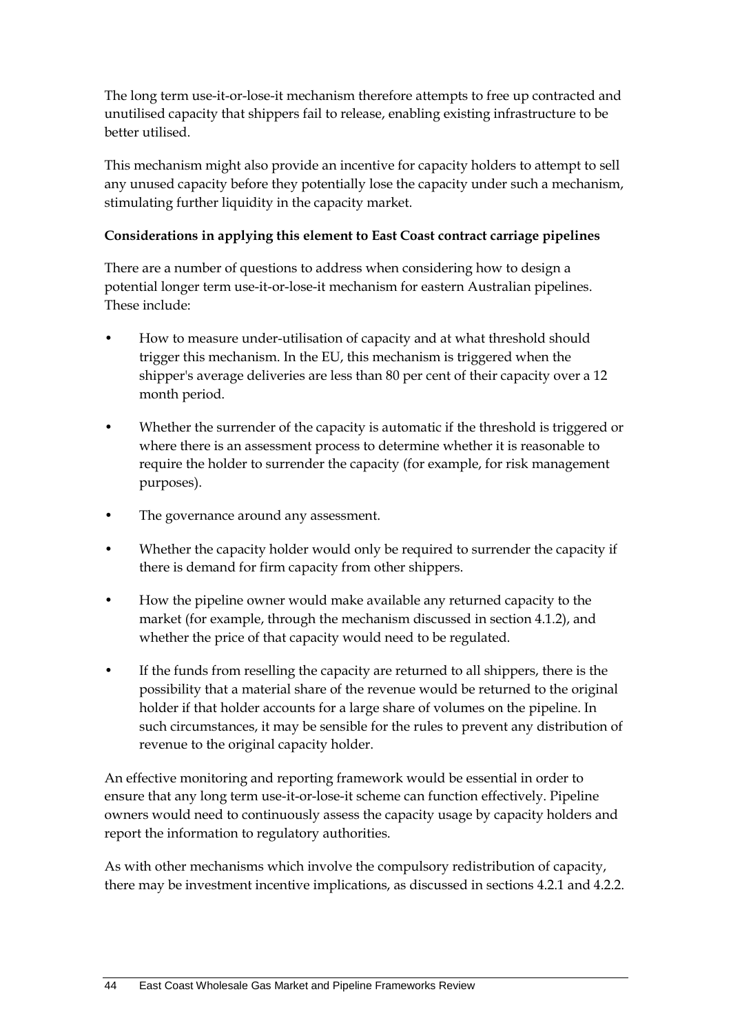The long term use-it-or-lose-it mechanism therefore attempts to free up contracted and unutilised capacity that shippers fail to release, enabling existing infrastructure to be better utilised.

This mechanism might also provide an incentive for capacity holders to attempt to sell any unused capacity before they potentially lose the capacity under such a mechanism, stimulating further liquidity in the capacity market.

**Considerations in applying this element to East Coast contract carriage pipelines**

There are a number of questions to address when considering how to design a potential longer term use-it-or-lose-it mechanism for eastern Australian pipelines. These include:

- How to measure under-utilisation of capacity and at what threshold should trigger this mechanism. In the EU, this mechanism is triggered when the shipper's average deliveries are less than 80 per cent of their capacity over a 12 month period.
- Whether the surrender of the capacity is automatic if the threshold is triggered or where there is an assessment process to determine whether it is reasonable to require the holder to surrender the capacity (for example, for risk management purposes).
- The governance around any assessment.
- Whether the capacity holder would only be required to surrender the capacity if there is demand for firm capacity from other shippers.
- How the pipeline owner would make available any returned capacity to the market (for example, through the mechanism discussed in section 4.1.2), and whether the price of that capacity would need to be regulated.
- If the funds from reselling the capacity are returned to all shippers, there is the possibility that a material share of the revenue would be returned to the original holder if that holder accounts for a large share of volumes on the pipeline. In such circumstances, it may be sensible for the rules to prevent any distribution of revenue to the original capacity holder.

An effective monitoring and reporting framework would be essential in order to ensure that any long term use-it-or-lose-it scheme can function effectively. Pipeline owners would need to continuously assess the capacity usage by capacity holders and report the information to regulatory authorities.

As with other mechanisms which involve the compulsory redistribution of capacity, there may be investment incentive implications, as discussed in sections 4.2.1 and 4.2.2.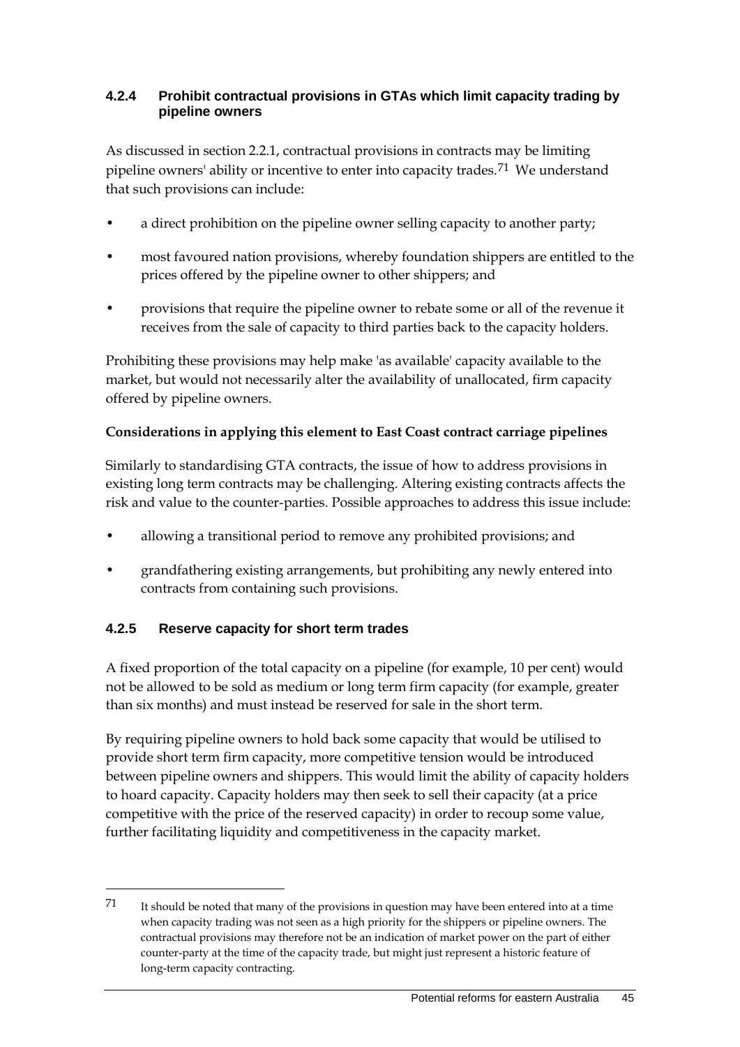### 4.2.4 Prohibit contractual provisions in GTAs which limit capacity trading by pipeline owners

As discussed in section 2.2.1, contractual provisions in contracts may be limiting pipeline owners' ability or incentive to enter into capacity trades.[71] We understand that such provisions can include:

- a direct prohibition on the pipeline owner selling capacity to another party;
- most favoured nation provisions, whereby foundation shippers are entitled to the prices offered by the pipeline owner to other shippers; and
- provisions that require the pipeline owner to rebate some or all of the revenue it receives from the sale of capacity to third parties back to the capacity holders.

Prohibiting these provisions may help make 'as available' capacity available to the market, but would not necessarily alter the availability of unallocated, firm capacity offered by pipeline owners.

**Considerations in applying this element to East Coast contract carriage pipelines**

Similarly to standardising GTA contracts, the issue of how to address provisions in existing long term contracts may be challenging. Altering existing contracts affects the risk and value to the counter-parties. Possible approaches to address this issue include:

- allowing a transitional period to remove any prohibited provisions; and
- grandfathering existing arrangements, but prohibiting any newly entered into contracts from containing such provisions.

### 4.2.5 Reserve capacity for short term trades

A fixed proportion of the total capacity on a pipeline (for example, 10 per cent) would not be allowed to be sold as medium or long term firm capacity (for example, greater than six months) and must instead be reserved for sale in the short term.

By requiring pipeline owners to hold back some capacity that would be utilised to provide short term firm capacity, more competitive tension would be introduced between pipeline owners and shippers. This would limit the ability of capacity holders to hoard capacity. Capacity holders may then seek to sell their capacity (at a price competitive with the price of the reserved capacity) in order to recoup some value, further facilitating liquidity and competitiveness in the capacity market.

---

[71] It should be noted that many of the provisions in question may have been entered into at a time when capacity trading was not seen as a high priority for the shippers or pipeline owners. The contractual provisions may therefore not be an indication of market power on the part of either counter-party at the time of the capacity trade, but might just represent a historic feature of long-term capacity contracting.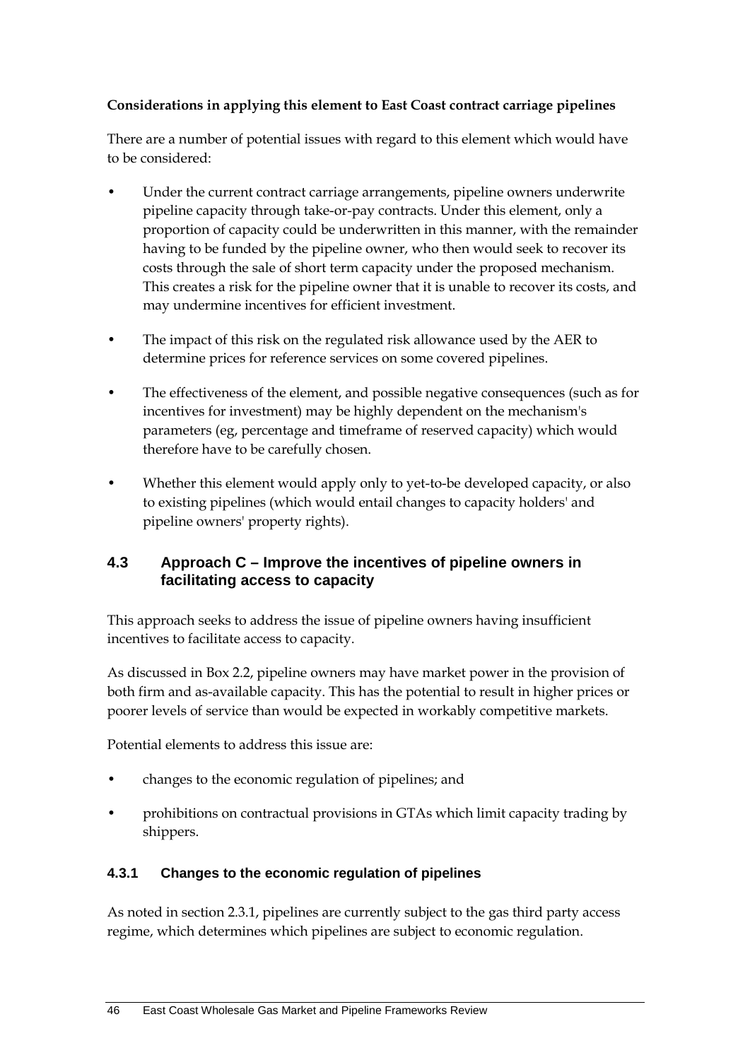**Considerations in applying this element to East Coast contract carriage pipelines**

There are a number of potential issues with regard to this element which would have to be considered:

- Under the current contract carriage arrangements, pipeline owners underwrite pipeline capacity through take-or-pay contracts. Under this element, only a proportion of capacity could be underwritten in this manner, with the remainder having to be funded by the pipeline owner, who then would seek to recover its costs through the sale of short term capacity under the proposed mechanism. This creates a risk for the pipeline owner that it is unable to recover its costs, and may undermine incentives for efficient investment.
- The impact of this risk on the regulated risk allowance used by the AER to determine prices for reference services on some covered pipelines.
- The effectiveness of the element, and possible negative consequences (such as for incentives for investment) may be highly dependent on the mechanism's parameters (eg, percentage and timeframe of reserved capacity) which would therefore have to be carefully chosen.
- Whether this element would apply only to yet-to-be developed capacity, or also to existing pipelines (which would entail changes to capacity holders' and pipeline owners' property rights).

## 4.3 Approach C – Improve the incentives of pipeline owners in facilitating access to capacity

This approach seeks to address the issue of pipeline owners having insufficient incentives to facilitate access to capacity.

As discussed in Box 2.2, pipeline owners may have market power in the provision of both firm and as-available capacity. This has the potential to result in higher prices or poorer levels of service than would be expected in workably competitive markets.

Potential elements to address this issue are:

- changes to the economic regulation of pipelines; and
- prohibitions on contractual provisions in GTAs which limit capacity trading by shippers.

### 4.3.1 Changes to the economic regulation of pipelines

As noted in section 2.3.1, pipelines are currently subject to the gas third party access regime, which determines which pipelines are subject to economic regulation.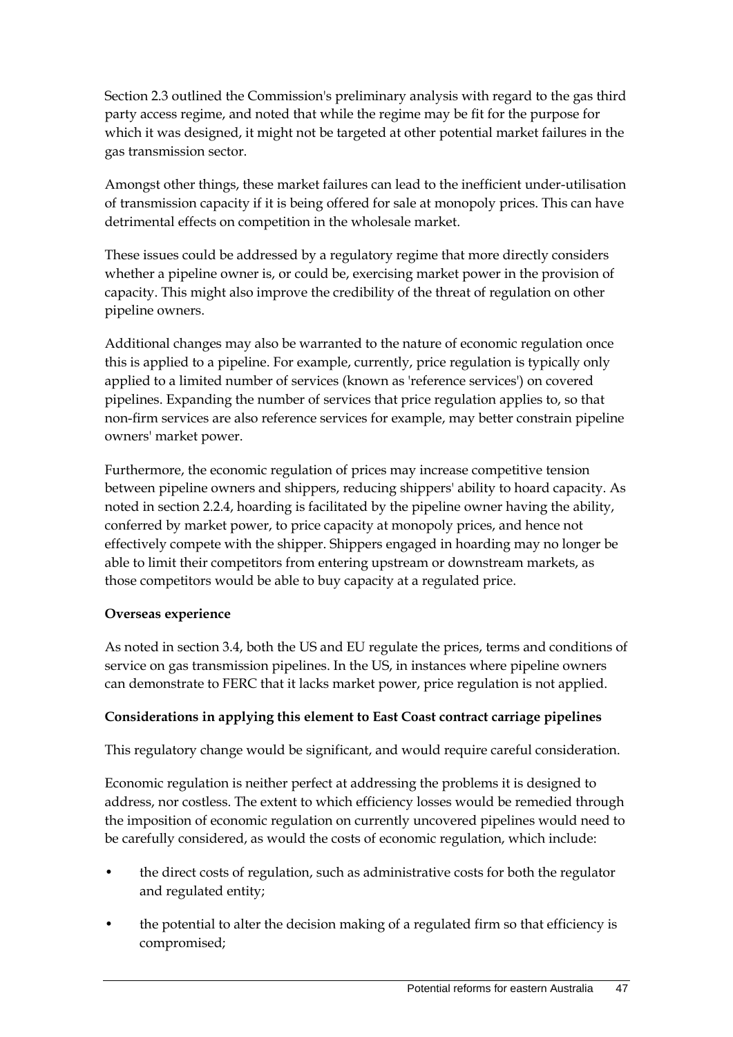Section 2.3 outlined the Commission's preliminary analysis with regard to the gas third party access regime, and noted that while the regime may be fit for the purpose for which it was designed, it might not be targeted at other potential market failures in the gas transmission sector.

Amongst other things, these market failures can lead to the inefficient under-utilisation of transmission capacity if it is being offered for sale at monopoly prices. This can have detrimental effects on competition in the wholesale market.

These issues could be addressed by a regulatory regime that more directly considers whether a pipeline owner is, or could be, exercising market power in the provision of capacity. This might also improve the credibility of the threat of regulation on other pipeline owners.

Additional changes may also be warranted to the nature of economic regulation once this is applied to a pipeline. For example, currently, price regulation is typically only applied to a limited number of services (known as 'reference services') on covered pipelines. Expanding the number of services that price regulation applies to, so that non-firm services are also reference services for example, may better constrain pipeline owners' market power.

Furthermore, the economic regulation of prices may increase competitive tension between pipeline owners and shippers, reducing shippers' ability to hoard capacity. As noted in section 2.2.4, hoarding is facilitated by the pipeline owner having the ability, conferred by market power, to price capacity at monopoly prices, and hence not effectively compete with the shipper. Shippers engaged in hoarding may no longer be able to limit their competitors from entering upstream or downstream markets, as those competitors would be able to buy capacity at a regulated price.

**Overseas experience**

As noted in section 3.4, both the US and EU regulate the prices, terms and conditions of service on gas transmission pipelines. In the US, in instances where pipeline owners can demonstrate to FERC that it lacks market power, price regulation is not applied.

**Considerations in applying this element to East Coast contract carriage pipelines**

This regulatory change would be significant, and would require careful consideration.

Economic regulation is neither perfect at addressing the problems it is designed to address, nor costless. The extent to which efficiency losses would be remedied through the imposition of economic regulation on currently uncovered pipelines would need to be carefully considered, as would the costs of economic regulation, which include:

- the direct costs of regulation, such as administrative costs for both the regulator and regulated entity;
- the potential to alter the decision making of a regulated firm so that efficiency is compromised;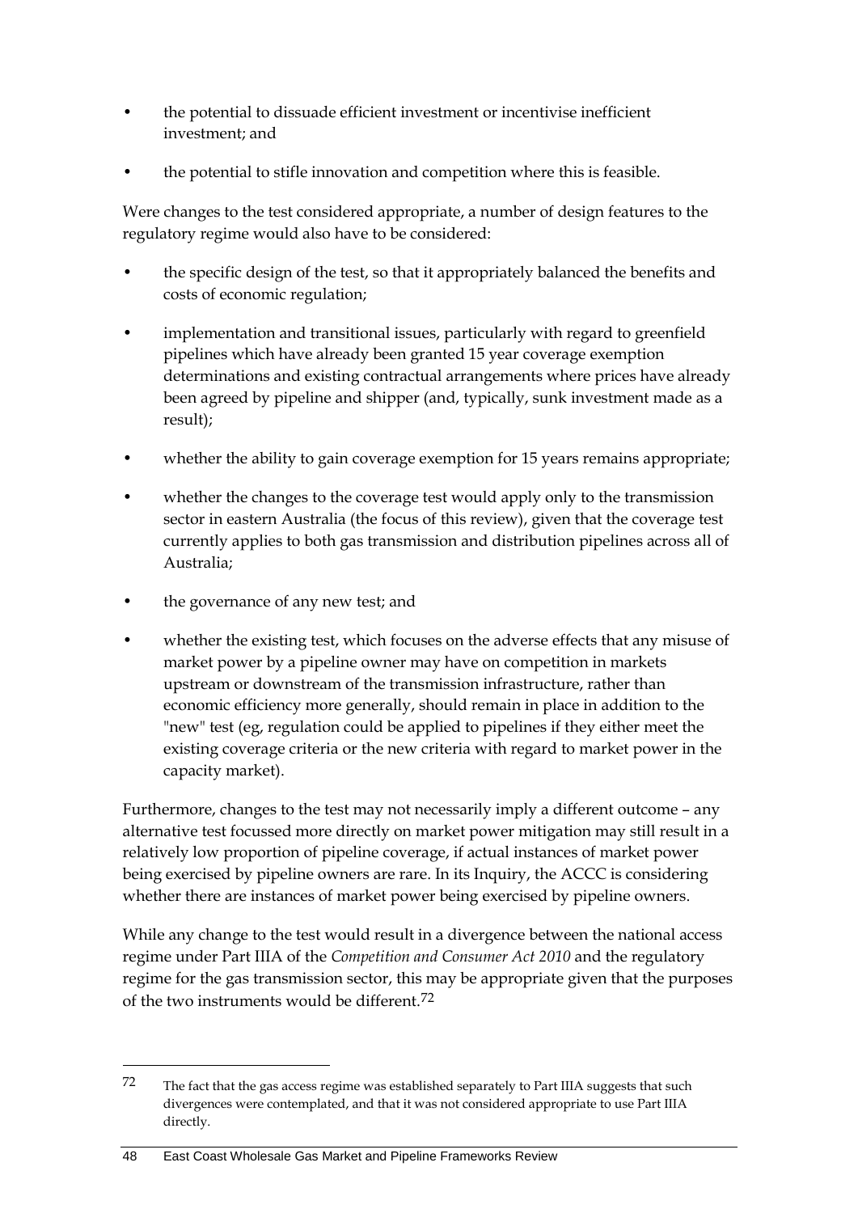- the potential to dissuade efficient investment or incentivise inefficient investment; and
- the potential to stifle innovation and competition where this is feasible.

Were changes to the test considered appropriate, a number of design features to the regulatory regime would also have to be considered:

- the specific design of the test, so that it appropriately balanced the benefits and costs of economic regulation;
- implementation and transitional issues, particularly with regard to greenfield pipelines which have already been granted 15 year coverage exemption determinations and existing contractual arrangements where prices have already been agreed by pipeline and shipper (and, typically, sunk investment made as a result);
- whether the ability to gain coverage exemption for 15 years remains appropriate;
- whether the changes to the coverage test would apply only to the transmission sector in eastern Australia (the focus of this review), given that the coverage test currently applies to both gas transmission and distribution pipelines across all of Australia;
- the governance of any new test; and
- whether the existing test, which focuses on the adverse effects that any misuse of market power by a pipeline owner may have on competition in markets upstream or downstream of the transmission infrastructure, rather than economic efficiency more generally, should remain in place in addition to the "new" test (eg, regulation could be applied to pipelines if they either meet the existing coverage criteria or the new criteria with regard to market power in the capacity market).

Furthermore, changes to the test may not necessarily imply a different outcome – any alternative test focussed more directly on market power mitigation may still result in a relatively low proportion of pipeline coverage, if actual instances of market power being exercised by pipeline owners are rare. In its Inquiry, the ACCC is considering whether there are instances of market power being exercised by pipeline owners.

While any change to the test would result in a divergence between the national access regime under Part IIIA of the *Competition and Consumer Act 2010* and the regulatory regime for the gas transmission sector, this may be appropriate given that the purposes of the two instruments would be different.[72]

---

72 The fact that the gas access regime was established separately to Part IIIA suggests that such divergences were contemplated, and that it was not considered appropriate to use Part IIIA directly.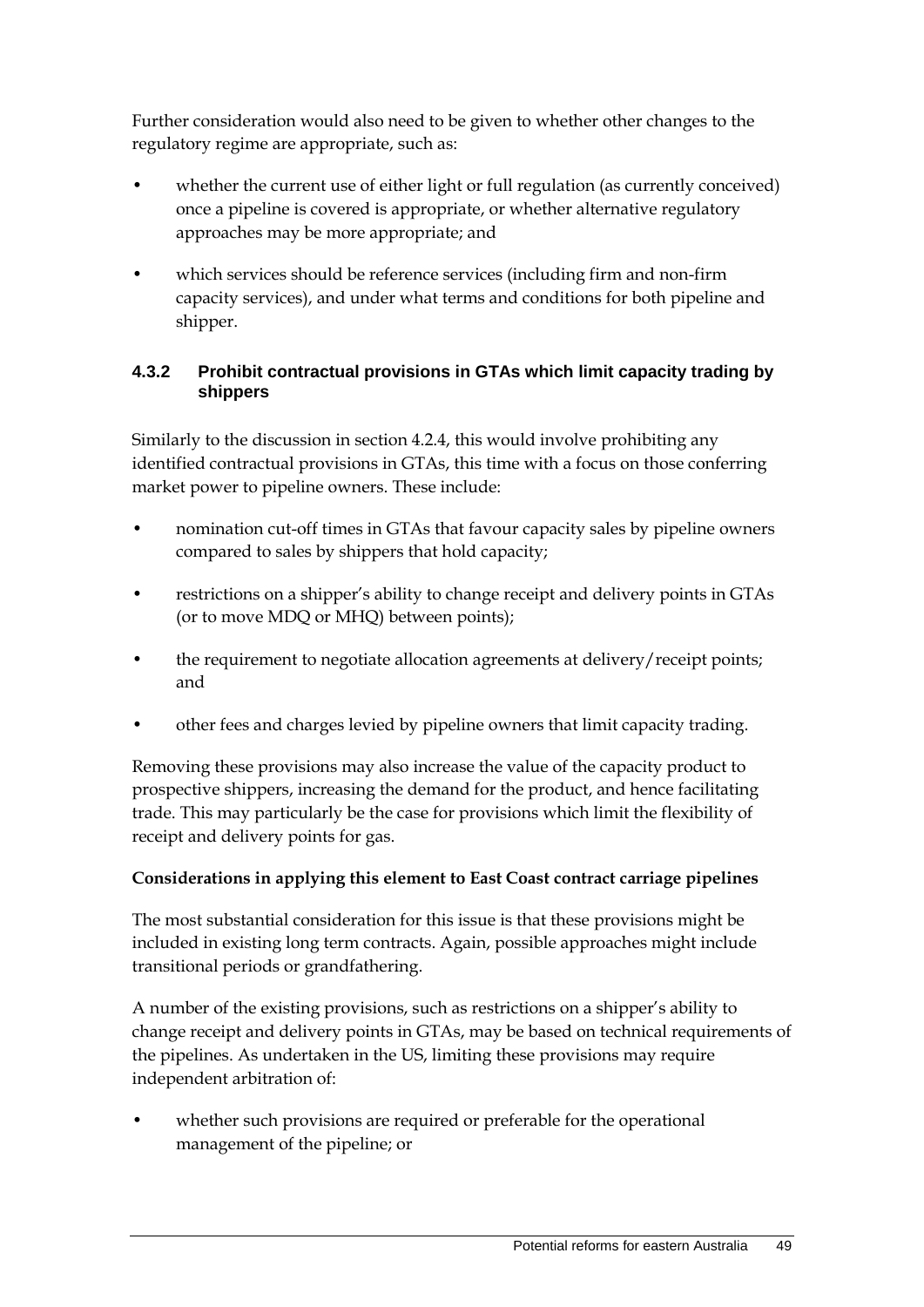Further consideration would also need to be given to whether other changes to the regulatory regime are appropriate, such as:

- whether the current use of either light or full regulation (as currently conceived) once a pipeline is covered is appropriate, or whether alternative regulatory approaches may be more appropriate; and
- which services should be reference services (including firm and non-firm capacity services), and under what terms and conditions for both pipeline and shipper.

### 4.3.2 Prohibit contractual provisions in GTAs which limit capacity trading by shippers

Similarly to the discussion in section 4.2.4, this would involve prohibiting any identified contractual provisions in GTAs, this time with a focus on those conferring market power to pipeline owners. These include:

- nomination cut-off times in GTAs that favour capacity sales by pipeline owners compared to sales by shippers that hold capacity;
- restrictions on a shipper's ability to change receipt and delivery points in GTAs (or to move MDQ or MHQ) between points);
- the requirement to negotiate allocation agreements at delivery/receipt points; and
- other fees and charges levied by pipeline owners that limit capacity trading.

Removing these provisions may also increase the value of the capacity product to prospective shippers, increasing the demand for the product, and hence facilitating trade. This may particularly be the case for provisions which limit the flexibility of receipt and delivery points for gas.

**Considerations in applying this element to East Coast contract carriage pipelines**

The most substantial consideration for this issue is that these provisions might be included in existing long term contracts. Again, possible approaches might include transitional periods or grandfathering.

A number of the existing provisions, such as restrictions on a shipper's ability to change receipt and delivery points in GTAs, may be based on technical requirements of the pipelines. As undertaken in the US, limiting these provisions may require independent arbitration of:

- whether such provisions are required or preferable for the operational management of the pipeline; or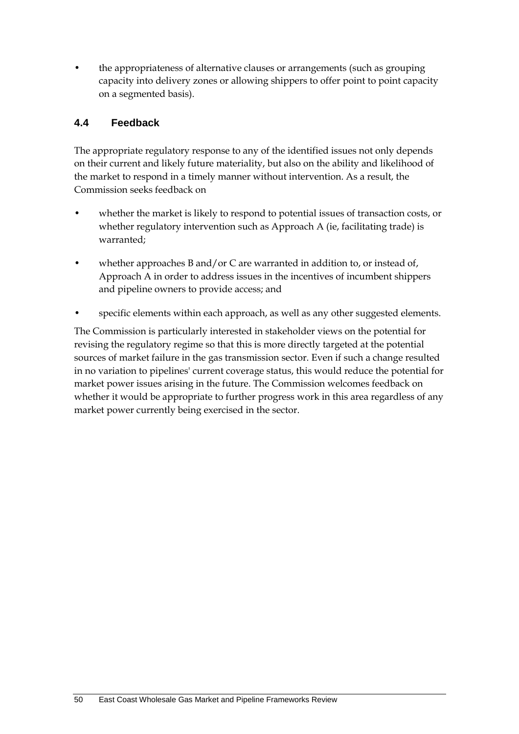- the appropriateness of alternative clauses or arrangements (such as grouping capacity into delivery zones or allowing shippers to offer point to point capacity on a segmented basis).

## 4.4 Feedback

The appropriate regulatory response to any of the identified issues not only depends on their current and likely future materiality, but also on the ability and likelihood of the market to respond in a timely manner without intervention. As a result, the Commission seeks feedback on

- whether the market is likely to respond to potential issues of transaction costs, or whether regulatory intervention such as Approach A (ie, facilitating trade) is warranted;
- whether approaches B and/or C are warranted in addition to, or instead of, Approach A in order to address issues in the incentives of incumbent shippers and pipeline owners to provide access; and
- specific elements within each approach, as well as any other suggested elements.

The Commission is particularly interested in stakeholder views on the potential for revising the regulatory regime so that this is more directly targeted at the potential sources of market failure in the gas transmission sector. Even if such a change resulted in no variation to pipelines' current coverage status, this would reduce the potential for market power issues arising in the future. The Commission welcomes feedback on whether it would be appropriate to further progress work in this area regardless of any market power currently being exercised in the sector.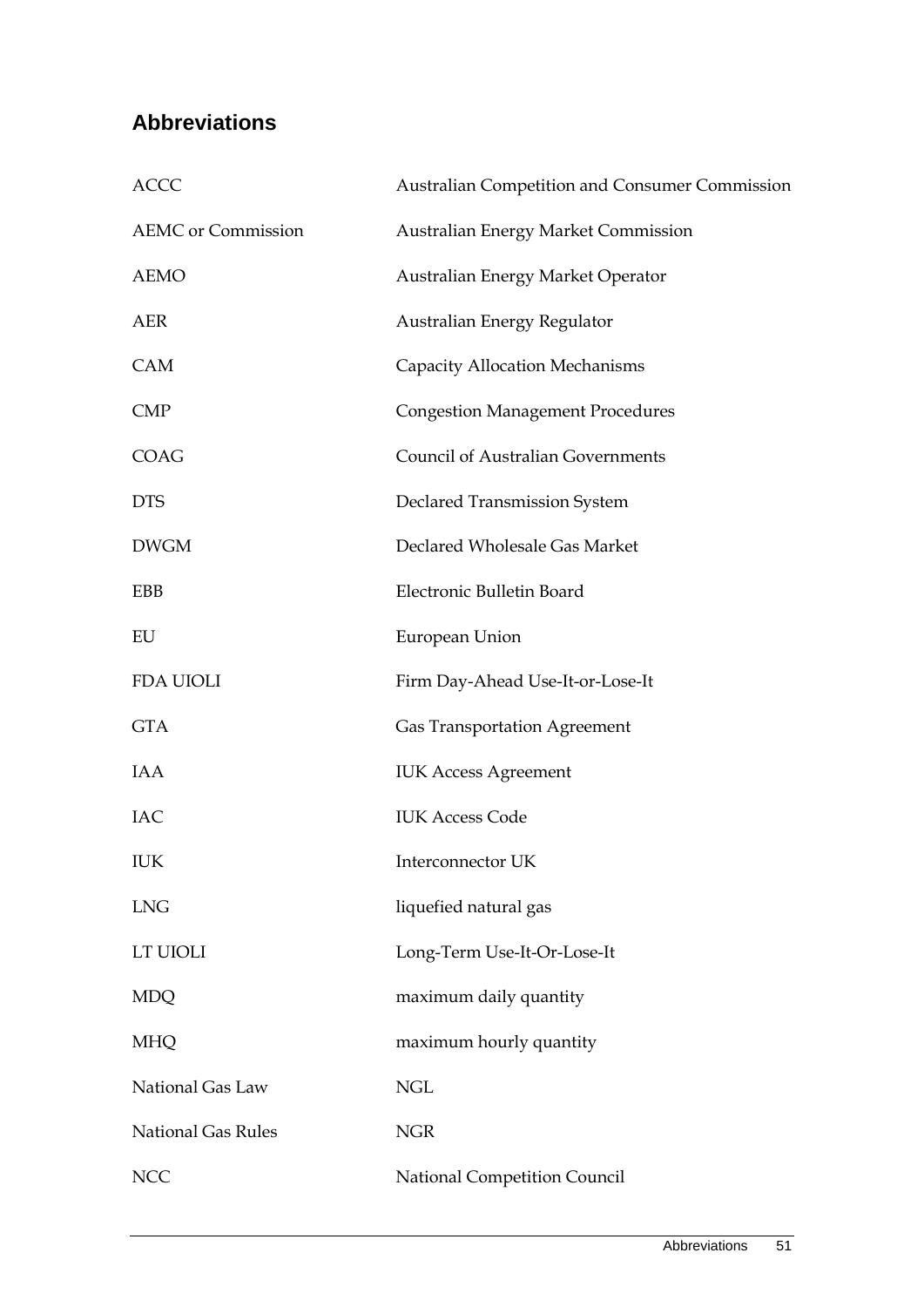## Abbreviations

| | |
|---|---|
| ACCC | Australian Competition and Consumer Commission |
| AEMC or Commission | Australian Energy Market Commission |
| AEMO | Australian Energy Market Operator |
| AER | Australian Energy Regulator |
| CAM | Capacity Allocation Mechanisms |
| CMP | Congestion Management Procedures |
| COAG | Council of Australian Governments |
| DTS | Declared Transmission System |
| DWGM | Declared Wholesale Gas Market |
| EBB | Electronic Bulletin Board |
| EU | European Union |
| FDA UIOLI | Firm Day-Ahead Use-It-or-Lose-It |
| GTA | Gas Transportation Agreement |
| IAA | IUK Access Agreement |
| IAC | IUK Access Code |
| IUK | Interconnector UK |
| LNG | liquefied natural gas |
| LT UIOLI | Long-Term Use-It-Or-Lose-It |
| MDQ | maximum daily quantity |
| MHQ | maximum hourly quantity |
| National Gas Law | NGL |
| National Gas Rules | NGR |
| NCC | National Competition Council |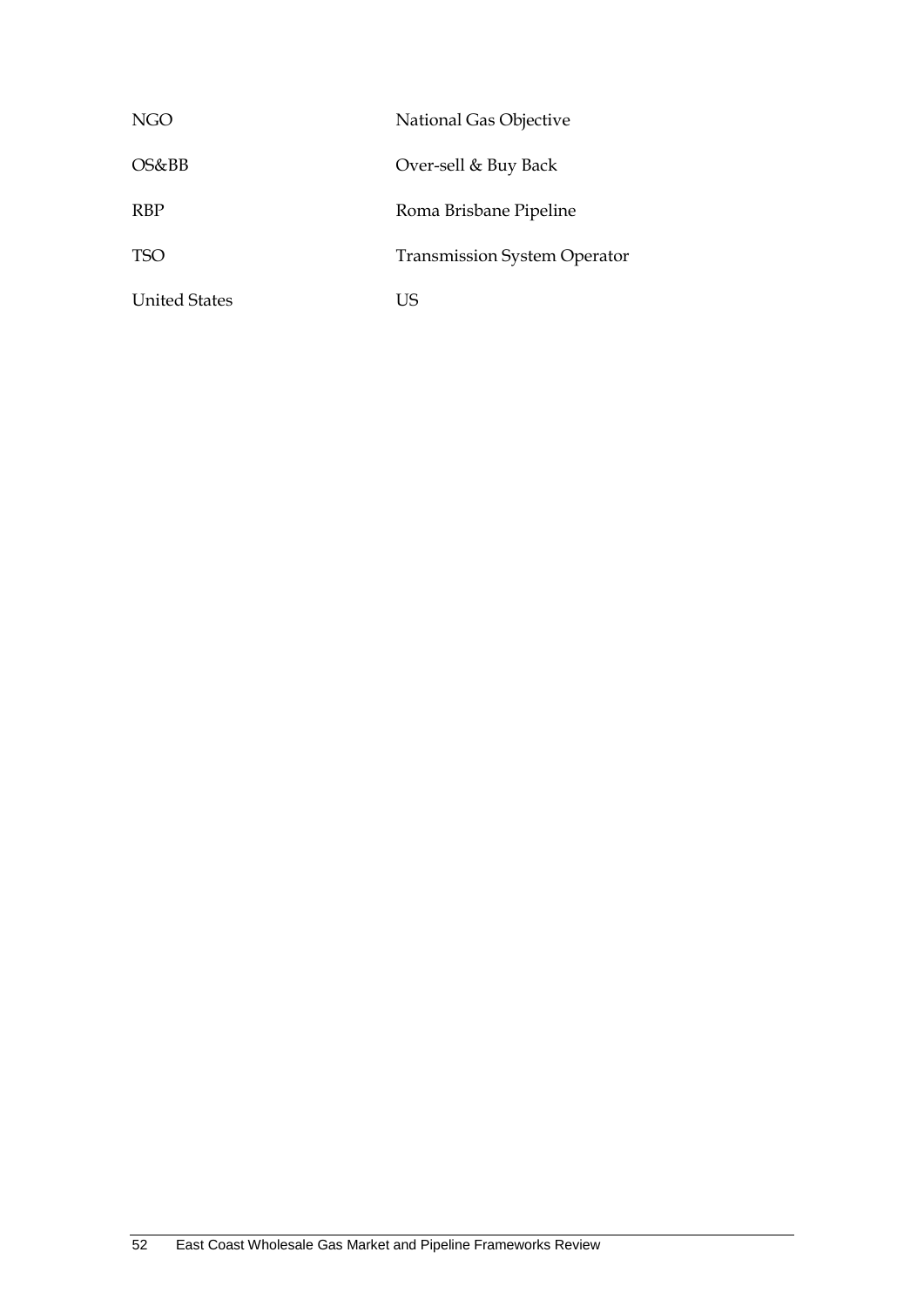| | |
|---|---|
| NGO | National Gas Objective |
| OS&BB | Over-sell & Buy Back |
| RBP | Roma Brisbane Pipeline |
| TSO | Transmission System Operator |
| United States | US |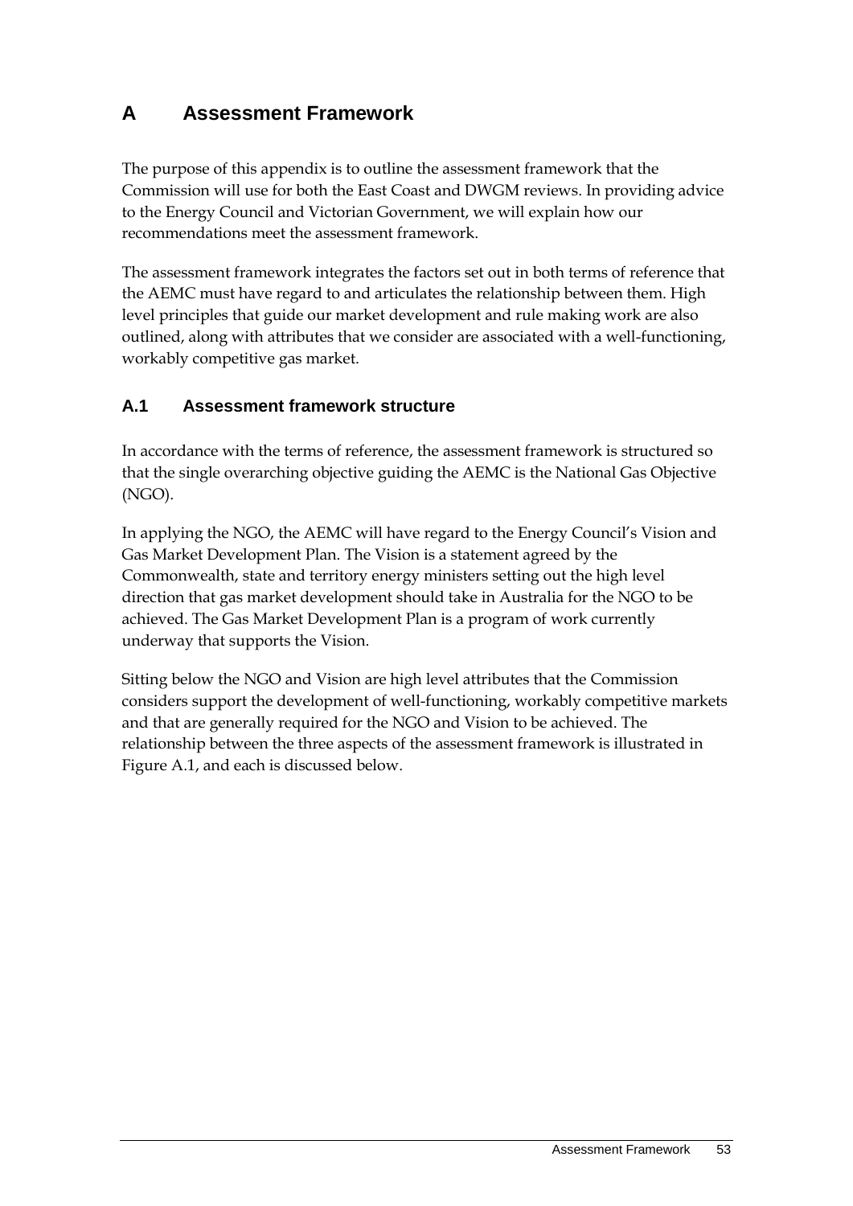# A Assessment Framework

The purpose of this appendix is to outline the assessment framework that the Commission will use for both the East Coast and DWGM reviews. In providing advice to the Energy Council and Victorian Government, we will explain how our recommendations meet the assessment framework.

The assessment framework integrates the factors set out in both terms of reference that the AEMC must have regard to and articulates the relationship between them. High level principles that guide our market development and rule making work are also outlined, along with attributes that we consider are associated with a well-functioning, workably competitive gas market.

## A.1 Assessment framework structure

In accordance with the terms of reference, the assessment framework is structured so that the single overarching objective guiding the AEMC is the National Gas Objective (NGO).

In applying the NGO, the AEMC will have regard to the Energy Council's Vision and Gas Market Development Plan. The Vision is a statement agreed by the Commonwealth, state and territory energy ministers setting out the high level direction that gas market development should take in Australia for the NGO to be achieved. The Gas Market Development Plan is a program of work currently underway that supports the Vision.

Sitting below the NGO and Vision are high level attributes that the Commission considers support the development of well-functioning, workably competitive markets and that are generally required for the NGO and Vision to be achieved. The relationship between the three aspects of the assessment framework is illustrated in Figure A.1, and each is discussed below.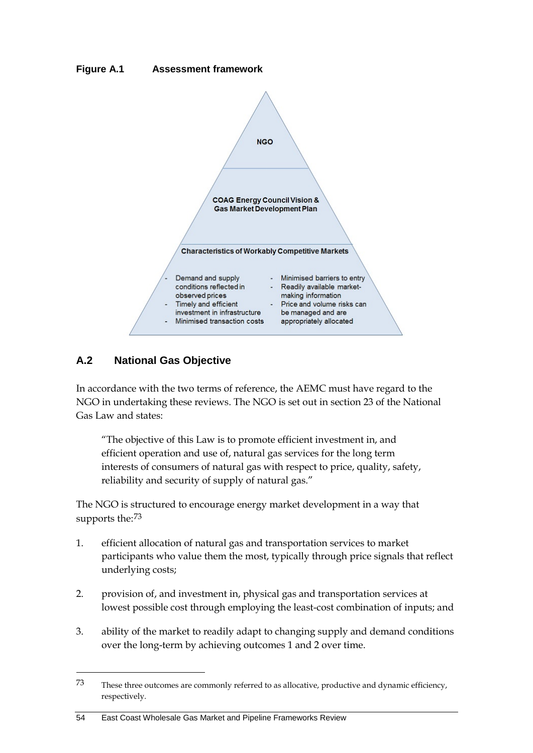**Figure A.1 Assessment framework**

NGO

COAG Energy Council Vision & Gas Market Development Plan

Characteristics of Workably Competitive Markets

- Demand and supply conditions reflected in observed prices
- Timely and efficient investment in infrastructure
- Minimised transaction costs
- Minimised barriers to entry
- Readily available market-making information
- Price and volume risks can be managed and are appropriately allocated

## A.2 National Gas Objective

In accordance with the two terms of reference, the AEMC must have regard to the NGO in undertaking these reviews. The NGO is set out in section 23 of the National Gas Law and states:

> "The objective of this Law is to promote efficient investment in, and efficient operation and use of, natural gas services for the long term interests of consumers of natural gas with respect to price, quality, safety, reliability and security of supply of natural gas."

The NGO is structured to encourage energy market development in a way that supports the:[73]

1. efficient allocation of natural gas and transportation services to market participants who value them the most, typically through price signals that reflect underlying costs;
2. provision of, and investment in, physical gas and transportation services at lowest possible cost through employing the least-cost combination of inputs; and
3. ability of the market to readily adapt to changing supply and demand conditions over the long-term by achieving outcomes 1 and 2 over time.

[73] These three outcomes are commonly referred to as allocative, productive and dynamic efficiency, respectively.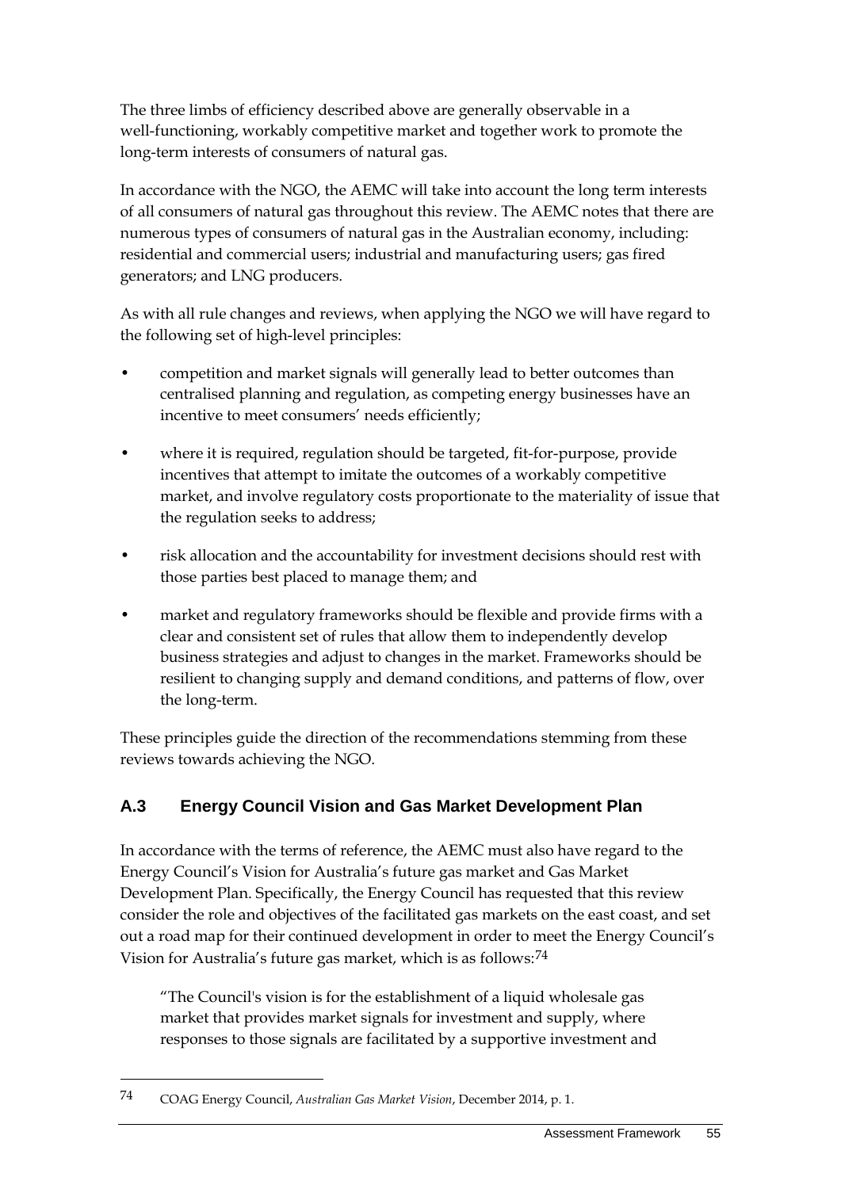The three limbs of efficiency described above are generally observable in a well-functioning, workably competitive market and together work to promote the long-term interests of consumers of natural gas.

In accordance with the NGO, the AEMC will take into account the long term interests of all consumers of natural gas throughout this review. The AEMC notes that there are numerous types of consumers of natural gas in the Australian economy, including: residential and commercial users; industrial and manufacturing users; gas fired generators; and LNG producers.

As with all rule changes and reviews, when applying the NGO we will have regard to the following set of high-level principles:

- competition and market signals will generally lead to better outcomes than centralised planning and regulation, as competing energy businesses have an incentive to meet consumers' needs efficiently;
- where it is required, regulation should be targeted, fit-for-purpose, provide incentives that attempt to imitate the outcomes of a workably competitive market, and involve regulatory costs proportionate to the materiality of issue that the regulation seeks to address;
- risk allocation and the accountability for investment decisions should rest with those parties best placed to manage them; and
- market and regulatory frameworks should be flexible and provide firms with a clear and consistent set of rules that allow them to independently develop business strategies and adjust to changes in the market. Frameworks should be resilient to changing supply and demand conditions, and patterns of flow, over the long-term.

These principles guide the direction of the recommendations stemming from these reviews towards achieving the NGO.

## A.3 Energy Council Vision and Gas Market Development Plan

In accordance with the terms of reference, the AEMC must also have regard to the Energy Council's Vision for Australia's future gas market and Gas Market Development Plan. Specifically, the Energy Council has requested that this review consider the role and objectives of the facilitated gas markets on the east coast, and set out a road map for their continued development in order to meet the Energy Council's Vision for Australia's future gas market, which is as follows:[74]

> "The Council's vision is for the establishment of a liquid wholesale gas market that provides market signals for investment and supply, where responses to those signals are facilitated by a supportive investment and

---

74 COAG Energy Council, *Australian Gas Market Vision*, December 2014, p. 1.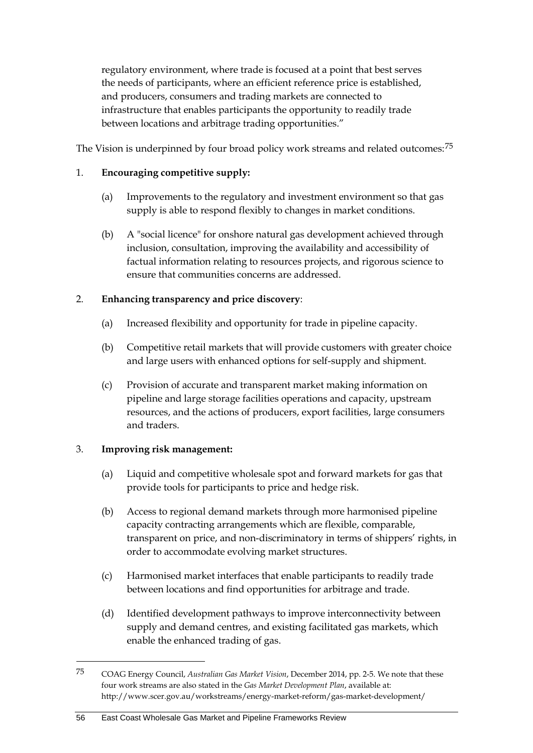regulatory environment, where trade is focused at a point that best serves the needs of participants, where an efficient reference price is established, and producers, consumers and trading markets are connected to infrastructure that enables participants the opportunity to readily trade between locations and arbitrage trading opportunities."

The Vision is underpinned by four broad policy work streams and related outcomes:[75]

1. **Encouraging competitive supply:**
   - (a) Improvements to the regulatory and investment environment so that gas supply is able to respond flexibly to changes in market conditions.
   - (b) A "social licence" for onshore natural gas development achieved through inclusion, consultation, improving the availability and accessibility of factual information relating to resources projects, and rigorous science to ensure that communities concerns are addressed.
2. **Enhancing transparency and price discovery**:
   - (a) Increased flexibility and opportunity for trade in pipeline capacity.
   - (b) Competitive retail markets that will provide customers with greater choice and large users with enhanced options for self-supply and shipment.
   - (c) Provision of accurate and transparent market making information on pipeline and large storage facilities operations and capacity, upstream resources, and the actions of producers, export facilities, large consumers and traders.
3. **Improving risk management:**
   - (a) Liquid and competitive wholesale spot and forward markets for gas that provide tools for participants to price and hedge risk.
   - (b) Access to regional demand markets through more harmonised pipeline capacity contracting arrangements which are flexible, comparable, transparent on price, and non-discriminatory in terms of shippers' rights, in order to accommodate evolving market structures.
   - (c) Harmonised market interfaces that enable participants to readily trade between locations and find opportunities for arbitrage and trade.
   - (d) Identified development pathways to improve interconnectivity between supply and demand centres, and existing facilitated gas markets, which enable the enhanced trading of gas.

---

[75] COAG Energy Council, *Australian Gas Market Vision*, December 2014, pp. 2-5. We note that these four work streams are also stated in the *Gas Market Development Plan*, available at: http://www.scer.gov.au/workstreams/energy-market-reform/gas-market-development/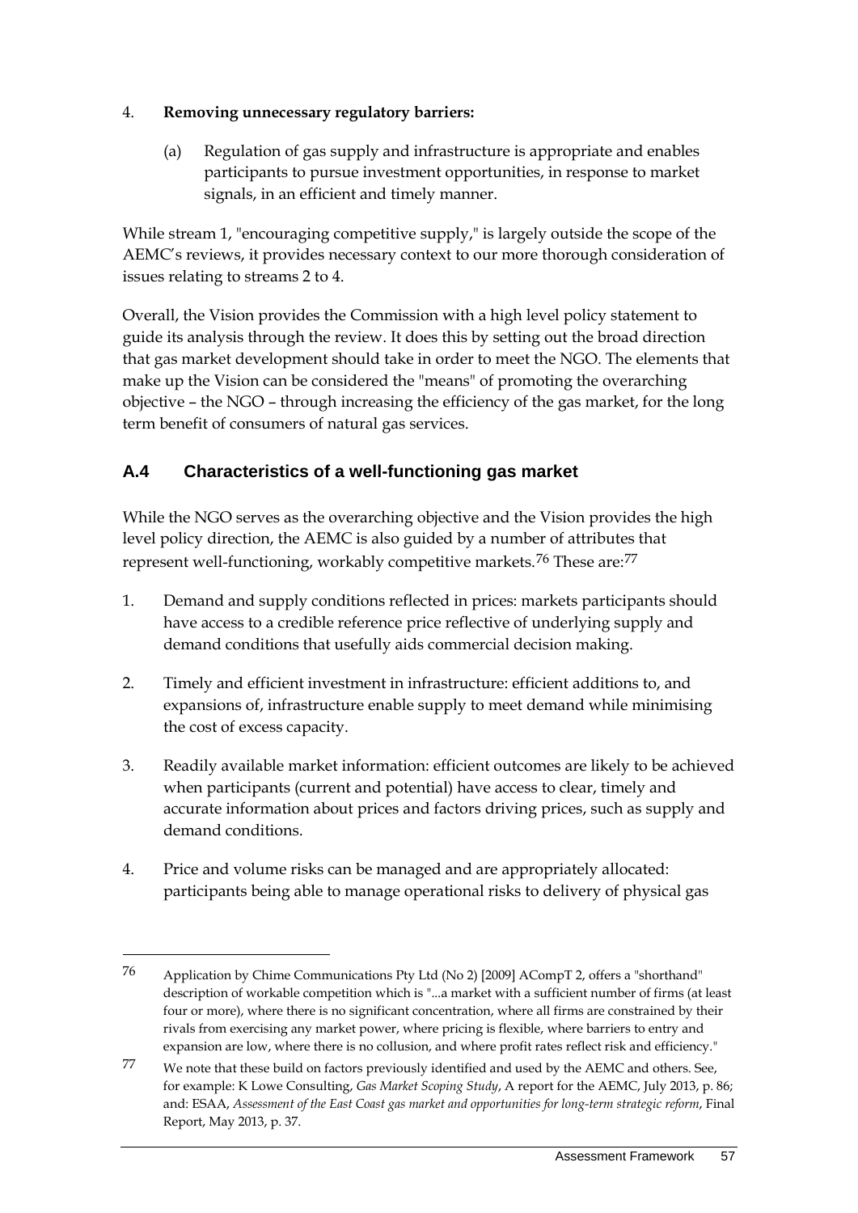4. **Removing unnecessary regulatory barriers:**

   (a) Regulation of gas supply and infrastructure is appropriate and enables participants to pursue investment opportunities, in response to market signals, in an efficient and timely manner.

While stream 1, "encouraging competitive supply," is largely outside the scope of the AEMC's reviews, it provides necessary context to our more thorough consideration of issues relating to streams 2 to 4.

Overall, the Vision provides the Commission with a high level policy statement to guide its analysis through the review. It does this by setting out the broad direction that gas market development should take in order to meet the NGO. The elements that make up the Vision can be considered the "means" of promoting the overarching objective – the NGO – through increasing the efficiency of the gas market, for the long term benefit of consumers of natural gas services.

## A.4 Characteristics of a well-functioning gas market

While the NGO serves as the overarching objective and the Vision provides the high level policy direction, the AEMC is also guided by a number of attributes that represent well-functioning, workably competitive markets.[76] These are:[77]

1. Demand and supply conditions reflected in prices: markets participants should have access to a credible reference price reflective of underlying supply and demand conditions that usefully aids commercial decision making.

2. Timely and efficient investment in infrastructure: efficient additions to, and expansions of, infrastructure enable supply to meet demand while minimising the cost of excess capacity.

3. Readily available market information: efficient outcomes are likely to be achieved when participants (current and potential) have access to clear, timely and accurate information about prices and factors driving prices, such as supply and demand conditions.

4. Price and volume risks can be managed and are appropriately allocated: participants being able to manage operational risks to delivery of physical gas

---

76 Application by Chime Communications Pty Ltd (No 2) [2009] ACompT 2, offers a "shorthand" description of workable competition which is "...a market with a sufficient number of firms (at least four or more), where there is no significant concentration, where all firms are constrained by their rivals from exercising any market power, where pricing is flexible, where barriers to entry and expansion are low, where there is no collusion, and where profit rates reflect risk and efficiency."

77 We note that these build on factors previously identified and used by the AEMC and others. See, for example: K Lowe Consulting, *Gas Market Scoping Study*, A report for the AEMC, July 2013, p. 86; and: ESAA, *Assessment of the East Coast gas market and opportunities for long-term strategic reform*, Final Report, May 2013, p. 37.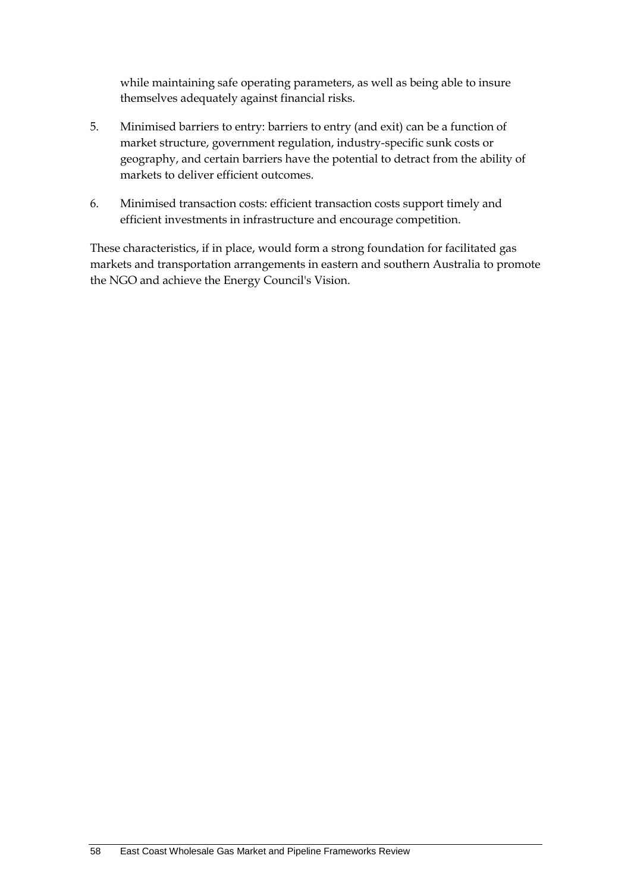while maintaining safe operating parameters, as well as being able to insure themselves adequately against financial risks.

5. Minimised barriers to entry: barriers to entry (and exit) can be a function of market structure, government regulation, industry-specific sunk costs or geography, and certain barriers have the potential to detract from the ability of markets to deliver efficient outcomes.

6. Minimised transaction costs: efficient transaction costs support timely and efficient investments in infrastructure and encourage competition.

These characteristics, if in place, would form a strong foundation for facilitated gas markets and transportation arrangements in eastern and southern Australia to promote the NGO and achieve the Energy Council's Vision.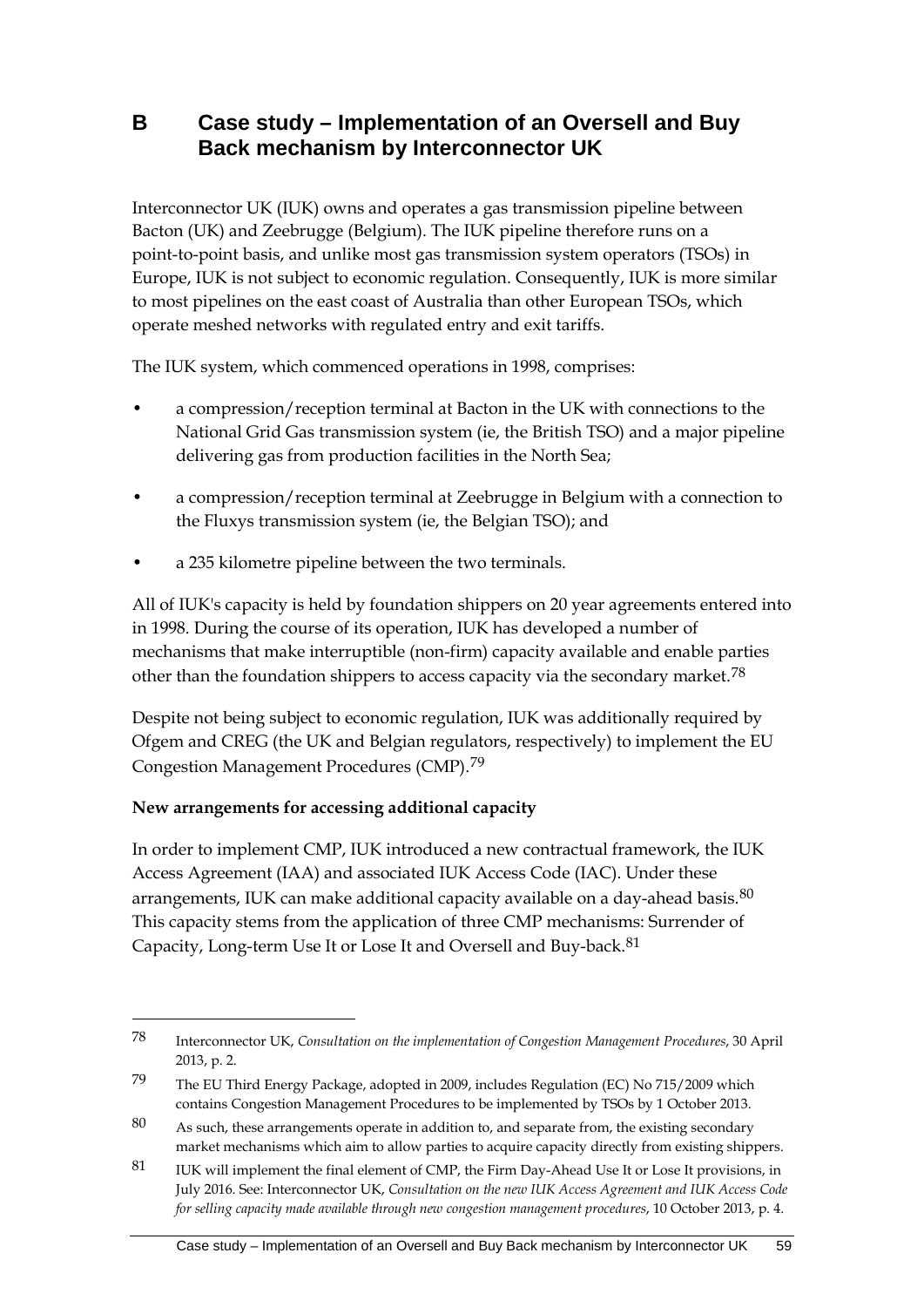# B Case study – Implementation of an Oversell and Buy Back mechanism by Interconnector UK

Interconnector UK (IUK) owns and operates a gas transmission pipeline between Bacton (UK) and Zeebrugge (Belgium). The IUK pipeline therefore runs on a point-to-point basis, and unlike most gas transmission system operators (TSOs) in Europe, IUK is not subject to economic regulation. Consequently, IUK is more similar to most pipelines on the east coast of Australia than other European TSOs, which operate meshed networks with regulated entry and exit tariffs.

The IUK system, which commenced operations in 1998, comprises:

- a compression/reception terminal at Bacton in the UK with connections to the National Grid Gas transmission system (ie, the British TSO) and a major pipeline delivering gas from production facilities in the North Sea;
- a compression/reception terminal at Zeebrugge in Belgium with a connection to the Fluxys transmission system (ie, the Belgian TSO); and
- a 235 kilometre pipeline between the two terminals.

All of IUK's capacity is held by foundation shippers on 20 year agreements entered into in 1998. During the course of its operation, IUK has developed a number of mechanisms that make interruptible (non-firm) capacity available and enable parties other than the foundation shippers to access capacity via the secondary market.[78]

Despite not being subject to economic regulation, IUK was additionally required by Ofgem and CREG (the UK and Belgian regulators, respectively) to implement the EU Congestion Management Procedures (CMP).[79]

**New arrangements for accessing additional capacity**

In order to implement CMP, IUK introduced a new contractual framework, the IUK Access Agreement (IAA) and associated IUK Access Code (IAC). Under these arrangements, IUK can make additional capacity available on a day-ahead basis.[80] This capacity stems from the application of three CMP mechanisms: Surrender of Capacity, Long-term Use It or Lose It and Oversell and Buy-back.[81]

---

[78] Interconnector UK, *Consultation on the implementation of Congestion Management Procedures*, 30 April 2013, p. 2.

[79] The EU Third Energy Package, adopted in 2009, includes Regulation (EC) No 715/2009 which contains Congestion Management Procedures to be implemented by TSOs by 1 October 2013.

[80] As such, these arrangements operate in addition to, and separate from, the existing secondary market mechanisms which aim to allow parties to acquire capacity directly from existing shippers.

[81] IUK will implement the final element of CMP, the Firm Day-Ahead Use It or Lose It provisions, in July 2016. See: Interconnector UK, *Consultation on the new IUK Access Agreement and IUK Access Code for selling capacity made available through new congestion management procedures*, 10 October 2013, p. 4.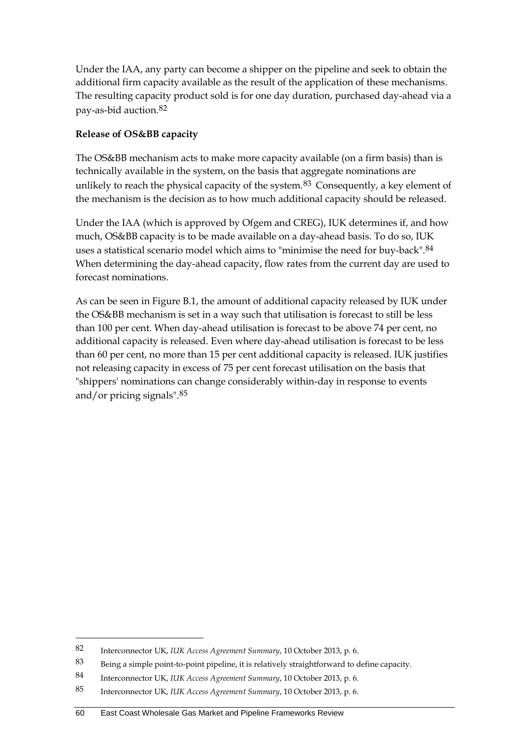Under the IAA, any party can become a shipper on the pipeline and seek to obtain the additional firm capacity available as the result of the application of these mechanisms. The resulting capacity product sold is for one day duration, purchased day-ahead via a pay-as-bid auction.[82]

**Release of OS&BB capacity**

The OS&BB mechanism acts to make more capacity available (on a firm basis) than is technically available in the system, on the basis that aggregate nominations are unlikely to reach the physical capacity of the system.[83] Consequently, a key element of the mechanism is the decision as to how much additional capacity should be released.

Under the IAA (which is approved by Ofgem and CREG), IUK determines if, and how much, OS&BB capacity is to be made available on a day-ahead basis. To do so, IUK uses a statistical scenario model which aims to "minimise the need for buy-back".[84] When determining the day-ahead capacity, flow rates from the current day are used to forecast nominations.

As can be seen in Figure B.1, the amount of additional capacity released by IUK under the OS&BB mechanism is set in a way such that utilisation is forecast to still be less than 100 per cent. When day-ahead utilisation is forecast to be above 74 per cent, no additional capacity is released. Even where day-ahead utilisation is forecast to be less than 60 per cent, no more than 15 per cent additional capacity is released. IUK justifies not releasing capacity in excess of 75 per cent forecast utilisation on the basis that "shippers' nominations can change considerably within-day in response to events and/or pricing signals".[85]

---

82 Interconnector UK, *IUK Access Agreement Summary*, 10 October 2013, p. 6.

83 Being a simple point-to-point pipeline, it is relatively straightforward to define capacity.

84 Interconnector UK, *IUK Access Agreement Summary*, 10 October 2013, p. 6.

85 Interconnector UK, *IUK Access Agreement Summary*, 10 October 2013, p. 6.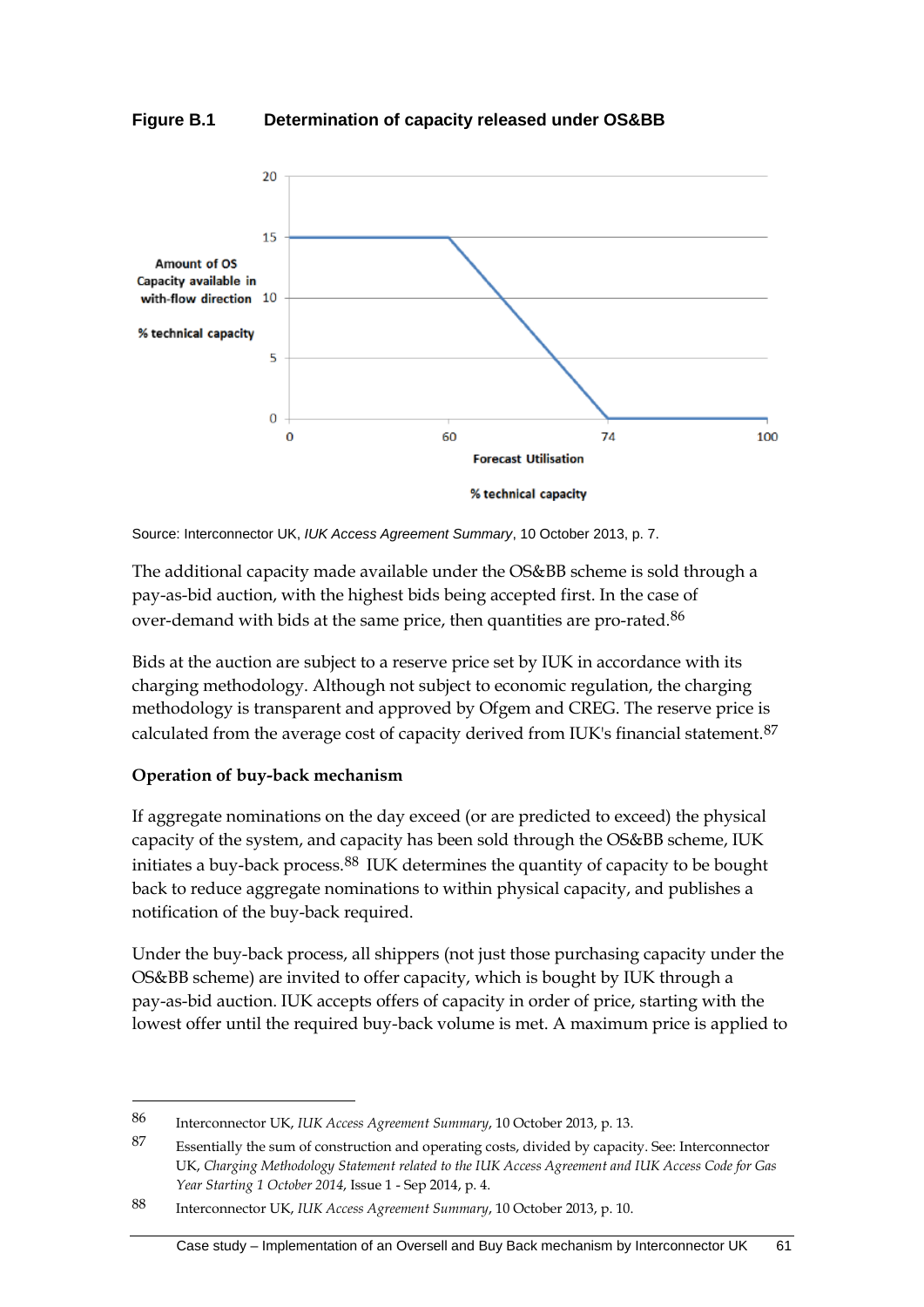**Figure B.1 Determination of capacity released under OS&BB**

Source: Interconnector UK, *IUK Access Agreement Summary*, 10 October 2013, p. 7.

The additional capacity made available under the OS&BB scheme is sold through a pay-as-bid auction, with the highest bids being accepted first. In the case of over-demand with bids at the same price, then quantities are pro-rated.[86]

Bids at the auction are subject to a reserve price set by IUK in accordance with its charging methodology. Although not subject to economic regulation, the charging methodology is transparent and approved by Ofgem and CREG. The reserve price is calculated from the average cost of capacity derived from IUK's financial statement.[87]

**Operation of buy-back mechanism**

If aggregate nominations on the day exceed (or are predicted to exceed) the physical capacity of the system, and capacity has been sold through the OS&BB scheme, IUK initiates a buy-back process.[88] IUK determines the quantity of capacity to be bought back to reduce aggregate nominations to within physical capacity, and publishes a notification of the buy-back required.

Under the buy-back process, all shippers (not just those purchasing capacity under the OS&BB scheme) are invited to offer capacity, which is bought by IUK through a pay-as-bid auction. IUK accepts offers of capacity in order of price, starting with the lowest offer until the required buy-back volume is met. A maximum price is applied to

---

86 Interconnector UK, *IUK Access Agreement Summary*, 10 October 2013, p. 13.

87 Essentially the sum of construction and operating costs, divided by capacity. See: Interconnector UK, *Charging Methodology Statement related to the IUK Access Agreement and IUK Access Code for Gas Year Starting 1 October 2014*, Issue 1 - Sep 2014, p. 4.

88 Interconnector UK, *IUK Access Agreement Summary*, 10 October 2013, p. 10.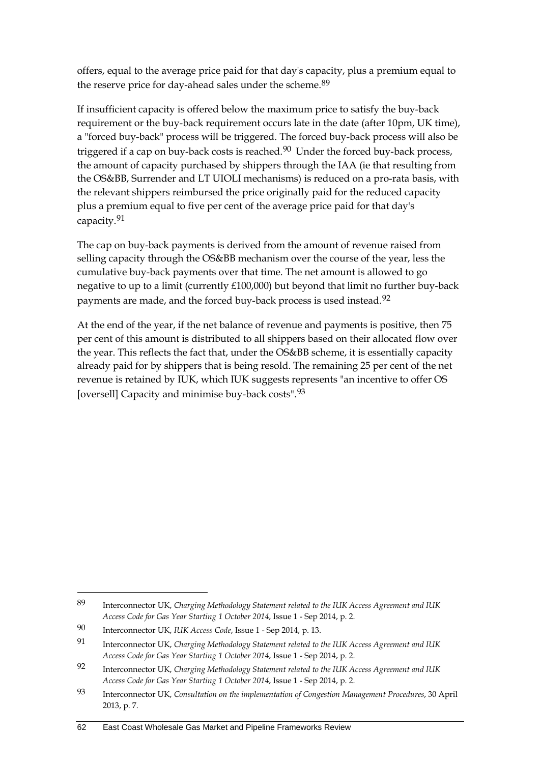offers, equal to the average price paid for that day's capacity, plus a premium equal to the reserve price for day-ahead sales under the scheme.[89]

If insufficient capacity is offered below the maximum price to satisfy the buy-back requirement or the buy-back requirement occurs late in the date (after 10pm, UK time), a "forced buy-back" process will be triggered. The forced buy-back process will also be triggered if a cap on buy-back costs is reached.[90] Under the forced buy-back process, the amount of capacity purchased by shippers through the IAA (ie that resulting from the OS&BB, Surrender and LT UIOLI mechanisms) is reduced on a pro-rata basis, with the relevant shippers reimbursed the price originally paid for the reduced capacity plus a premium equal to five per cent of the average price paid for that day's capacity.[91]

The cap on buy-back payments is derived from the amount of revenue raised from selling capacity through the OS&BB mechanism over the course of the year, less the cumulative buy-back payments over that time. The net amount is allowed to go negative to up to a limit (currently £100,000) but beyond that limit no further buy-back payments are made, and the forced buy-back process is used instead.[92]

At the end of the year, if the net balance of revenue and payments is positive, then 75 per cent of this amount is distributed to all shippers based on their allocated flow over the year. This reflects the fact that, under the OS&BB scheme, it is essentially capacity already paid for by shippers that is being resold. The remaining 25 per cent of the net revenue is retained by IUK, which IUK suggests represents "an incentive to offer OS [oversell] Capacity and minimise buy-back costs".[93]

---

[89] Interconnector UK, *Charging Methodology Statement related to the IUK Access Agreement and IUK Access Code for Gas Year Starting 1 October 2014*, Issue 1 - Sep 2014, p. 2.

[90] Interconnector UK, *IUK Access Code*, Issue 1 - Sep 2014, p. 13.

[91] Interconnector UK, *Charging Methodology Statement related to the IUK Access Agreement and IUK Access Code for Gas Year Starting 1 October 2014*, Issue 1 - Sep 2014, p. 2.

[92] Interconnector UK, *Charging Methodology Statement related to the IUK Access Agreement and IUK Access Code for Gas Year Starting 1 October 2014*, Issue 1 - Sep 2014, p. 2.

[93] Interconnector UK, *Consultation on the implementation of Congestion Management Procedures*, 30 April 2013, p. 7.